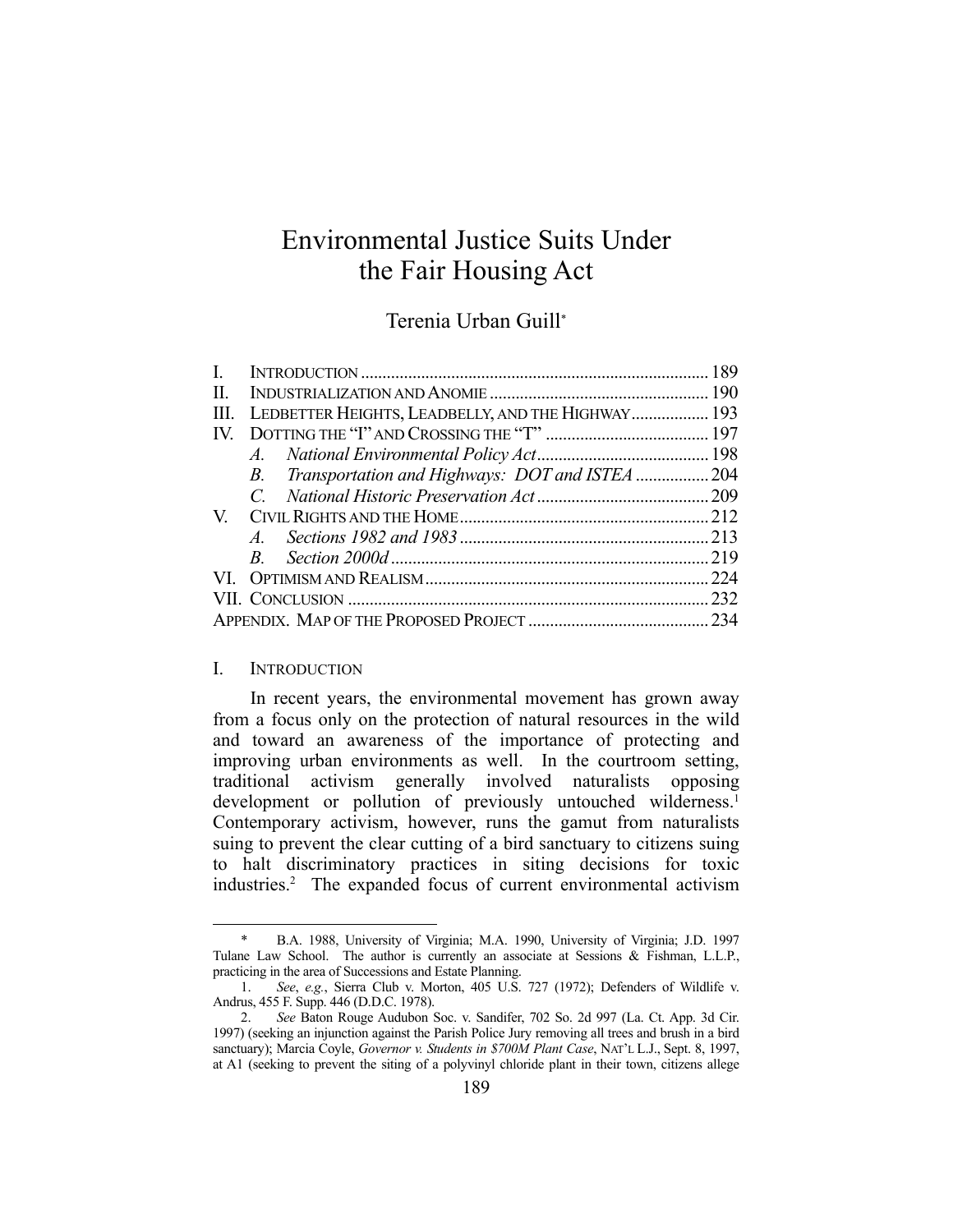# Environmental Justice Suits Under the Fair Housing Act

Terenia Urban Guill*

| | | |
|---|---|---|
| I. | INTRODUCTION | 189 |
| II. | INDUSTRIALIZATION AND ANOMIE | 190 |
| III. | LEDBETTER HEIGHTS, LEADBELLY, AND THE HIGHWAY | 193 |
| IV. | DOTTING THE "I" AND CROSSING THE "T" | 197 |
| | *A. National Environmental Policy Act* | 198 |
| | *B. Transportation and Highways: DOT and ISTEA* | 204 |
| | *C. National Historic Preservation Act* | 209 |
| V. | CIVIL RIGHTS AND THE HOME | 212 |
| | *A. Sections 1982 and 1983* | 213 |
| | *B. Section 2000d* | 219 |
| VI. | OPTIMISM AND REALISM | 224 |
| VII. | CONCLUSION | 232 |
| | APPENDIX. MAP OF THE PROPOSED PROJECT | 234 |

## I. INTRODUCTION

In recent years, the environmental movement has grown away from a focus only on the protection of natural resources in the wild and toward an awareness of the importance of protecting and improving urban environments as well. In the courtroom setting, traditional activism generally involved naturalists opposing development or pollution of previously untouched wilderness.[1] Contemporary activism, however, runs the gamut from naturalists suing to prevent the clear cutting of a bird sanctuary to citizens suing to halt discriminatory practices in siting decisions for toxic industries.[2] The expanded focus of current environmental activism

---

\* B.A. 1988, University of Virginia; M.A. 1990, University of Virginia; J.D. 1997 Tulane Law School. The author is currently an associate at Sessions & Fishman, L.L.P., practicing in the area of Successions and Estate Planning.

1. *See, e.g.*, Sierra Club v. Morton, 405 U.S. 727 (1972); Defenders of Wildlife v. Andrus, 455 F. Supp. 446 (D.D.C. 1978).

2. *See* Baton Rouge Audubon Soc. v. Sandifer, 702 So. 2d 997 (La. Ct. App. 3d Cir. 1997) (seeking an injunction against the Parish Police Jury removing all trees and brush in a bird sanctuary); Marcia Coyle, *Governor v. Students in $700M Plant Case*, NAT'L L.J., Sept. 8, 1997, at A1 (seeking to prevent the siting of a polyvinyl chloride plant in their town, citizens allege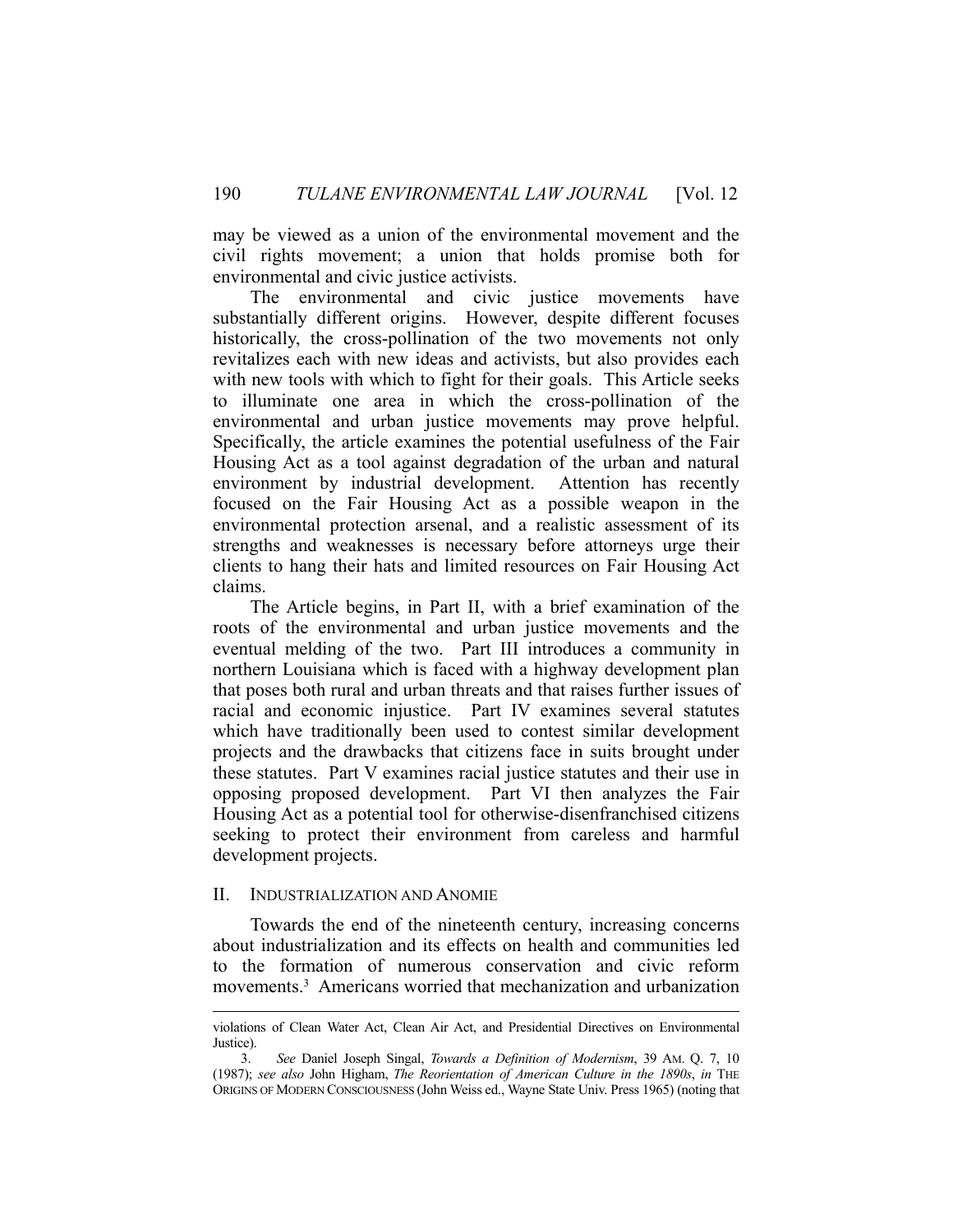may be viewed as a union of the environmental movement and the civil rights movement; a union that holds promise both for environmental and civic justice activists.

The environmental and civic justice movements have substantially different origins. However, despite different focuses historically, the cross-pollination of the two movements not only revitalizes each with new ideas and activists, but also provides each with new tools with which to fight for their goals. This Article seeks to illuminate one area in which the cross-pollination of the environmental and urban justice movements may prove helpful. Specifically, the article examines the potential usefulness of the Fair Housing Act as a tool against degradation of the urban and natural environment by industrial development. Attention has recently focused on the Fair Housing Act as a possible weapon in the environmental protection arsenal, and a realistic assessment of its strengths and weaknesses is necessary before attorneys urge their clients to hang their hats and limited resources on Fair Housing Act claims.

The Article begins, in Part II, with a brief examination of the roots of the environmental and urban justice movements and the eventual melding of the two. Part III introduces a community in northern Louisiana which is faced with a highway development plan that poses both rural and urban threats and that raises further issues of racial and economic injustice. Part IV examines several statutes which have traditionally been used to contest similar development projects and the drawbacks that citizens face in suits brought under these statutes. Part V examines racial justice statutes and their use in opposing proposed development. Part VI then analyzes the Fair Housing Act as a potential tool for otherwise-disenfranchised citizens seeking to protect their environment from careless and harmful development projects.

## II. Industrialization and Anomie

Towards the end of the nineteenth century, increasing concerns about industrialization and its effects on health and communities led to the formation of numerous conservation and civic reform movements.[3] Americans worried that mechanization and urbanization

---

violations of Clean Water Act, Clean Air Act, and Presidential Directives on Environmental Justice).

3. *See* Daniel Joseph Singal, *Towards a Definition of Modernism*, 39 AM. Q. 7, 10 (1987); *see also* John Higham, *The Reorientation of American Culture in the 1890s*, *in* THE ORIGINS OF MODERN CONSCIOUSNESS (John Weiss ed., Wayne State Univ. Press 1965) (noting that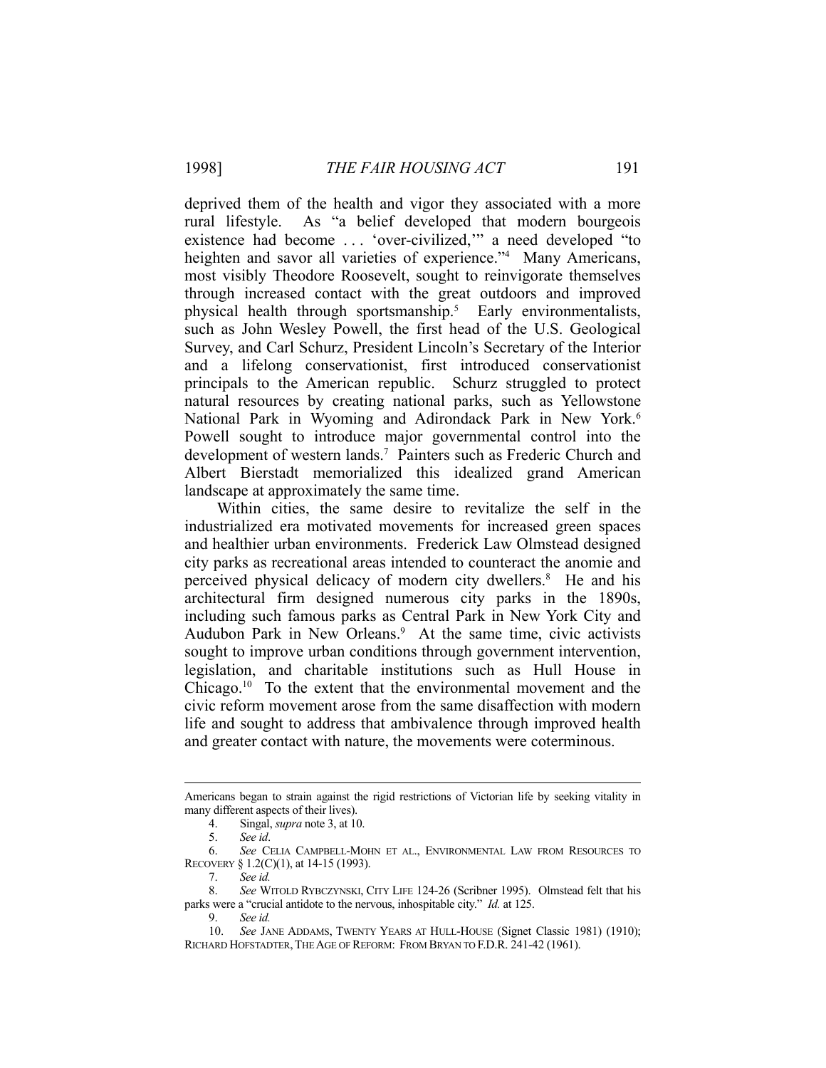deprived them of the health and vigor they associated with a more rural lifestyle. As "a belief developed that modern bourgeois existence had become . . . 'over-civilized,'" a need developed "to heighten and savor all varieties of experience."[4] Many Americans, most visibly Theodore Roosevelt, sought to reinvigorate themselves through increased contact with the great outdoors and improved physical health through sportsmanship.[5] Early environmentalists, such as John Wesley Powell, the first head of the U.S. Geological Survey, and Carl Schurz, President Lincoln's Secretary of the Interior and a lifelong conservationist, first introduced conservationist principals to the American republic. Schurz struggled to protect natural resources by creating national parks, such as Yellowstone National Park in Wyoming and Adirondack Park in New York.[6] Powell sought to introduce major governmental control into the development of western lands.[7] Painters such as Frederic Church and Albert Bierstadt memorialized this idealized grand American landscape at approximately the same time.

Within cities, the same desire to revitalize the self in the industrialized era motivated movements for increased green spaces and healthier urban environments. Frederick Law Olmstead designed city parks as recreational areas intended to counteract the anomie and perceived physical delicacy of modern city dwellers.[8] He and his architectural firm designed numerous city parks in the 1890s, including such famous parks as Central Park in New York City and Audubon Park in New Orleans.[9] At the same time, civic activists sought to improve urban conditions through government intervention, legislation, and charitable institutions such as Hull House in Chicago.[10] To the extent that the environmental movement and the civic reform movement arose from the same disaffection with modern life and sought to address that ambivalence through improved health and greater contact with nature, the movements were coterminous.

---

Americans began to strain against the rigid restrictions of Victorian life by seeking vitality in many different aspects of their lives).

4. Singal, *supra* note 3, at 10.

5. *See id*.

6. *See* CELIA CAMPBELL-MOHN ET AL., ENVIRONMENTAL LAW FROM RESOURCES TO RECOVERY § 1.2(C)(1), at 14-15 (1993).

7. *See id.*

8. *See* WITOLD RYBCZYNSKI, CITY LIFE 124-26 (Scribner 1995). Olmstead felt that his parks were a "crucial antidote to the nervous, inhospitable city." *Id.* at 125.

9. *See id.*

10. *See* JANE ADDAMS, TWENTY YEARS AT HULL-HOUSE (Signet Classic 1981) (1910); RICHARD HOFSTADTER, THE AGE OF REFORM: FROM BRYAN TO F.D.R. 241-42 (1961).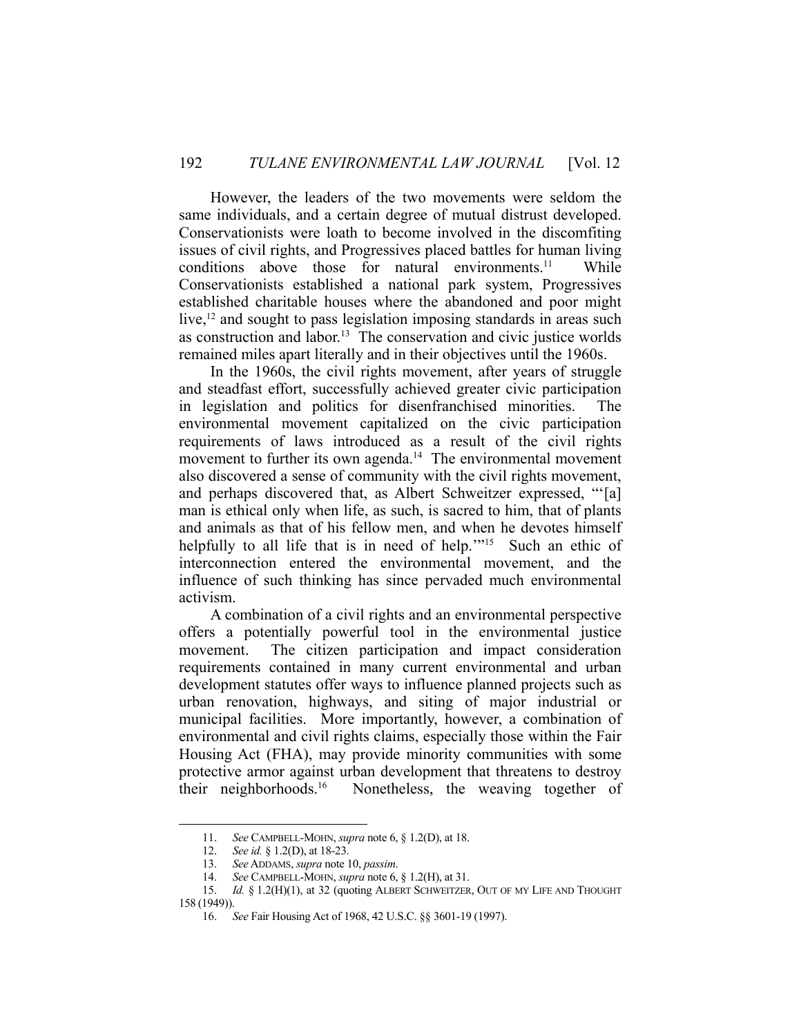However, the leaders of the two movements were seldom the same individuals, and a certain degree of mutual distrust developed. Conservationists were loath to become involved in the discomfiting issues of civil rights, and Progressives placed battles for human living conditions above those for natural environments.[11] While Conservationists established a national park system, Progressives established charitable houses where the abandoned and poor might live,[12] and sought to pass legislation imposing standards in areas such as construction and labor.[13] The conservation and civic justice worlds remained miles apart literally and in their objectives until the 1960s.

In the 1960s, the civil rights movement, after years of struggle and steadfast effort, successfully achieved greater civic participation in legislation and politics for disenfranchised minorities. The environmental movement capitalized on the civic participation requirements of laws introduced as a result of the civil rights movement to further its own agenda.[14] The environmental movement also discovered a sense of community with the civil rights movement, and perhaps discovered that, as Albert Schweitzer expressed, "'[a] man is ethical only when life, as such, is sacred to him, that of plants and animals as that of his fellow men, and when he devotes himself helpfully to all life that is in need of help.'"[15] Such an ethic of interconnection entered the environmental movement, and the influence of such thinking has since pervaded much environmental activism.

A combination of a civil rights and an environmental perspective offers a potentially powerful tool in the environmental justice movement. The citizen participation and impact consideration requirements contained in many current environmental and urban development statutes offer ways to influence planned projects such as urban renovation, highways, and siting of major industrial or municipal facilities. More importantly, however, a combination of environmental and civil rights claims, especially those within the Fair Housing Act (FHA), may provide minority communities with some protective armor against urban development that threatens to destroy their neighborhoods.[16] Nonetheless, the weaving together of

---

11. *See* CAMPBELL-MOHN, *supra* note 6, § 1.2(D), at 18.
12. *See id.* § 1.2(D), at 18-23.
13. *See* ADDAMS, *supra* note 10, *passim*.
14. *See* CAMPBELL-MOHN, *supra* note 6, § 1.2(H), at 31.
15. *Id.* § 1.2(H)(1), at 32 (quoting ALBERT SCHWEITZER, OUT OF MY LIFE AND THOUGHT 158 (1949)).
16. *See* Fair Housing Act of 1968, 42 U.S.C. §§ 3601-19 (1997).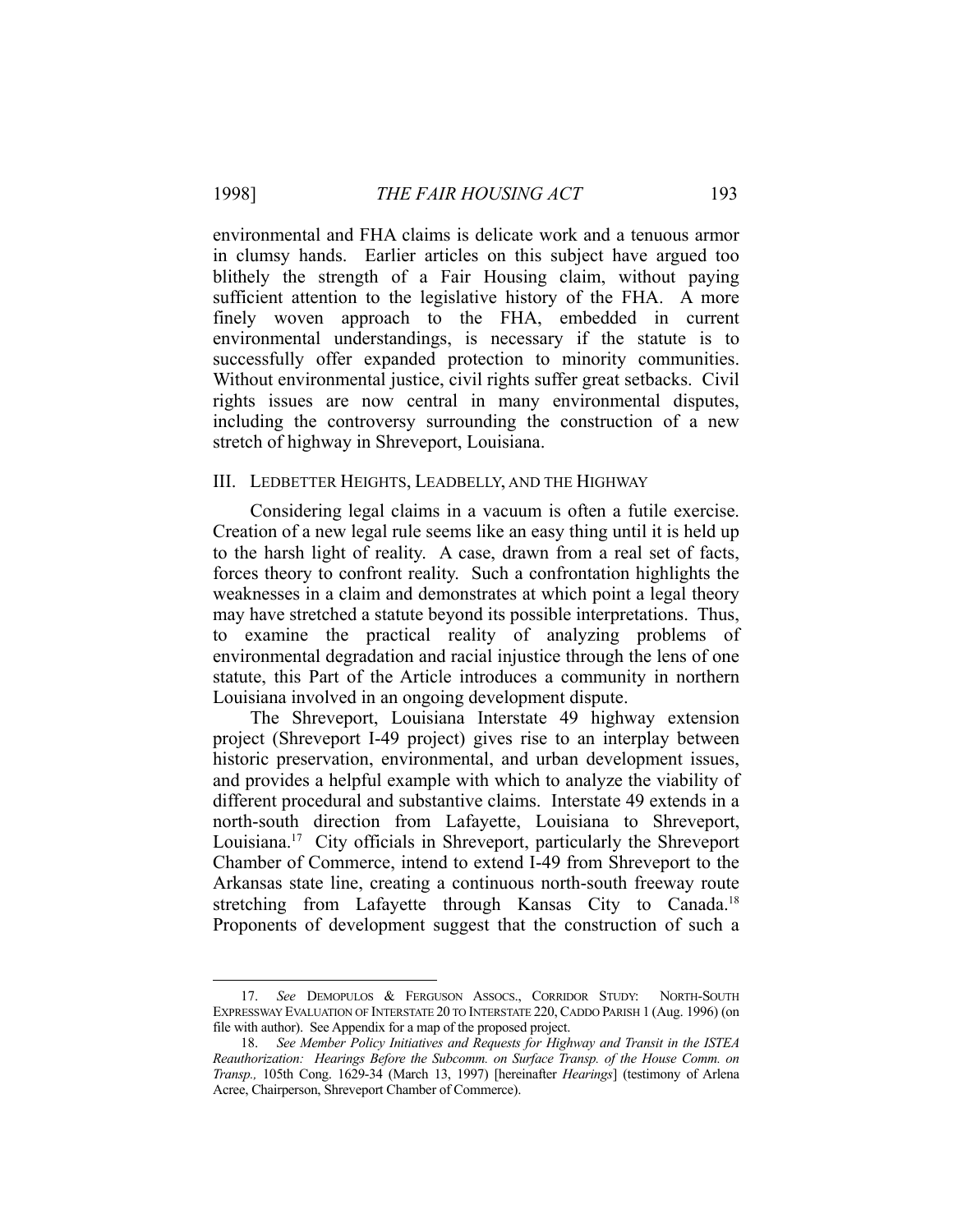environmental and FHA claims is delicate work and a tenuous armor in clumsy hands. Earlier articles on this subject have argued too blithely the strength of a Fair Housing claim, without paying sufficient attention to the legislative history of the FHA. A more finely woven approach to the FHA, embedded in current environmental understandings, is necessary if the statute is to successfully offer expanded protection to minority communities. Without environmental justice, civil rights suffer great setbacks. Civil rights issues are now central in many environmental disputes, including the controversy surrounding the construction of a new stretch of highway in Shreveport, Louisiana.

## III. LEDBETTER HEIGHTS, LEADBELLY, AND THE HIGHWAY

Considering legal claims in a vacuum is often a futile exercise. Creation of a new legal rule seems like an easy thing until it is held up to the harsh light of reality. A case, drawn from a real set of facts, forces theory to confront reality. Such a confrontation highlights the weaknesses in a claim and demonstrates at which point a legal theory may have stretched a statute beyond its possible interpretations. Thus, to examine the practical reality of analyzing problems of environmental degradation and racial injustice through the lens of one statute, this Part of the Article introduces a community in northern Louisiana involved in an ongoing development dispute.

The Shreveport, Louisiana Interstate 49 highway extension project (Shreveport I-49 project) gives rise to an interplay between historic preservation, environmental, and urban development issues, and provides a helpful example with which to analyze the viability of different procedural and substantive claims. Interstate 49 extends in a north-south direction from Lafayette, Louisiana to Shreveport, Louisiana.[17] City officials in Shreveport, particularly the Shreveport Chamber of Commerce, intend to extend I-49 from Shreveport to the Arkansas state line, creating a continuous north-south freeway route stretching from Lafayette through Kansas City to Canada.[18] Proponents of development suggest that the construction of such a

---

17. *See* DEMOPULOS & FERGUSON ASSOCS., CORRIDOR STUDY: NORTH-SOUTH EXPRESSWAY EVALUATION OF INTERSTATE 20 TO INTERSTATE 220, CADDO PARISH 1 (Aug. 1996) (on file with author). See Appendix for a map of the proposed project.

18. *See Member Policy Initiatives and Requests for Highway and Transit in the ISTEA Reauthorization: Hearings Before the Subcomm. on Surface Transp. of the House Comm. on Transp.,* 105th Cong. 1629-34 (March 13, 1997) [hereinafter *Hearings*] (testimony of Arlena Acree, Chairperson, Shreveport Chamber of Commerce).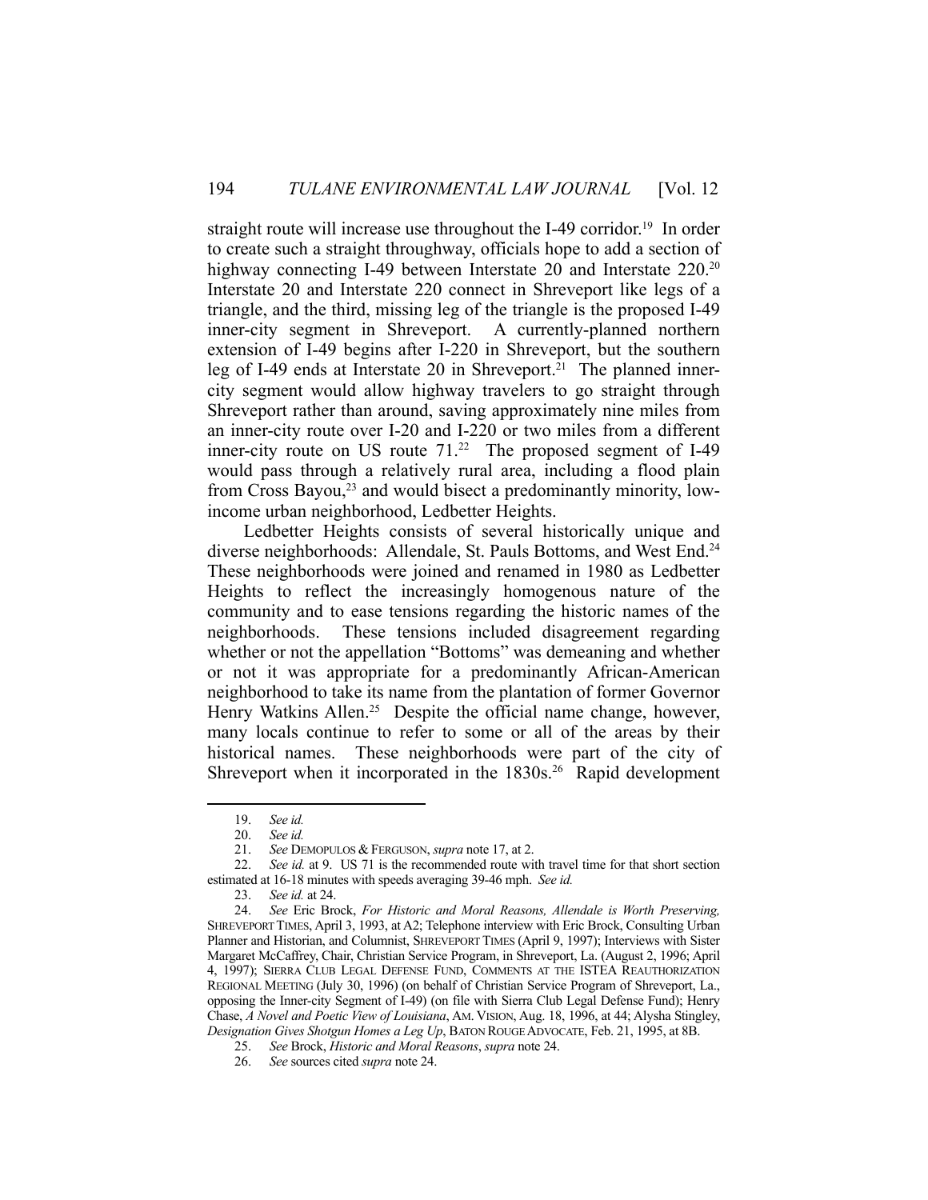straight route will increase use throughout the I-49 corridor.[19] In order to create such a straight throughway, officials hope to add a section of highway connecting I-49 between Interstate 20 and Interstate 220.[20] Interstate 20 and Interstate 220 connect in Shreveport like legs of a triangle, and the third, missing leg of the triangle is the proposed I-49 inner-city segment in Shreveport. A currently-planned northern extension of I-49 begins after I-220 in Shreveport, but the southern leg of I-49 ends at Interstate 20 in Shreveport.[21] The planned inner-city segment would allow highway travelers to go straight through Shreveport rather than around, saving approximately nine miles from an inner-city route over I-20 and I-220 or two miles from a different inner-city route on US route 71.[22] The proposed segment of I-49 would pass through a relatively rural area, including a flood plain from Cross Bayou,[23] and would bisect a predominantly minority, low-income urban neighborhood, Ledbetter Heights.

Ledbetter Heights consists of several historically unique and diverse neighborhoods: Allendale, St. Pauls Bottoms, and West End.[24] These neighborhoods were joined and renamed in 1980 as Ledbetter Heights to reflect the increasingly homogenous nature of the community and to ease tensions regarding the historic names of the neighborhoods. These tensions included disagreement regarding whether or not the appellation "Bottoms" was demeaning and whether or not it was appropriate for a predominantly African-American neighborhood to take its name from the plantation of former Governor Henry Watkins Allen.[25] Despite the official name change, however, many locals continue to refer to some or all of the areas by their historical names. These neighborhoods were part of the city of Shreveport when it incorporated in the 1830s.[26] Rapid development

---

19. *See id.*
20. *See id.*
21. *See* DEMOPULOS & FERGUSON, *supra* note 17, at 2.
22. *See id.* at 9. US 71 is the recommended route with travel time for that short section estimated at 16-18 minutes with speeds averaging 39-46 mph. *See id.*
23. *See id.* at 24.
24. *See* Eric Brock, *For Historic and Moral Reasons, Allendale is Worth Preserving,* SHREVEPORT TIMES, April 3, 1993, at A2; Telephone interview with Eric Brock, Consulting Urban Planner and Historian, and Columnist, SHREVEPORT TIMES (April 9, 1997); Interviews with Sister Margaret McCaffrey, Chair, Christian Service Program, in Shreveport, La. (August 2, 1996; April 4, 1997); SIERRA CLUB LEGAL DEFENSE FUND, COMMENTS AT THE ISTEA REAUTHORIZATION REGIONAL MEETING (July 30, 1996) (on behalf of Christian Service Program of Shreveport, La., opposing the Inner-city Segment of I-49) (on file with Sierra Club Legal Defense Fund); Henry Chase, *A Novel and Poetic View of Louisiana*, AM. VISION, Aug. 18, 1996, at 44; Alysha Stingley, *Designation Gives Shotgun Homes a Leg Up*, BATON ROUGE ADVOCATE, Feb. 21, 1995, at 8B.
25. *See* Brock, *Historic and Moral Reasons*, *supra* note 24.
26. *See* sources cited *supra* note 24.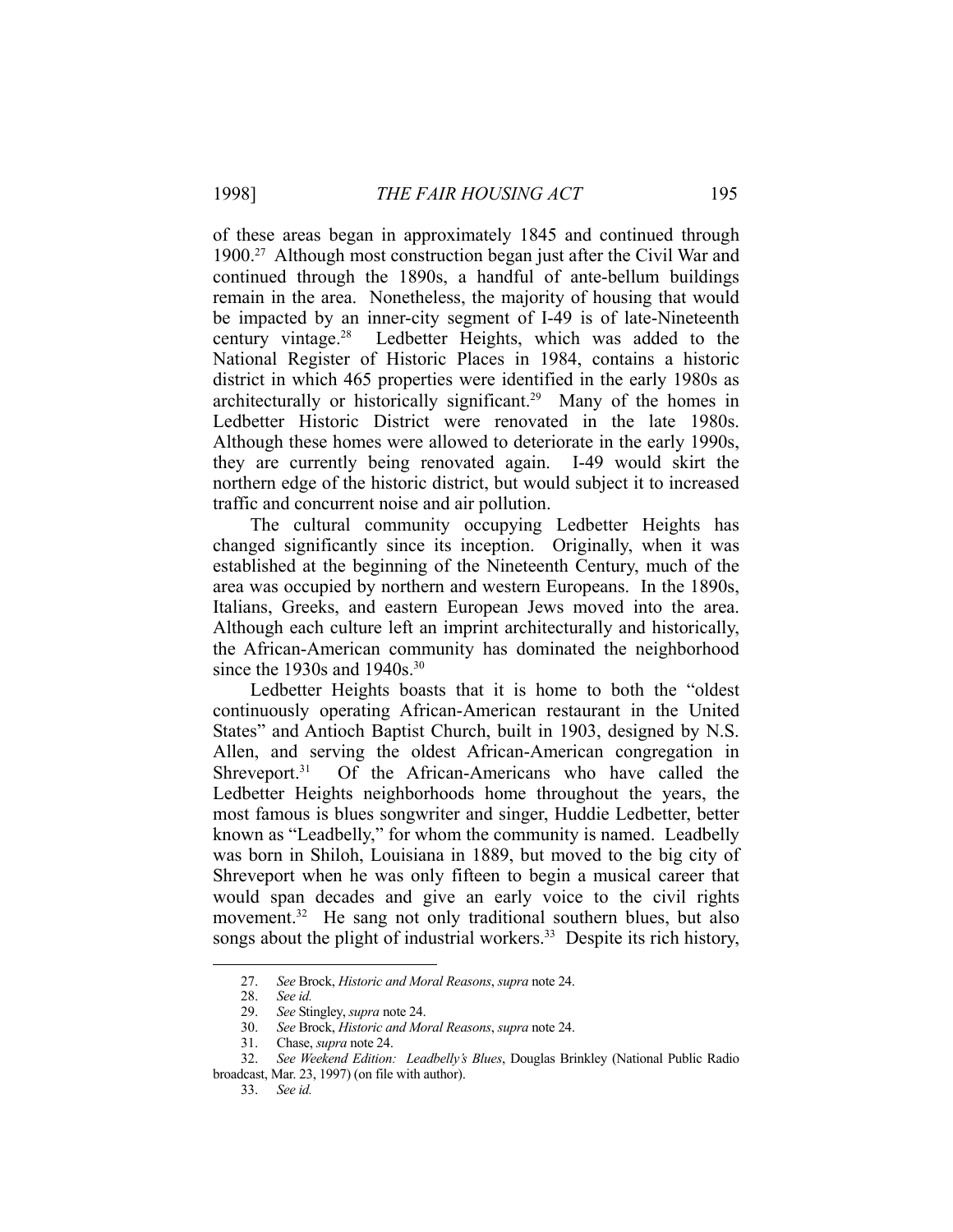of these areas began in approximately 1845 and continued through 1900.[27] Although most construction began just after the Civil War and continued through the 1890s, a handful of ante-bellum buildings remain in the area. Nonetheless, the majority of housing that would be impacted by an inner-city segment of I-49 is of late-Nineteenth century vintage.[28] Ledbetter Heights, which was added to the National Register of Historic Places in 1984, contains a historic district in which 465 properties were identified in the early 1980s as architecturally or historically significant.[29] Many of the homes in Ledbetter Historic District were renovated in the late 1980s. Although these homes were allowed to deteriorate in the early 1990s, they are currently being renovated again. I-49 would skirt the northern edge of the historic district, but would subject it to increased traffic and concurrent noise and air pollution.

The cultural community occupying Ledbetter Heights has changed significantly since its inception. Originally, when it was established at the beginning of the Nineteenth Century, much of the area was occupied by northern and western Europeans. In the 1890s, Italians, Greeks, and eastern European Jews moved into the area. Although each culture left an imprint architecturally and historically, the African-American community has dominated the neighborhood since the 1930s and 1940s.[30]

Ledbetter Heights boasts that it is home to both the "oldest continuously operating African-American restaurant in the United States" and Antioch Baptist Church, built in 1903, designed by N.S. Allen, and serving the oldest African-American congregation in Shreveport.[31] Of the African-Americans who have called the Ledbetter Heights neighborhoods home throughout the years, the most famous is blues songwriter and singer, Huddie Ledbetter, better known as "Leadbelly," for whom the community is named. Leadbelly was born in Shiloh, Louisiana in 1889, but moved to the big city of Shreveport when he was only fifteen to begin a musical career that would span decades and give an early voice to the civil rights movement.[32] He sang not only traditional southern blues, but also songs about the plight of industrial workers.[33] Despite its rich history,

---

27. *See* Brock, *Historic and Moral Reasons*, *supra* note 24.

28. *See id.*

29. *See* Stingley, *supra* note 24.

30. *See* Brock, *Historic and Moral Reasons*, *supra* note 24.

31. Chase, *supra* note 24.

32. *See Weekend Edition: Leadbelly's Blues*, Douglas Brinkley (National Public Radio broadcast, Mar. 23, 1997) (on file with author).

33. *See id.*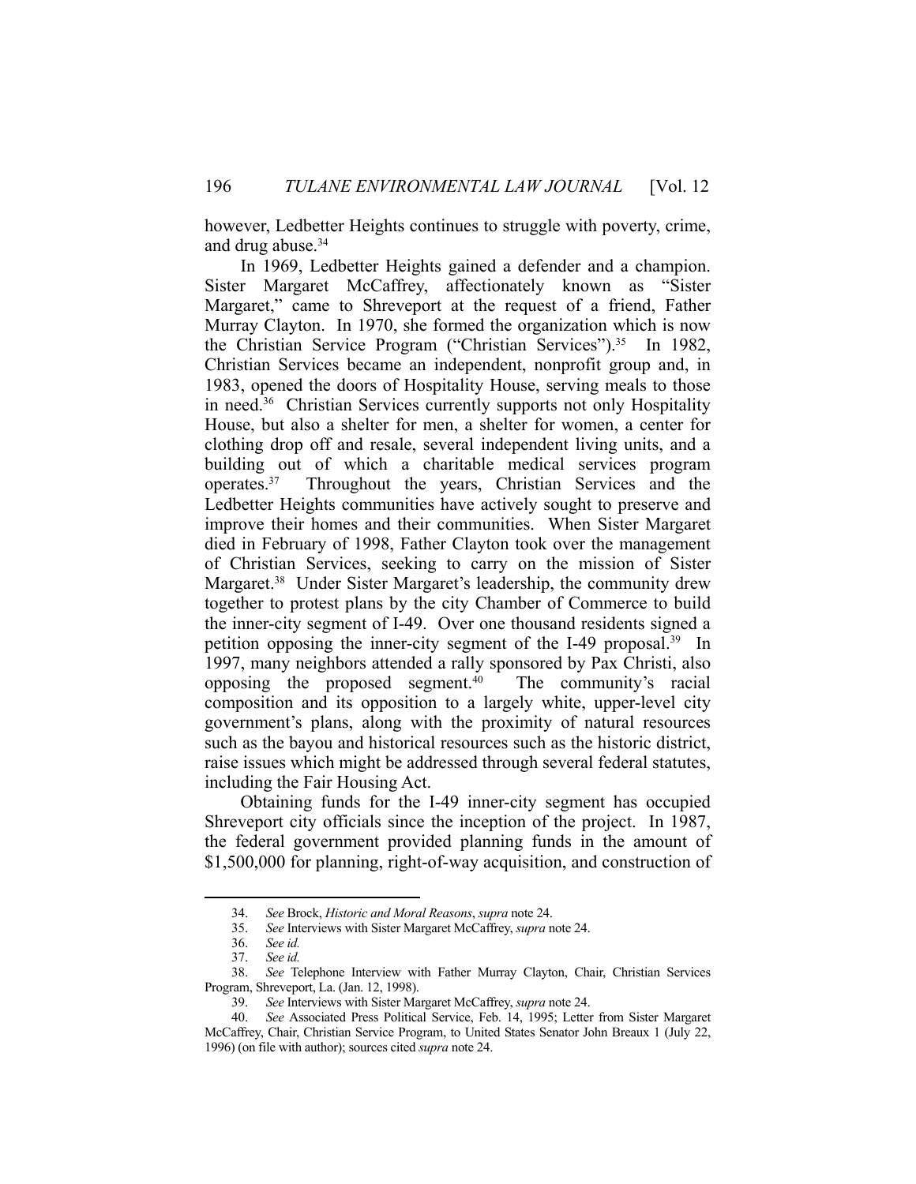however, Ledbetter Heights continues to struggle with poverty, crime, and drug abuse.[34]

In 1969, Ledbetter Heights gained a defender and a champion. Sister Margaret McCaffrey, affectionately known as "Sister Margaret," came to Shreveport at the request of a friend, Father Murray Clayton. In 1970, she formed the organization which is now the Christian Service Program ("Christian Services").[35] In 1982, Christian Services became an independent, nonprofit group and, in 1983, opened the doors of Hospitality House, serving meals to those in need.[36] Christian Services currently supports not only Hospitality House, but also a shelter for men, a shelter for women, a center for clothing drop off and resale, several independent living units, and a building out of which a charitable medical services program operates.[37] Throughout the years, Christian Services and the Ledbetter Heights communities have actively sought to preserve and improve their homes and their communities. When Sister Margaret died in February of 1998, Father Clayton took over the management of Christian Services, seeking to carry on the mission of Sister Margaret.[38] Under Sister Margaret's leadership, the community drew together to protest plans by the city Chamber of Commerce to build the inner-city segment of I-49. Over one thousand residents signed a petition opposing the inner-city segment of the I-49 proposal.[39] In 1997, many neighbors attended a rally sponsored by Pax Christi, also opposing the proposed segment.[40] The community's racial composition and its opposition to a largely white, upper-level city government's plans, along with the proximity of natural resources such as the bayou and historical resources such as the historic district, raise issues which might be addressed through several federal statutes, including the Fair Housing Act.

Obtaining funds for the I-49 inner-city segment has occupied Shreveport city officials since the inception of the project. In 1987, the federal government provided planning funds in the amount of $1,500,000 for planning, right-of-way acquisition, and construction of

---

34. *See* Brock, *Historic and Moral Reasons*, *supra* note 24.

35. *See* Interviews with Sister Margaret McCaffrey, *supra* note 24.

36. *See id.*

37. *See id.*

38. *See* Telephone Interview with Father Murray Clayton, Chair, Christian Services Program, Shreveport, La. (Jan. 12, 1998).

39. *See* Interviews with Sister Margaret McCaffrey, *supra* note 24.

40. *See* Associated Press Political Service, Feb. 14, 1995; Letter from Sister Margaret McCaffrey, Chair, Christian Service Program, to United States Senator John Breaux 1 (July 22, 1996) (on file with author); sources cited *supra* note 24.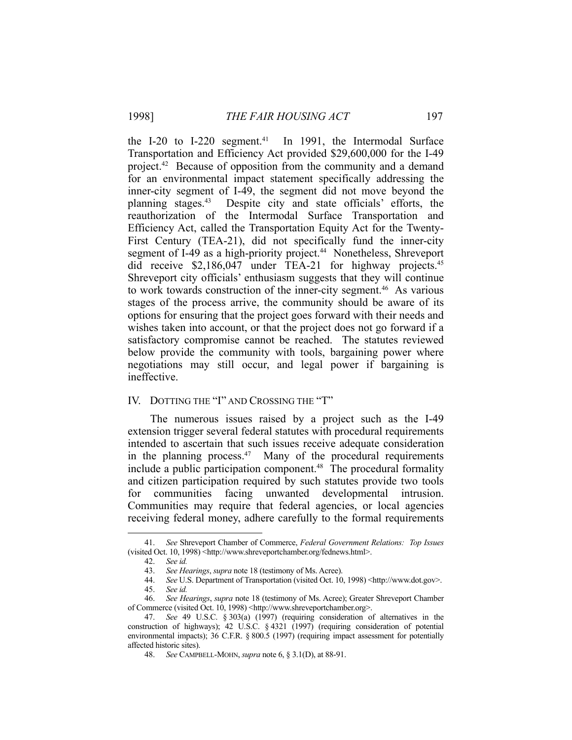the I-20 to I-220 segment.[41] In 1991, the Intermodal Surface Transportation and Efficiency Act provided $29,600,000 for the I-49 project.[42] Because of opposition from the community and a demand for an environmental impact statement specifically addressing the inner-city segment of I-49, the segment did not move beyond the planning stages.[43] Despite city and state officials' efforts, the reauthorization of the Intermodal Surface Transportation and Efficiency Act, called the Transportation Equity Act for the Twenty-First Century (TEA-21), did not specifically fund the inner-city segment of I-49 as a high-priority project.[44] Nonetheless, Shreveport did receive $2,186,047 under TEA-21 for highway projects.[45] Shreveport city officials' enthusiasm suggests that they will continue to work towards construction of the inner-city segment.[46] As various stages of the process arrive, the community should be aware of its options for ensuring that the project goes forward with their needs and wishes taken into account, or that the project does not go forward if a satisfactory compromise cannot be reached. The statutes reviewed below provide the community with tools, bargaining power where negotiations may still occur, and legal power if bargaining is ineffective.

## IV. DOTTING THE "I" AND CROSSING THE "T"

The numerous issues raised by a project such as the I-49 extension trigger several federal statutes with procedural requirements intended to ascertain that such issues receive adequate consideration in the planning process.[47] Many of the procedural requirements include a public participation component.[48] The procedural formality and citizen participation required by such statutes provide two tools for communities facing unwanted developmental intrusion. Communities may require that federal agencies, or local agencies receiving federal money, adhere carefully to the formal requirements

---

41. *See* Shreveport Chamber of Commerce, *Federal Government Relations: Top Issues* (visited Oct. 10, 1998) <http://www.shreveportchamber.org/fednews.html>.

42. *See id.*

43. *See Hearings*, *supra* note 18 (testimony of Ms. Acree).

44. *See* U.S. Department of Transportation (visited Oct. 10, 1998) <http://www.dot.gov>.

45. *See id.*

46. *See Hearings*, *supra* note 18 (testimony of Ms. Acree); Greater Shreveport Chamber of Commerce (visited Oct. 10, 1998) <http://www.shreveportchamber.org>.

47. *See* 49 U.S.C. § 303(a) (1997) (requiring consideration of alternatives in the construction of highways); 42 U.S.C. § 4321 (1997) (requiring consideration of potential environmental impacts); 36 C.F.R. § 800.5 (1997) (requiring impact assessment for potentially affected historic sites).

48. *See* CAMPBELL-MOHN, *supra* note 6, § 3.1(D), at 88-91.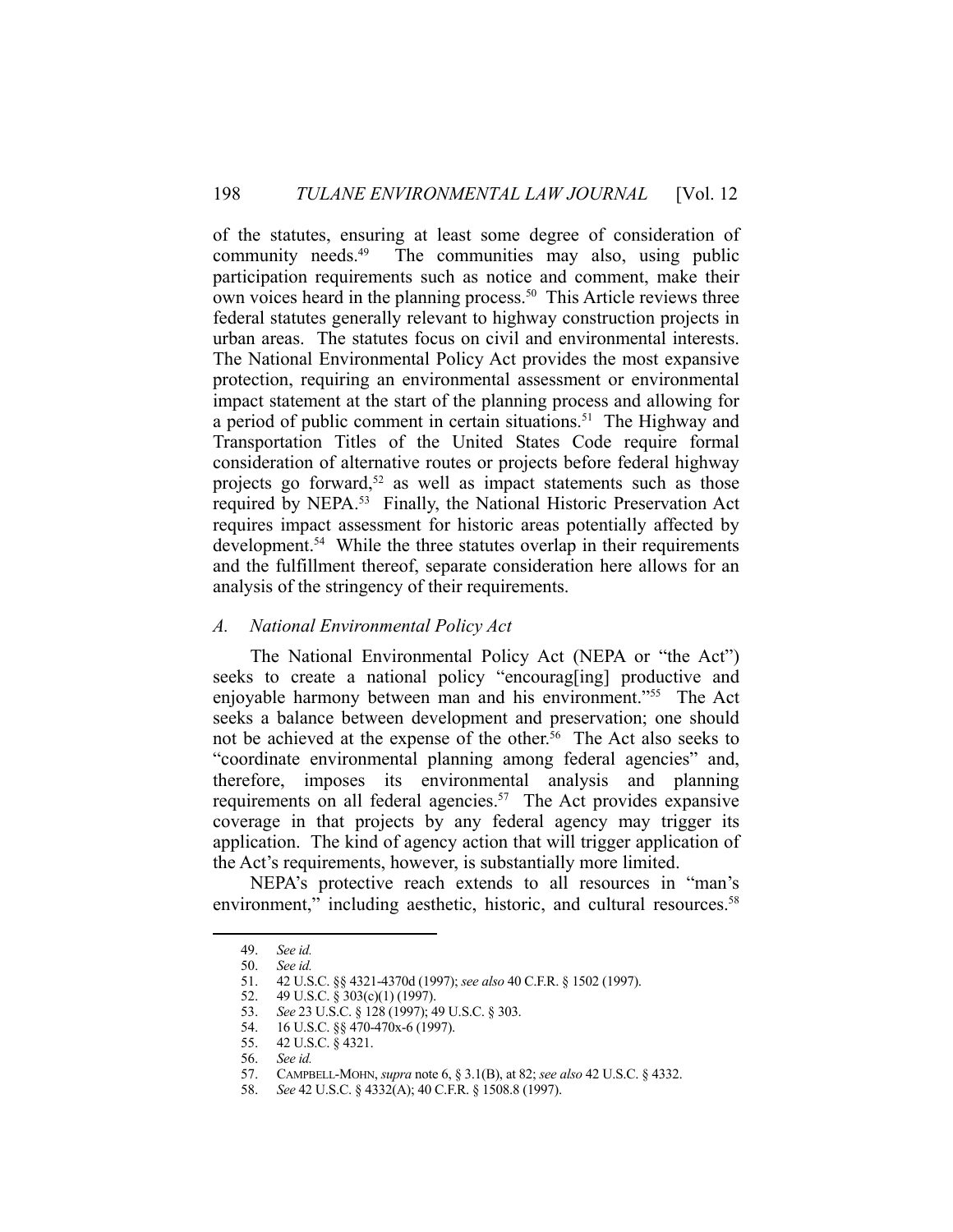of the statutes, ensuring at least some degree of consideration of community needs.[49] The communities may also, using public participation requirements such as notice and comment, make their own voices heard in the planning process.[50] This Article reviews three federal statutes generally relevant to highway construction projects in urban areas. The statutes focus on civil and environmental interests. The National Environmental Policy Act provides the most expansive protection, requiring an environmental assessment or environmental impact statement at the start of the planning process and allowing for a period of public comment in certain situations.[51] The Highway and Transportation Titles of the United States Code require formal consideration of alternative routes or projects before federal highway projects go forward,[52] as well as impact statements such as those required by NEPA.[53] Finally, the National Historic Preservation Act requires impact assessment for historic areas potentially affected by development.[54] While the three statutes overlap in their requirements and the fulfillment thereof, separate consideration here allows for an analysis of the stringency of their requirements.

### *A. National Environmental Policy Act*

The National Environmental Policy Act (NEPA or "the Act") seeks to create a national policy "encourag[ing] productive and enjoyable harmony between man and his environment."[55] The Act seeks a balance between development and preservation; one should not be achieved at the expense of the other.[56] The Act also seeks to "coordinate environmental planning among federal agencies" and, therefore, imposes its environmental analysis and planning requirements on all federal agencies.[57] The Act provides expansive coverage in that projects by any federal agency may trigger its application. The kind of agency action that will trigger application of the Act's requirements, however, is substantially more limited.

NEPA's protective reach extends to all resources in "man's environment," including aesthetic, historic, and cultural resources.[58]

---

49. *See id.*
50. *See id.*
51. 42 U.S.C. §§ 4321-4370d (1997); *see also* 40 C.F.R. § 1502 (1997).
52. 49 U.S.C. § 303(c)(1) (1997).
53. *See* 23 U.S.C. § 128 (1997); 49 U.S.C. § 303.
54. 16 U.S.C. §§ 470-470x-6 (1997).
55. 42 U.S.C. § 4321.
56. *See id.*
57. CAMPBELL-MOHN, *supra* note 6, § 3.1(B), at 82; *see also* 42 U.S.C. § 4332.
58. *See* 42 U.S.C. § 4332(A); 40 C.F.R. § 1508.8 (1997).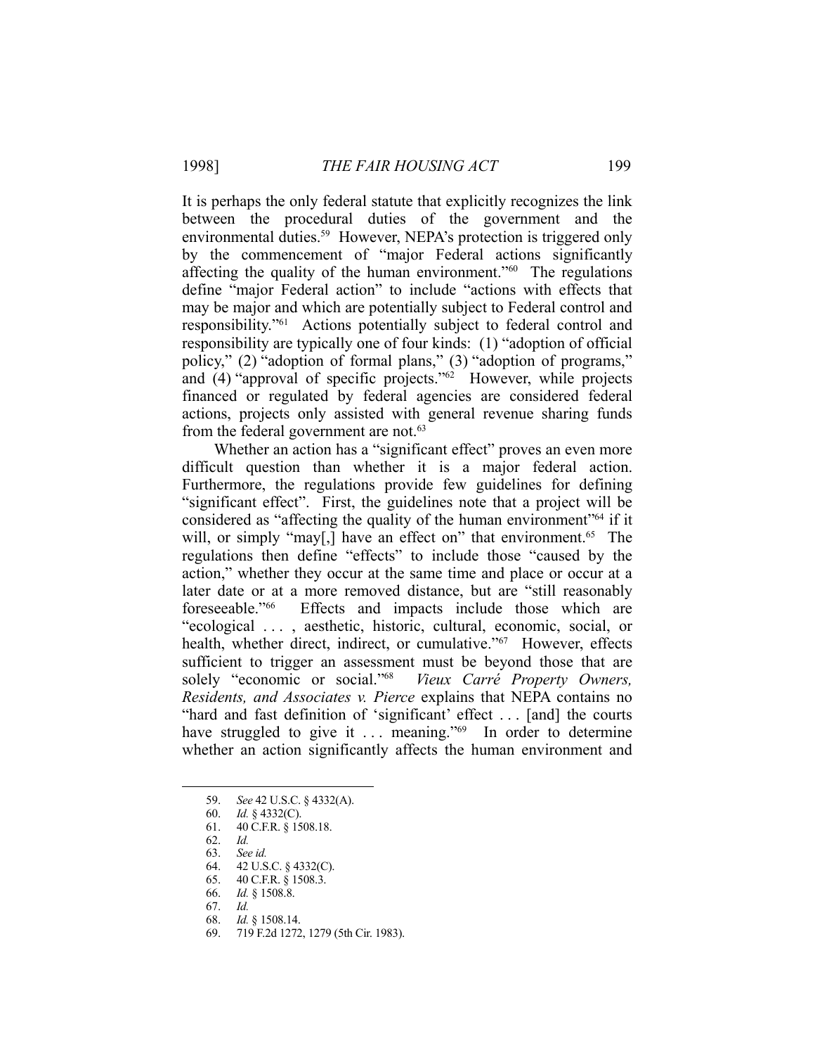It is perhaps the only federal statute that explicitly recognizes the link between the procedural duties of the government and the environmental duties.[59] However, NEPA's protection is triggered only by the commencement of "major Federal actions significantly affecting the quality of the human environment."[60] The regulations define "major Federal action" to include "actions with effects that may be major and which are potentially subject to Federal control and responsibility."[61] Actions potentially subject to federal control and responsibility are typically one of four kinds: (1) "adoption of official policy," (2) "adoption of formal plans," (3) "adoption of programs," and (4) "approval of specific projects."[62] However, while projects financed or regulated by federal agencies are considered federal actions, projects only assisted with general revenue sharing funds from the federal government are not.[63]

Whether an action has a "significant effect" proves an even more difficult question than whether it is a major federal action. Furthermore, the regulations provide few guidelines for defining "significant effect". First, the guidelines note that a project will be considered as "affecting the quality of the human environment"[64] if it will, or simply "may[,] have an effect on" that environment.[65] The regulations then define "effects" to include those "caused by the action," whether they occur at the same time and place or occur at a later date or at a more removed distance, but are "still reasonably foreseeable."[66] Effects and impacts include those which are "ecological . . . , aesthetic, historic, cultural, economic, social, or health, whether direct, indirect, or cumulative."[67] However, effects sufficient to trigger an assessment must be beyond those that are solely "economic or social."[68] *Vieux Carré Property Owners, Residents, and Associates v. Pierce* explains that NEPA contains no "hard and fast definition of 'significant' effect . . . [and] the courts have struggled to give it . . . meaning."[69] In order to determine whether an action significantly affects the human environment and

---

59. *See* 42 U.S.C. § 4332(A).
60. *Id.* § 4332(C).
61. 40 C.F.R. § 1508.18.
62. *Id.*
63. *See id.*
64. 42 U.S.C. § 4332(C).
65. 40 C.F.R. § 1508.3.
66. *Id.* § 1508.8.
67. *Id.*
68. *Id.* § 1508.14.
69. 719 F.2d 1272, 1279 (5th Cir. 1983).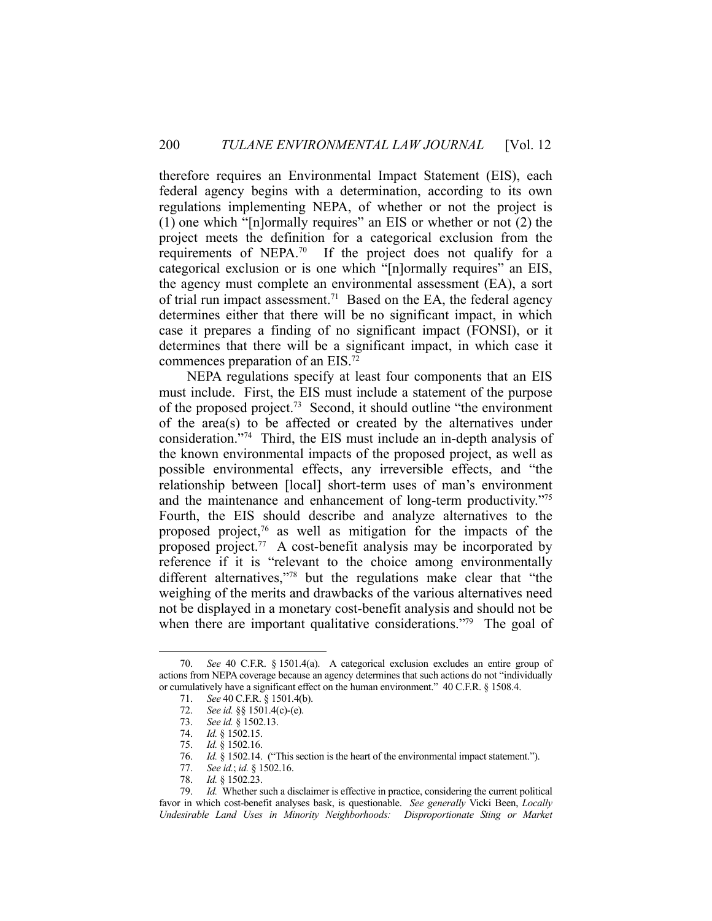therefore requires an Environmental Impact Statement (EIS), each federal agency begins with a determination, according to its own regulations implementing NEPA, of whether or not the project is (1) one which "[n]ormally requires" an EIS or whether or not (2) the project meets the definition for a categorical exclusion from the requirements of NEPA.[70] If the project does not qualify for a categorical exclusion or is one which "[n]ormally requires" an EIS, the agency must complete an environmental assessment (EA), a sort of trial run impact assessment.[71] Based on the EA, the federal agency determines either that there will be no significant impact, in which case it prepares a finding of no significant impact (FONSI), or it determines that there will be a significant impact, in which case it commences preparation of an EIS.[72]

NEPA regulations specify at least four components that an EIS must include. First, the EIS must include a statement of the purpose of the proposed project.[73] Second, it should outline "the environment of the area(s) to be affected or created by the alternatives under consideration."[74] Third, the EIS must include an in-depth analysis of the known environmental impacts of the proposed project, as well as possible environmental effects, any irreversible effects, and "the relationship between [local] short-term uses of man's environment and the maintenance and enhancement of long-term productivity."[75] Fourth, the EIS should describe and analyze alternatives to the proposed project,[76] as well as mitigation for the impacts of the proposed project.[77] A cost-benefit analysis may be incorporated by reference if it is "relevant to the choice among environmentally different alternatives,"[78] but the regulations make clear that "the weighing of the merits and drawbacks of the various alternatives need not be displayed in a monetary cost-benefit analysis and should not be when there are important qualitative considerations."[79] The goal of

---

70. *See* 40 C.F.R. § 1501.4(a). A categorical exclusion excludes an entire group of actions from NEPA coverage because an agency determines that such actions do not "individually or cumulatively have a significant effect on the human environment." 40 C.F.R. § 1508.4.

71. *See* 40 C.F.R. § 1501.4(b).

72. *See id.* §§ 1501.4(c)-(e).

73. *See id.* § 1502.13.

74. *Id.* § 1502.15.

75. *Id.* § 1502.16.

76. *Id.* § 1502.14. ("This section is the heart of the environmental impact statement.").

77. *See id.*; *id.* § 1502.16.

78. *Id.* § 1502.23.

79. *Id.* Whether such a disclaimer is effective in practice, considering the current political favor in which cost-benefit analyses bask, is questionable. *See generally* Vicki Been, *Locally Undesirable Land Uses in Minority Neighborhoods: Disproportionate Sting or Market*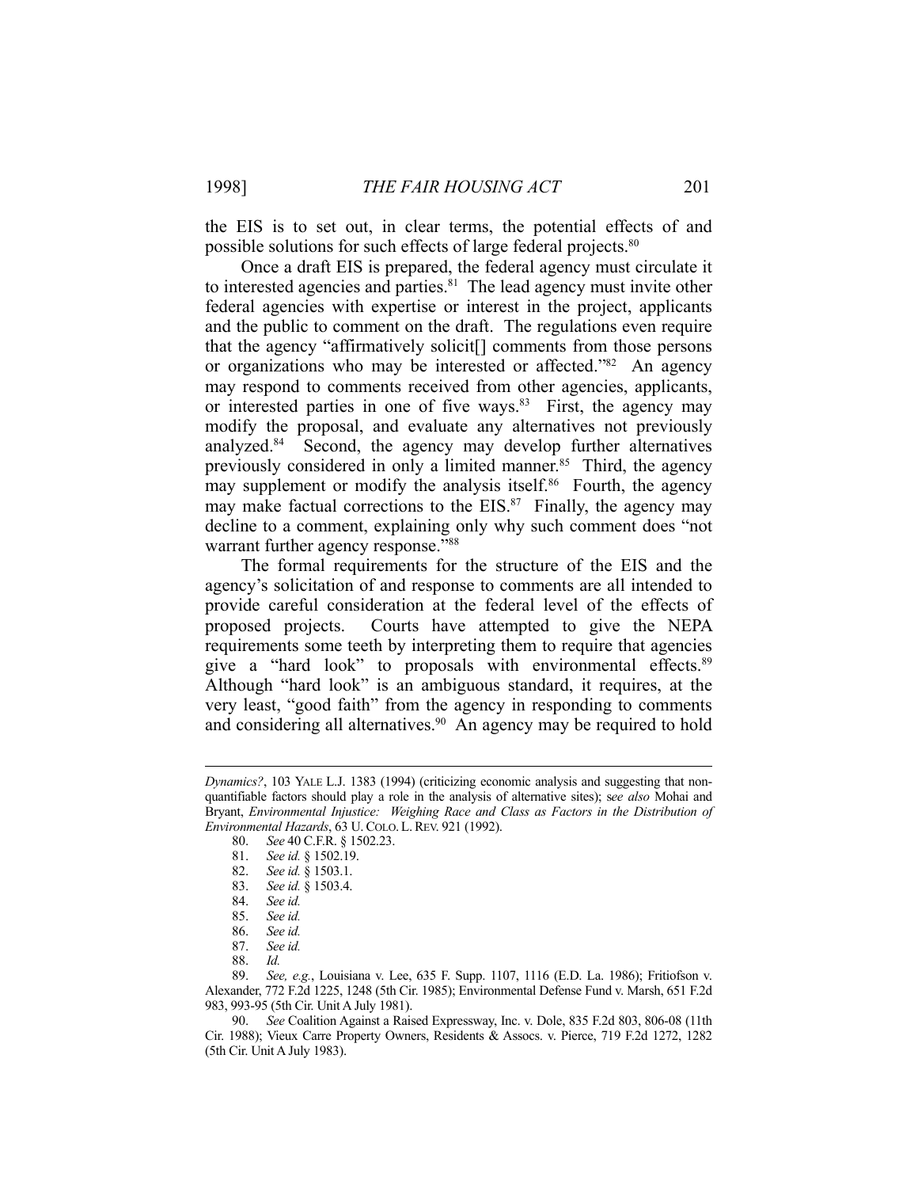the EIS is to set out, in clear terms, the potential effects of and possible solutions for such effects of large federal projects.[80]

Once a draft EIS is prepared, the federal agency must circulate it to interested agencies and parties.[81] The lead agency must invite other federal agencies with expertise or interest in the project, applicants and the public to comment on the draft. The regulations even require that the agency "affirmatively solicit[] comments from those persons or organizations who may be interested or affected."[82] An agency may respond to comments received from other agencies, applicants, or interested parties in one of five ways.[83] First, the agency may modify the proposal, and evaluate any alternatives not previously analyzed.[84] Second, the agency may develop further alternatives previously considered in only a limited manner.[85] Third, the agency may supplement or modify the analysis itself.[86] Fourth, the agency may make factual corrections to the EIS.[87] Finally, the agency may decline to a comment, explaining only why such comment does "not warrant further agency response."[88]

The formal requirements for the structure of the EIS and the agency's solicitation of and response to comments are all intended to provide careful consideration at the federal level of the effects of proposed projects. Courts have attempted to give the NEPA requirements some teeth by interpreting them to require that agencies give a "hard look" to proposals with environmental effects.[89] Although "hard look" is an ambiguous standard, it requires, at the very least, "good faith" from the agency in responding to comments and considering all alternatives.[90] An agency may be required to hold

---

*Dynamics?*, 103 YALE L.J. 1383 (1994) (criticizing economic analysis and suggesting that non-quantifiable factors should play a role in the analysis of alternative sites); *see also* Mohai and Bryant, *Environmental Injustice: Weighing Race and Class as Factors in the Distribution of Environmental Hazards*, 63 U. COLO. L. REV. 921 (1992).

80. *See* 40 C.F.R. § 1502.23.

81. *See id.* § 1502.19.

82. *See id.* § 1503.1.

83. *See id.* § 1503.4.

84. *See id.*

85. *See id.*

86. *See id.*

87. *See id.*

88. *Id.*

89. *See, e.g.*, Louisiana v. Lee, 635 F. Supp. 1107, 1116 (E.D. La. 1986); Fritiofson v. Alexander, 772 F.2d 1225, 1248 (5th Cir. 1985); Environmental Defense Fund v. Marsh, 651 F.2d 983, 993-95 (5th Cir. Unit A July 1981).

90. *See* Coalition Against a Raised Expressway, Inc. v. Dole, 835 F.2d 803, 806-08 (11th Cir. 1988); Vieux Carre Property Owners, Residents & Assocs. v. Pierce, 719 F.2d 1272, 1282 (5th Cir. Unit A July 1983).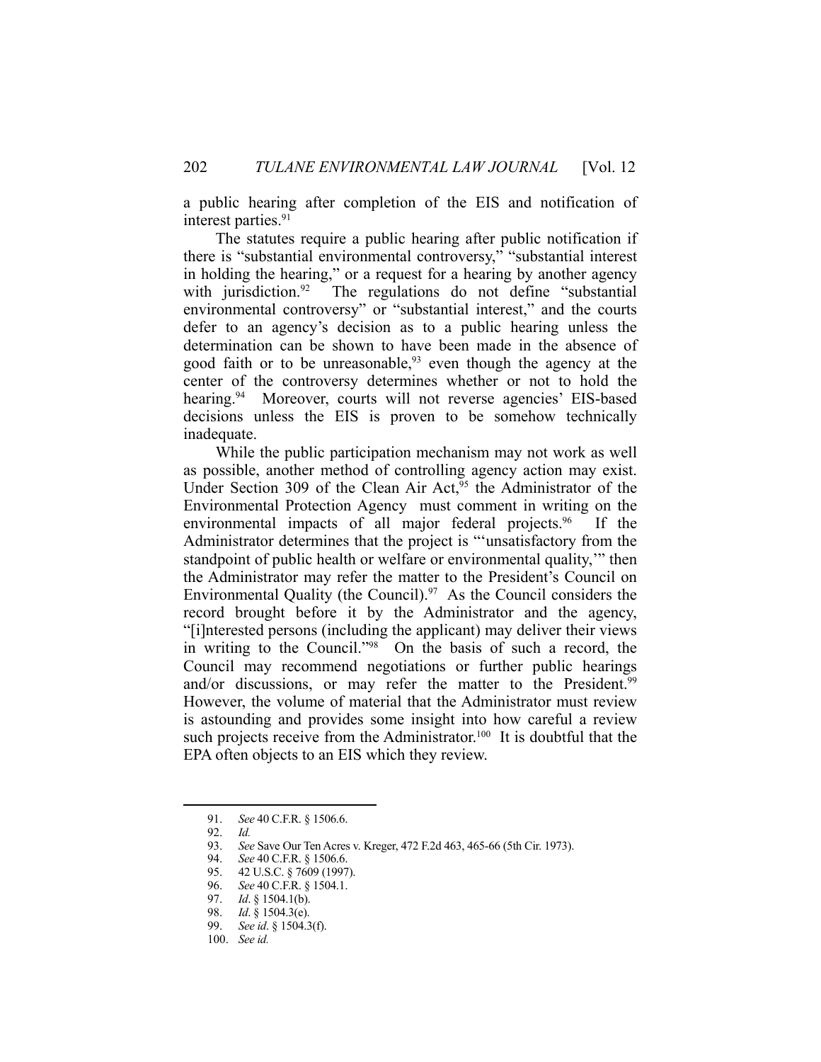a public hearing after completion of the EIS and notification of interest parties.[91]

The statutes require a public hearing after public notification if there is "substantial environmental controversy," "substantial interest in holding the hearing," or a request for a hearing by another agency with jurisdiction.[92] The regulations do not define "substantial environmental controversy" or "substantial interest," and the courts defer to an agency's decision as to a public hearing unless the determination can be shown to have been made in the absence of good faith or to be unreasonable,[93] even though the agency at the center of the controversy determines whether or not to hold the hearing.[94] Moreover, courts will not reverse agencies' EIS-based decisions unless the EIS is proven to be somehow technically inadequate.

While the public participation mechanism may not work as well as possible, another method of controlling agency action may exist. Under Section 309 of the Clean Air Act,[95] the Administrator of the Environmental Protection Agency must comment in writing on the environmental impacts of all major federal projects.[96] If the Administrator determines that the project is "'unsatisfactory from the standpoint of public health or welfare or environmental quality,'" then the Administrator may refer the matter to the President's Council on Environmental Quality (the Council).[97] As the Council considers the record brought before it by the Administrator and the agency, "[i]nterested persons (including the applicant) may deliver their views in writing to the Council."[98] On the basis of such a record, the Council may recommend negotiations or further public hearings and/or discussions, or may refer the matter to the President.[99] However, the volume of material that the Administrator must review is astounding and provides some insight into how careful a review such projects receive from the Administrator.[100] It is doubtful that the EPA often objects to an EIS which they review.

---

91. *See* 40 C.F.R. § 1506.6.
92. *Id.*
93. *See* Save Our Ten Acres v. Kreger, 472 F.2d 463, 465-66 (5th Cir. 1973).
94. *See* 40 C.F.R. § 1506.6.
95. 42 U.S.C. § 7609 (1997).
96. *See* 40 C.F.R. § 1504.1.
97. *Id*. § 1504.1(b).
98. *Id*. § 1504.3(e).
99. *See id*. § 1504.3(f).
100. *See id.*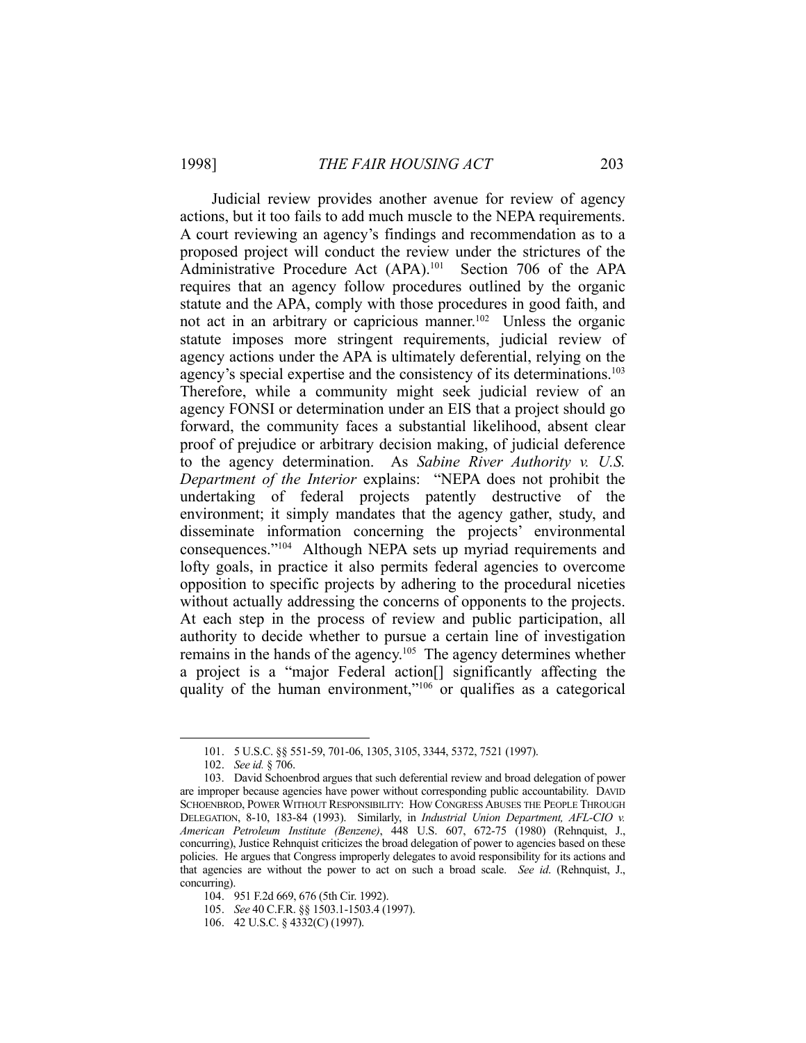Judicial review provides another avenue for review of agency actions, but it too fails to add much muscle to the NEPA requirements. A court reviewing an agency's findings and recommendation as to a proposed project will conduct the review under the strictures of the Administrative Procedure Act (APA).[101] Section 706 of the APA requires that an agency follow procedures outlined by the organic statute and the APA, comply with those procedures in good faith, and not act in an arbitrary or capricious manner.[102] Unless the organic statute imposes more stringent requirements, judicial review of agency actions under the APA is ultimately deferential, relying on the agency's special expertise and the consistency of its determinations.[103] Therefore, while a community might seek judicial review of an agency FONSI or determination under an EIS that a project should go forward, the community faces a substantial likelihood, absent clear proof of prejudice or arbitrary decision making, of judicial deference to the agency determination. As *Sabine River Authority v. U.S. Department of the Interior* explains: "NEPA does not prohibit the undertaking of federal projects patently destructive of the environment; it simply mandates that the agency gather, study, and disseminate information concerning the projects' environmental consequences."[104] Although NEPA sets up myriad requirements and lofty goals, in practice it also permits federal agencies to overcome opposition to specific projects by adhering to the procedural niceties without actually addressing the concerns of opponents to the projects. At each step in the process of review and public participation, all authority to decide whether to pursue a certain line of investigation remains in the hands of the agency.[105] The agency determines whether a project is a "major Federal action[] significantly affecting the quality of the human environment,"[106] or qualifies as a categorical

---

101. 5 U.S.C. §§ 551-59, 701-06, 1305, 3105, 3344, 5372, 7521 (1997).

102. *See id.* § 706.

103. David Schoenbrod argues that such deferential review and broad delegation of power are improper because agencies have power without corresponding public accountability. DAVID SCHOENBROD, POWER WITHOUT RESPONSIBILITY: HOW CONGRESS ABUSES THE PEOPLE THROUGH DELEGATION, 8-10, 183-84 (1993). Similarly, in *Industrial Union Department, AFL-CIO v. American Petroleum Institute (Benzene)*, 448 U.S. 607, 672-75 (1980) (Rehnquist, J., concurring), Justice Rehnquist criticizes the broad delegation of power to agencies based on these policies. He argues that Congress improperly delegates to avoid responsibility for its actions and that agencies are without the power to act on such a broad scale. *See id*. (Rehnquist, J., concurring).

104. 951 F.2d 669, 676 (5th Cir. 1992).

105. *See* 40 C.F.R. §§ 1503.1-1503.4 (1997).

106. 42 U.S.C. § 4332(C) (1997).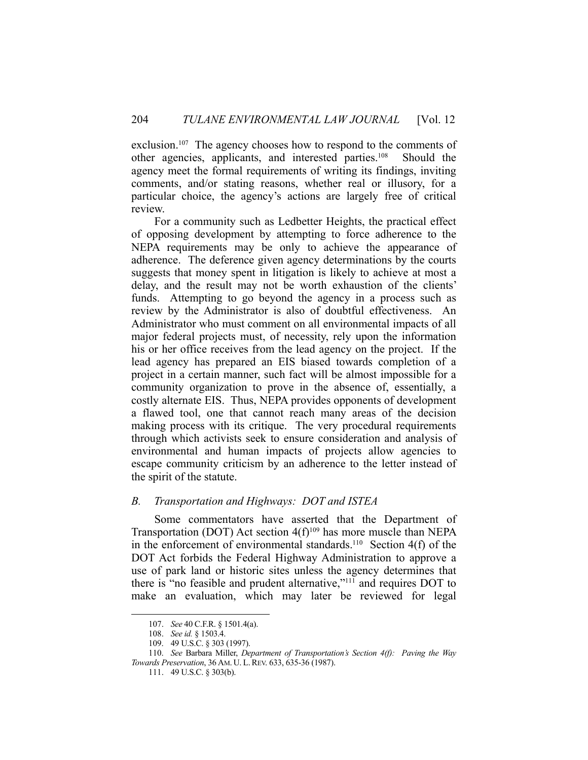exclusion.[107] The agency chooses how to respond to the comments of other agencies, applicants, and interested parties.[108] Should the agency meet the formal requirements of writing its findings, inviting comments, and/or stating reasons, whether real or illusory, for a particular choice, the agency's actions are largely free of critical review.

For a community such as Ledbetter Heights, the practical effect of opposing development by attempting to force adherence to the NEPA requirements may be only to achieve the appearance of adherence. The deference given agency determinations by the courts suggests that money spent in litigation is likely to achieve at most a delay, and the result may not be worth exhaustion of the clients' funds. Attempting to go beyond the agency in a process such as review by the Administrator is also of doubtful effectiveness. An Administrator who must comment on all environmental impacts of all major federal projects must, of necessity, rely upon the information his or her office receives from the lead agency on the project. If the lead agency has prepared an EIS biased towards completion of a project in a certain manner, such fact will be almost impossible for a community organization to prove in the absence of, essentially, a costly alternate EIS. Thus, NEPA provides opponents of development a flawed tool, one that cannot reach many areas of the decision making process with its critique. The very procedural requirements through which activists seek to ensure consideration and analysis of environmental and human impacts of projects allow agencies to escape community criticism by an adherence to the letter instead of the spirit of the statute.

### *B. Transportation and Highways: DOT and ISTEA*

Some commentators have asserted that the Department of Transportation (DOT) Act section 4(f)[109] has more muscle than NEPA in the enforcement of environmental standards.[110] Section 4(f) of the DOT Act forbids the Federal Highway Administration to approve a use of park land or historic sites unless the agency determines that there is "no feasible and prudent alternative,"[111] and requires DOT to make an evaluation, which may later be reviewed for legal

---

107. *See* 40 C.F.R. § 1501.4(a).

108. *See id.* § 1503.4.

109. 49 U.S.C. § 303 (1997).

110. *See* Barbara Miller, *Department of Transportation's Section 4(f): Paving the Way Towards Preservation*, 36 AM. U. L. REV. 633, 635-36 (1987).

111. 49 U.S.C. § 303(b).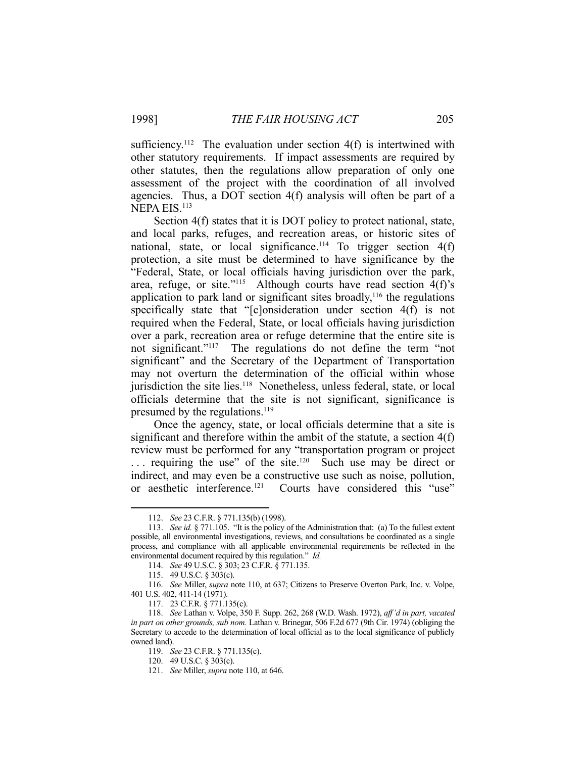sufficiency.[112] The evaluation under section 4(f) is intertwined with other statutory requirements. If impact assessments are required by other statutes, then the regulations allow preparation of only one assessment of the project with the coordination of all involved agencies. Thus, a DOT section 4(f) analysis will often be part of a NEPA EIS.[113]

Section 4(f) states that it is DOT policy to protect national, state, and local parks, refuges, and recreation areas, or historic sites of national, state, or local significance.[114] To trigger section 4(f) protection, a site must be determined to have significance by the "Federal, State, or local officials having jurisdiction over the park, area, refuge, or site."[115] Although courts have read section 4(f)'s application to park land or significant sites broadly,[116] the regulations specifically state that "[c]onsideration under section 4(f) is not required when the Federal, State, or local officials having jurisdiction over a park, recreation area or refuge determine that the entire site is not significant."[117] The regulations do not define the term "not significant" and the Secretary of the Department of Transportation may not overturn the determination of the official within whose jurisdiction the site lies.[118] Nonetheless, unless federal, state, or local officials determine that the site is not significant, significance is presumed by the regulations.[119]

Once the agency, state, or local officials determine that a site is significant and therefore within the ambit of the statute, a section 4(f) review must be performed for any "transportation program or project . . . requiring the use" of the site.[120] Such use may be direct or indirect, and may even be a constructive use such as noise, pollution, or aesthetic interference.[121] Courts have considered this "use"

---

112. *See* 23 C.F.R. § 771.135(b) (1998).

113. *See id.* § 771.105. "It is the policy of the Administration that: (a) To the fullest extent possible, all environmental investigations, reviews, and consultations be coordinated as a single process, and compliance with all applicable environmental requirements be reflected in the environmental document required by this regulation." *Id.*

114. *See* 49 U.S.C. § 303; 23 C.F.R. § 771.135.

115. 49 U.S.C. § 303(c).

116. *See* Miller, *supra* note 110, at 637; Citizens to Preserve Overton Park, Inc. v. Volpe, 401 U.S. 402, 411-14 (1971).

117. 23 C.F.R. § 771.135(c).

118. *See* Lathan v. Volpe, 350 F. Supp. 262, 268 (W.D. Wash. 1972), *aff'd in part, vacated in part on other grounds, sub nom.* Lathan v. Brinegar, 506 F.2d 677 (9th Cir. 1974) (obliging the Secretary to accede to the determination of local official as to the local significance of publicly owned land).

119. *See* 23 C.F.R. § 771.135(c).

120. 49 U.S.C. § 303(c).

121. *See* Miller, *supra* note 110, at 646.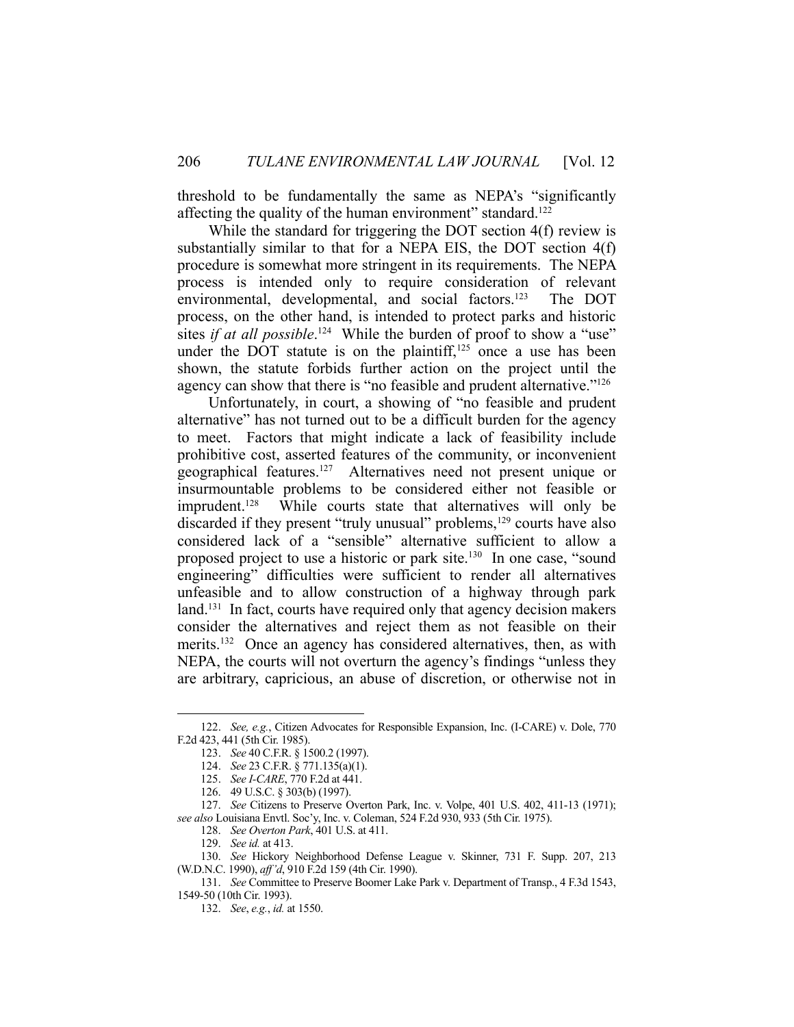threshold to be fundamentally the same as NEPA's "significantly affecting the quality of the human environment" standard.[122]

While the standard for triggering the DOT section 4(f) review is substantially similar to that for a NEPA EIS, the DOT section 4(f) procedure is somewhat more stringent in its requirements. The NEPA process is intended only to require consideration of relevant environmental, developmental, and social factors.[123] The DOT process, on the other hand, is intended to protect parks and historic sites *if at all possible*.[124] While the burden of proof to show a "use" under the DOT statute is on the plaintiff,[125] once a use has been shown, the statute forbids further action on the project until the agency can show that there is "no feasible and prudent alternative."[126]

Unfortunately, in court, a showing of "no feasible and prudent alternative" has not turned out to be a difficult burden for the agency to meet. Factors that might indicate a lack of feasibility include prohibitive cost, asserted features of the community, or inconvenient geographical features.[127] Alternatives need not present unique or insurmountable problems to be considered either not feasible or imprudent.[128] While courts state that alternatives will only be discarded if they present "truly unusual" problems,[129] courts have also considered lack of a "sensible" alternative sufficient to allow a proposed project to use a historic or park site.[130] In one case, "sound engineering" difficulties were sufficient to render all alternatives unfeasible and to allow construction of a highway through park land.[131] In fact, courts have required only that agency decision makers consider the alternatives and reject them as not feasible on their merits.[132] Once an agency has considered alternatives, then, as with NEPA, the courts will not overturn the agency's findings "unless they are arbitrary, capricious, an abuse of discretion, or otherwise not in

---

122. *See, e.g.*, Citizen Advocates for Responsible Expansion, Inc. (I-CARE) v. Dole, 770 F.2d 423, 441 (5th Cir. 1985).

123. *See* 40 C.F.R. § 1500.2 (1997).

124. *See* 23 C.F.R. § 771.135(a)(1).

125. *See I-CARE*, 770 F.2d at 441.

126. 49 U.S.C. § 303(b) (1997).

127. *See* Citizens to Preserve Overton Park, Inc. v. Volpe, 401 U.S. 402, 411-13 (1971); *see also* Louisiana Envtl. Soc'y, Inc. v. Coleman, 524 F.2d 930, 933 (5th Cir. 1975).

128. *See Overton Park*, 401 U.S. at 411.

129. *See id.* at 413.

130. *See* Hickory Neighborhood Defense League v. Skinner, 731 F. Supp. 207, 213 (W.D.N.C. 1990), *aff'd*, 910 F.2d 159 (4th Cir. 1990).

131. *See* Committee to Preserve Boomer Lake Park v. Department of Transp., 4 F.3d 1543, 1549-50 (10th Cir. 1993).

132. *See*, *e.g.*, *id.* at 1550.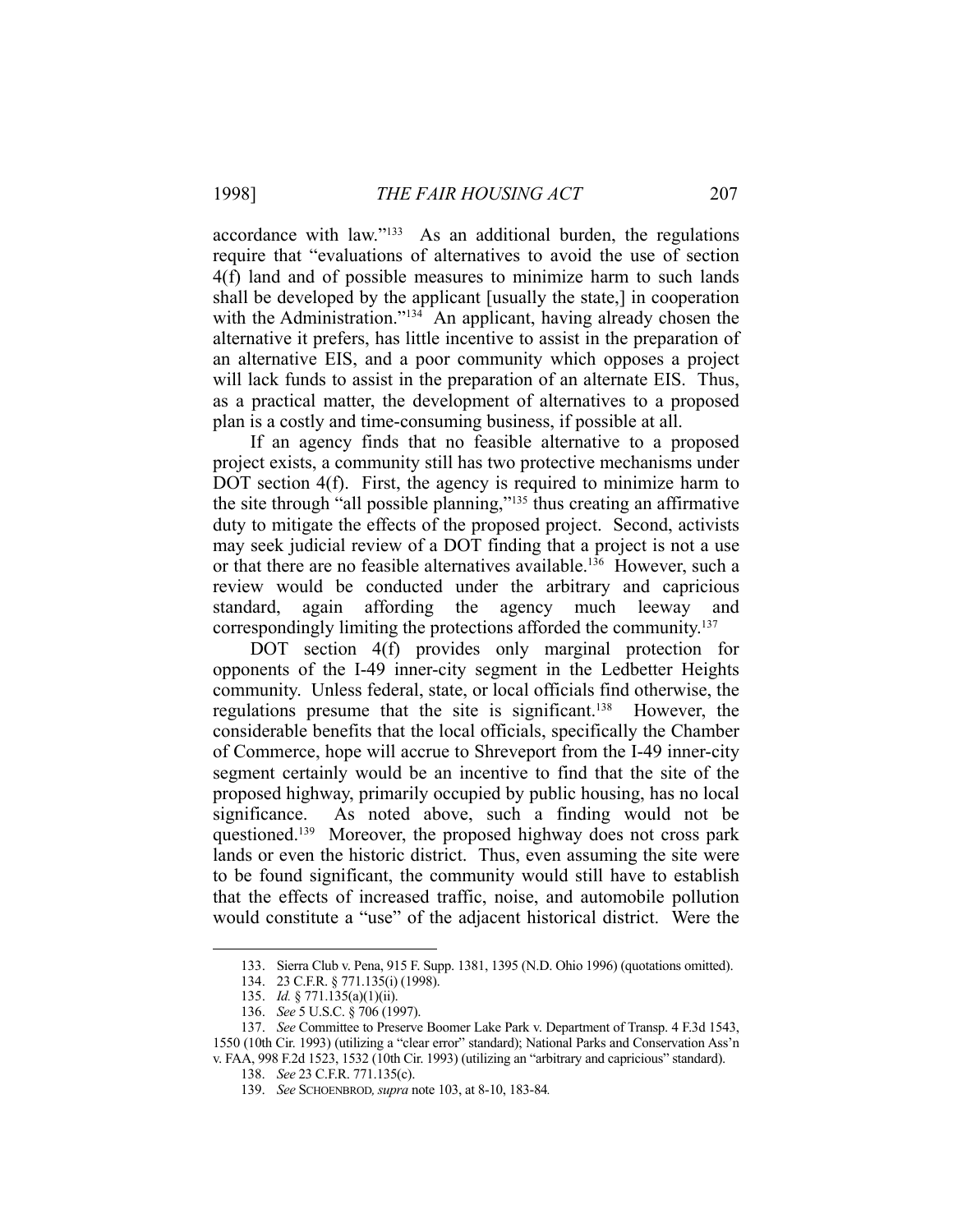accordance with law."[133] As an additional burden, the regulations require that "evaluations of alternatives to avoid the use of section 4(f) land and of possible measures to minimize harm to such lands shall be developed by the applicant [usually the state,] in cooperation with the Administration."[134] An applicant, having already chosen the alternative it prefers, has little incentive to assist in the preparation of an alternative EIS, and a poor community which opposes a project will lack funds to assist in the preparation of an alternate EIS. Thus, as a practical matter, the development of alternatives to a proposed plan is a costly and time-consuming business, if possible at all.

If an agency finds that no feasible alternative to a proposed project exists, a community still has two protective mechanisms under DOT section 4(f). First, the agency is required to minimize harm to the site through "all possible planning,"[135] thus creating an affirmative duty to mitigate the effects of the proposed project. Second, activists may seek judicial review of a DOT finding that a project is not a use or that there are no feasible alternatives available.[136] However, such a review would be conducted under the arbitrary and capricious standard, again affording the agency much leeway and correspondingly limiting the protections afforded the community.[137]

DOT section 4(f) provides only marginal protection for opponents of the I-49 inner-city segment in the Ledbetter Heights community. Unless federal, state, or local officials find otherwise, the regulations presume that the site is significant.[138] However, the considerable benefits that the local officials, specifically the Chamber of Commerce, hope will accrue to Shreveport from the I-49 inner-city segment certainly would be an incentive to find that the site of the proposed highway, primarily occupied by public housing, has no local significance. As noted above, such a finding would not be questioned.[139] Moreover, the proposed highway does not cross park lands or even the historic district. Thus, even assuming the site were to be found significant, the community would still have to establish that the effects of increased traffic, noise, and automobile pollution would constitute a "use" of the adjacent historical district. Were the

---

133. Sierra Club v. Pena, 915 F. Supp. 1381, 1395 (N.D. Ohio 1996) (quotations omitted).

134. 23 C.F.R. § 771.135(i) (1998).

135. *Id.* § 771.135(a)(1)(ii).

136. *See* 5 U.S.C. § 706 (1997).

137. *See* Committee to Preserve Boomer Lake Park v. Department of Transp. 4 F.3d 1543, 1550 (10th Cir. 1993) (utilizing a "clear error" standard); National Parks and Conservation Ass'n v. FAA, 998 F.2d 1523, 1532 (10th Cir. 1993) (utilizing an "arbitrary and capricious" standard).

138. *See* 23 C.F.R. 771.135(c).

139. *See* SCHOENBROD, *supra* note 103, at 8-10, 183-84.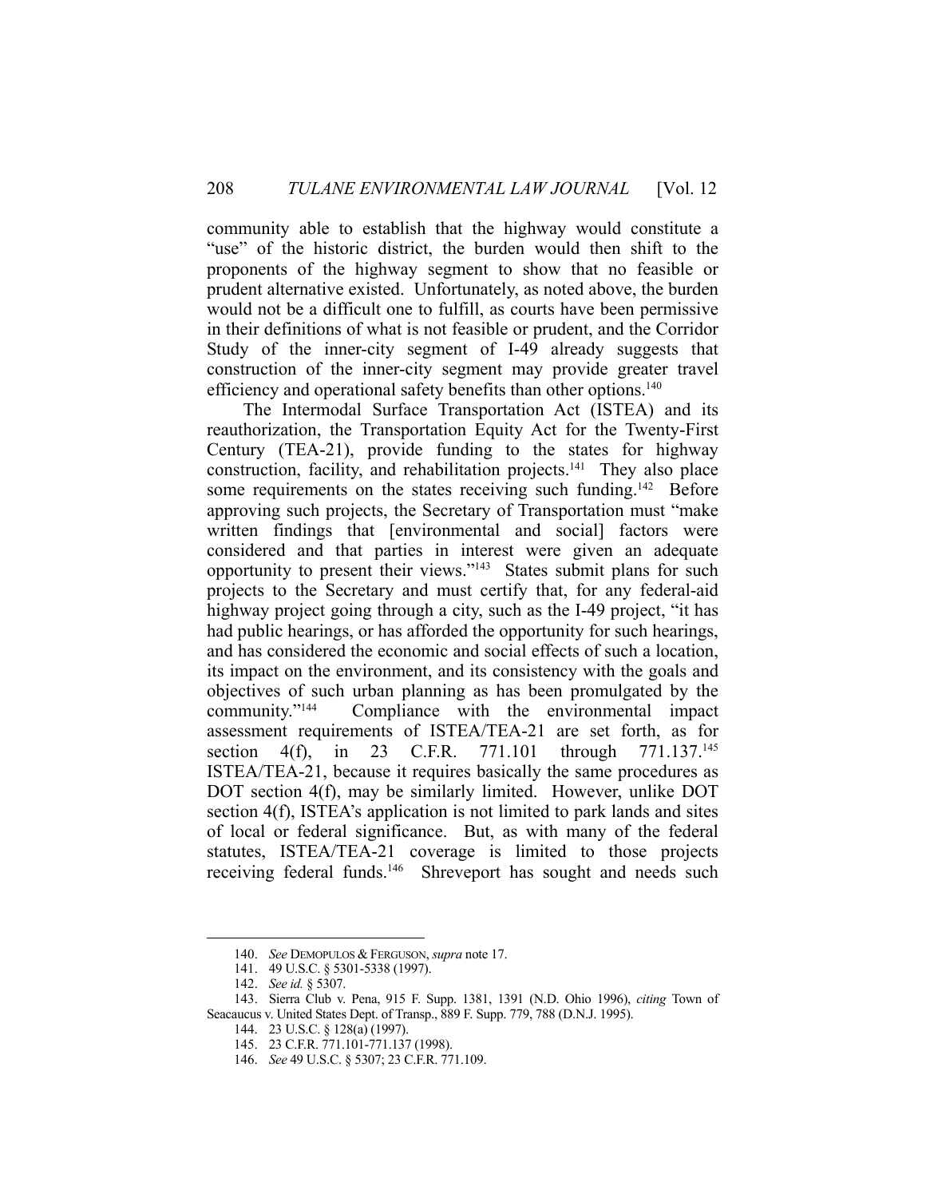community able to establish that the highway would constitute a "use" of the historic district, the burden would then shift to the proponents of the highway segment to show that no feasible or prudent alternative existed. Unfortunately, as noted above, the burden would not be a difficult one to fulfill, as courts have been permissive in their definitions of what is not feasible or prudent, and the Corridor Study of the inner-city segment of I-49 already suggests that construction of the inner-city segment may provide greater travel efficiency and operational safety benefits than other options.[140]

The Intermodal Surface Transportation Act (ISTEA) and its reauthorization, the Transportation Equity Act for the Twenty-First Century (TEA-21), provide funding to the states for highway construction, facility, and rehabilitation projects.[141] They also place some requirements on the states receiving such funding.[142] Before approving such projects, the Secretary of Transportation must "make written findings that [environmental and social] factors were considered and that parties in interest were given an adequate opportunity to present their views."[143] States submit plans for such projects to the Secretary and must certify that, for any federal-aid highway project going through a city, such as the I-49 project, "it has had public hearings, or has afforded the opportunity for such hearings, and has considered the economic and social effects of such a location, its impact on the environment, and its consistency with the goals and objectives of such urban planning as has been promulgated by the community."[144] Compliance with the environmental impact assessment requirements of ISTEA/TEA-21 are set forth, as for section 4(f), in 23 C.F.R. 771.101 through 771.137.[145] ISTEA/TEA-21, because it requires basically the same procedures as DOT section 4(f), may be similarly limited. However, unlike DOT section 4(f), ISTEA's application is not limited to park lands and sites of local or federal significance. But, as with many of the federal statutes, ISTEA/TEA-21 coverage is limited to those projects receiving federal funds.[146] Shreveport has sought and needs such

---

140. *See* DEMOPULOS & FERGUSON, *supra* note 17.

141. 49 U.S.C. § 5301-5338 (1997).

142. *See id.* § 5307.

143. Sierra Club v. Pena, 915 F. Supp. 1381, 1391 (N.D. Ohio 1996), *citing* Town of Seacaucus v. United States Dept. of Transp., 889 F. Supp. 779, 788 (D.N.J. 1995).

144. 23 U.S.C. § 128(a) (1997).

145. 23 C.F.R. 771.101-771.137 (1998).

146. *See* 49 U.S.C. § 5307; 23 C.F.R. 771.109.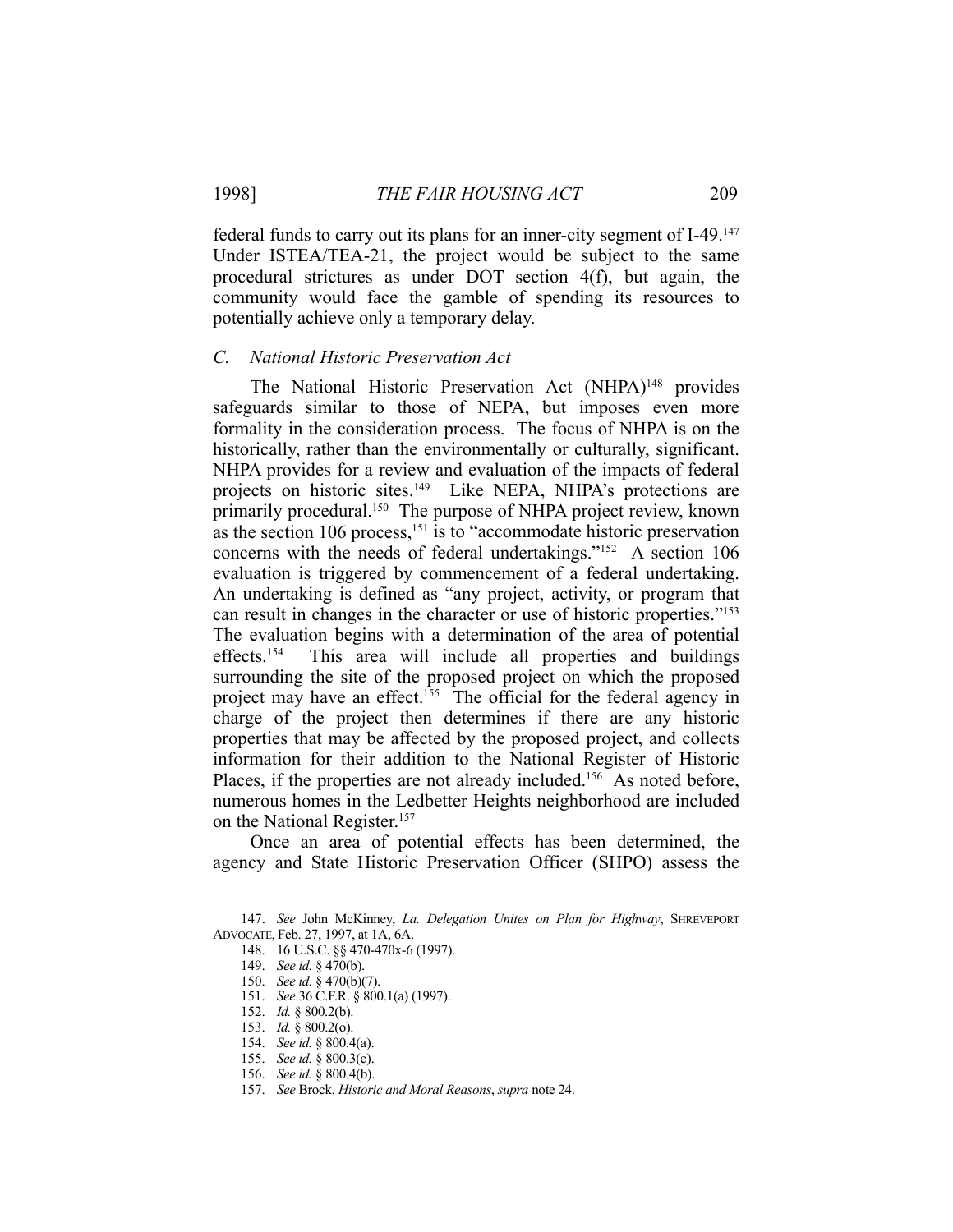federal funds to carry out its plans for an inner-city segment of I-49.[147] Under ISTEA/TEA-21, the project would be subject to the same procedural strictures as under DOT section 4(f), but again, the community would face the gamble of spending its resources to potentially achieve only a temporary delay.

### *C. National Historic Preservation Act*

The National Historic Preservation Act (NHPA)[148] provides safeguards similar to those of NEPA, but imposes even more formality in the consideration process. The focus of NHPA is on the historically, rather than the environmentally or culturally, significant. NHPA provides for a review and evaluation of the impacts of federal projects on historic sites.[149] Like NEPA, NHPA's protections are primarily procedural.[150] The purpose of NHPA project review, known as the section 106 process,[151] is to "accommodate historic preservation concerns with the needs of federal undertakings."[152] A section 106 evaluation is triggered by commencement of a federal undertaking. An undertaking is defined as "any project, activity, or program that can result in changes in the character or use of historic properties."[153] The evaluation begins with a determination of the area of potential effects.[154] This area will include all properties and buildings surrounding the site of the proposed project on which the proposed project may have an effect.[155] The official for the federal agency in charge of the project then determines if there are any historic properties that may be affected by the proposed project, and collects information for their addition to the National Register of Historic Places, if the properties are not already included.[156] As noted before, numerous homes in the Ledbetter Heights neighborhood are included on the National Register.[157]

Once an area of potential effects has been determined, the agency and State Historic Preservation Officer (SHPO) assess the

---

147. *See* John McKinney, *La. Delegation Unites on Plan for Highway*, SHREVEPORT ADVOCATE, Feb. 27, 1997, at 1A, 6A.

148. 16 U.S.C. §§ 470-470x-6 (1997).

149. *See id.* § 470(b).

150. *See id.* § 470(b)(7).

151. *See* 36 C.F.R. § 800.1(a) (1997).

152. *Id.* § 800.2(b).

153. *Id.* § 800.2(o).

154. *See id.* § 800.4(a).

155. *See id.* § 800.3(c).

156. *See id.* § 800.4(b).

157. *See* Brock, *Historic and Moral Reasons*, *supra* note 24.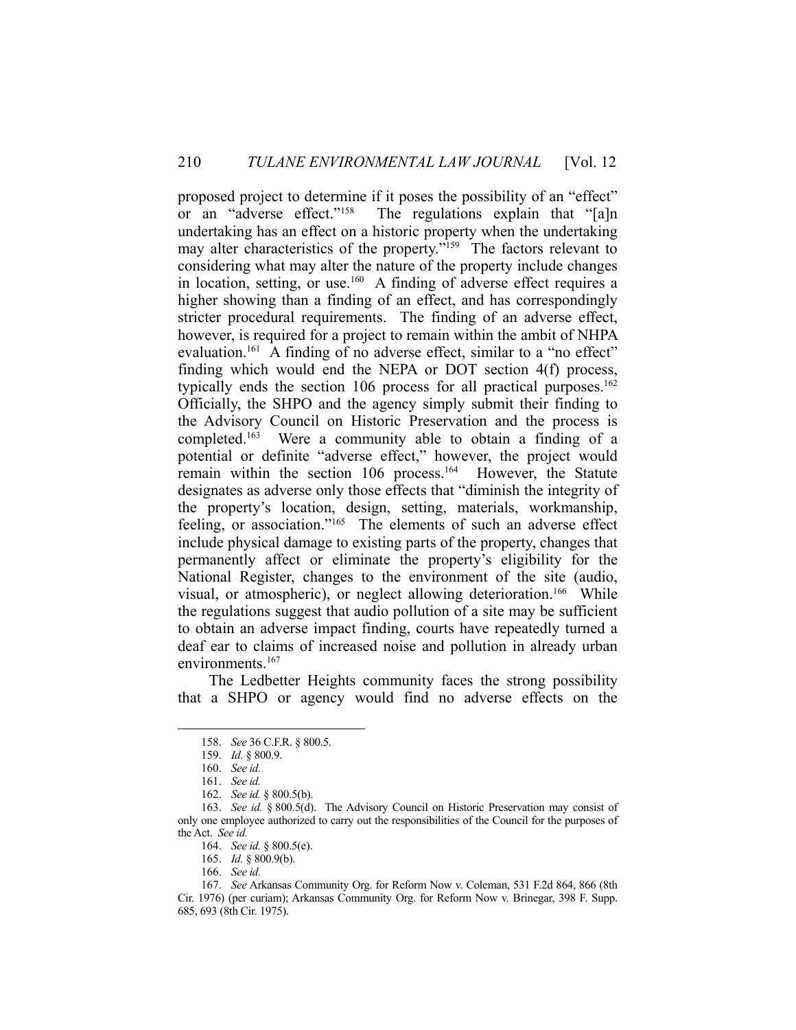proposed project to determine if it poses the possibility of an "effect" or an "adverse effect."[158] The regulations explain that "[a]n undertaking has an effect on a historic property when the undertaking may alter characteristics of the property."[159] The factors relevant to considering what may alter the nature of the property include changes in location, setting, or use.[160] A finding of adverse effect requires a higher showing than a finding of an effect, and has correspondingly stricter procedural requirements. The finding of an adverse effect, however, is required for a project to remain within the ambit of NHPA evaluation.[161] A finding of no adverse effect, similar to a "no effect" finding which would end the NEPA or DOT section 4(f) process, typically ends the section 106 process for all practical purposes.[162] Officially, the SHPO and the agency simply submit their finding to the Advisory Council on Historic Preservation and the process is completed.[163] Were a community able to obtain a finding of a potential or definite "adverse effect," however, the project would remain within the section 106 process.[164] However, the Statute designates as adverse only those effects that "diminish the integrity of the property's location, design, setting, materials, workmanship, feeling, or association."[165] The elements of such an adverse effect include physical damage to existing parts of the property, changes that permanently affect or eliminate the property's eligibility for the National Register, changes to the environment of the site (audio, visual, or atmospheric), or neglect allowing deterioration.[166] While the regulations suggest that audio pollution of a site may be sufficient to obtain an adverse impact finding, courts have repeatedly turned a deaf ear to claims of increased noise and pollution in already urban environments.[167]

The Ledbetter Heights community faces the strong possibility that a SHPO or agency would find no adverse effects on the

---

158. *See* 36 C.F.R. § 800.5.

159. *Id.* § 800.9.

160. *See id.*

161. *See id.*

162. *See id.* § 800.5(b).

163. *See id.* § 800.5(d). The Advisory Council on Historic Preservation may consist of only one employee authorized to carry out the responsibilities of the Council for the purposes of the Act. *See id.*

164. *See id.* § 800.5(e).

165. *Id.* § 800.9(b).

166. *See id.*

167. *See* Arkansas Community Org. for Reform Now v. Coleman, 531 F.2d 864, 866 (8th Cir. 1976) (per curiam); Arkansas Community Org. for Reform Now v. Brinegar, 398 F. Supp. 685, 693 (8th Cir. 1975).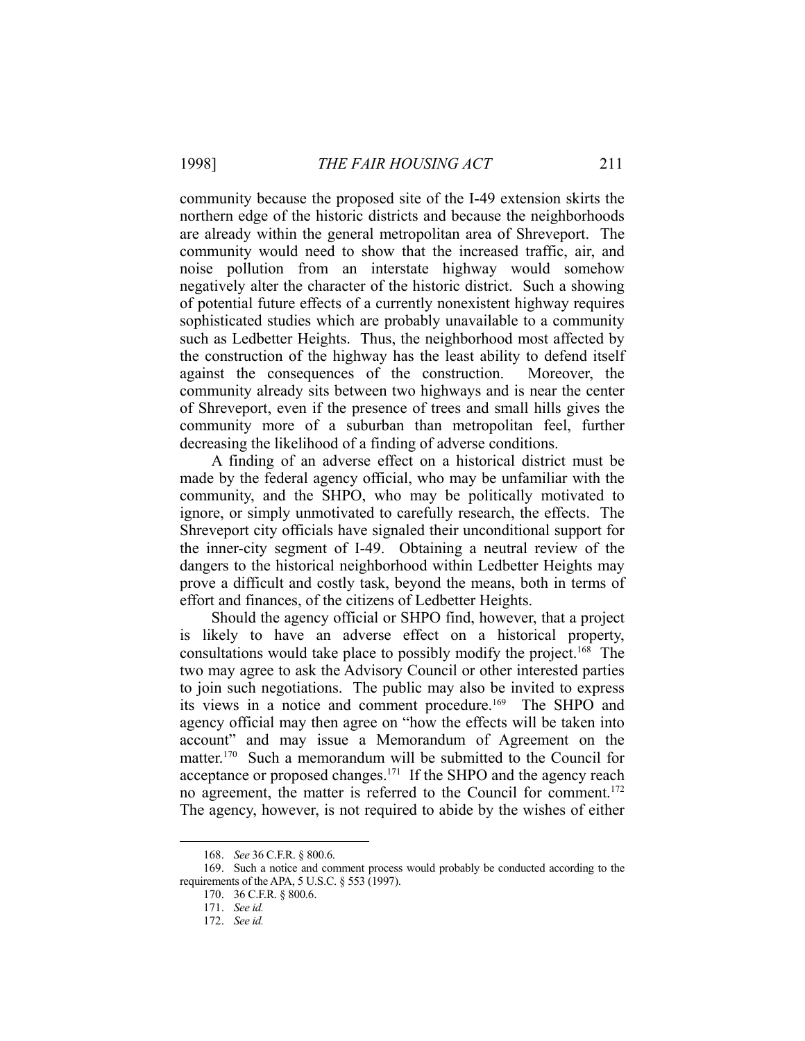community because the proposed site of the I-49 extension skirts the northern edge of the historic districts and because the neighborhoods are already within the general metropolitan area of Shreveport. The community would need to show that the increased traffic, air, and noise pollution from an interstate highway would somehow negatively alter the character of the historic district. Such a showing of potential future effects of a currently nonexistent highway requires sophisticated studies which are probably unavailable to a community such as Ledbetter Heights. Thus, the neighborhood most affected by the construction of the highway has the least ability to defend itself against the consequences of the construction. Moreover, the community already sits between two highways and is near the center of Shreveport, even if the presence of trees and small hills gives the community more of a suburban than metropolitan feel, further decreasing the likelihood of a finding of adverse conditions.

A finding of an adverse effect on a historical district must be made by the federal agency official, who may be unfamiliar with the community, and the SHPO, who may be politically motivated to ignore, or simply unmotivated to carefully research, the effects. The Shreveport city officials have signaled their unconditional support for the inner-city segment of I-49. Obtaining a neutral review of the dangers to the historical neighborhood within Ledbetter Heights may prove a difficult and costly task, beyond the means, both in terms of effort and finances, of the citizens of Ledbetter Heights.

Should the agency official or SHPO find, however, that a project is likely to have an adverse effect on a historical property, consultations would take place to possibly modify the project.[168] The two may agree to ask the Advisory Council or other interested parties to join such negotiations. The public may also be invited to express its views in a notice and comment procedure.[169] The SHPO and agency official may then agree on "how the effects will be taken into account" and may issue a Memorandum of Agreement on the matter.[170] Such a memorandum will be submitted to the Council for acceptance or proposed changes.[171] If the SHPO and the agency reach no agreement, the matter is referred to the Council for comment.[172] The agency, however, is not required to abide by the wishes of either

---

168. *See* 36 C.F.R. § 800.6.

169. Such a notice and comment process would probably be conducted according to the requirements of the APA, 5 U.S.C. § 553 (1997).

170. 36 C.F.R. § 800.6.

171. *See id.*

172. *See id.*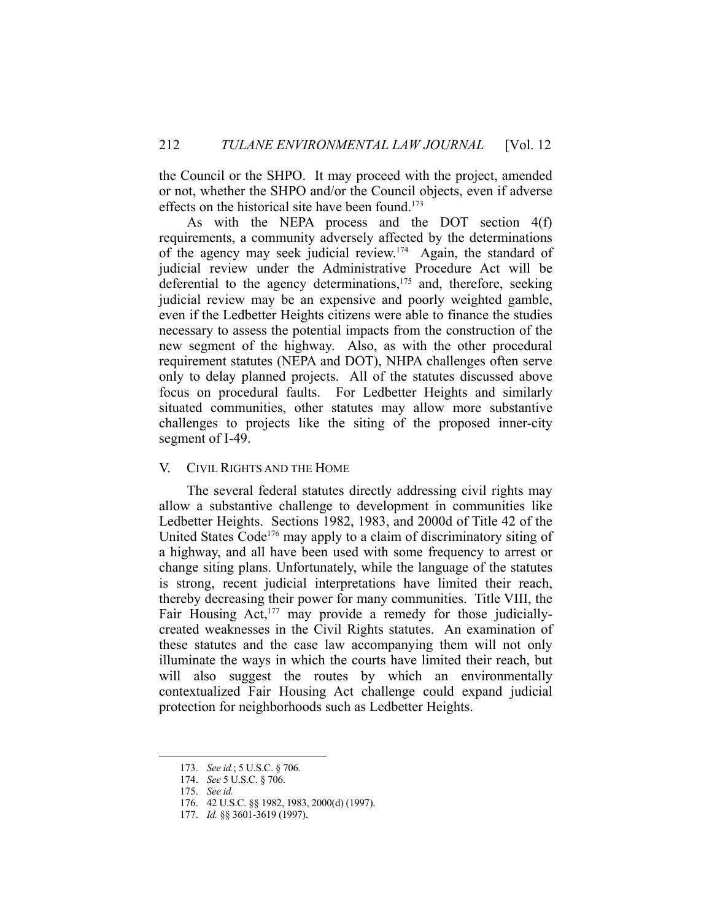the Council or the SHPO. It may proceed with the project, amended or not, whether the SHPO and/or the Council objects, even if adverse effects on the historical site have been found.[173]

As with the NEPA process and the DOT section 4(f) requirements, a community adversely affected by the determinations of the agency may seek judicial review.[174] Again, the standard of judicial review under the Administrative Procedure Act will be deferential to the agency determinations,[175] and, therefore, seeking judicial review may be an expensive and poorly weighted gamble, even if the Ledbetter Heights citizens were able to finance the studies necessary to assess the potential impacts from the construction of the new segment of the highway. Also, as with the other procedural requirement statutes (NEPA and DOT), NHPA challenges often serve only to delay planned projects. All of the statutes discussed above focus on procedural faults. For Ledbetter Heights and similarly situated communities, other statutes may allow more substantive challenges to projects like the siting of the proposed inner-city segment of I-49.

## V. CIVIL RIGHTS AND THE HOME

The several federal statutes directly addressing civil rights may allow a substantive challenge to development in communities like Ledbetter Heights. Sections 1982, 1983, and 2000d of Title 42 of the United States Code[176] may apply to a claim of discriminatory siting of a highway, and all have been used with some frequency to arrest or change siting plans. Unfortunately, while the language of the statutes is strong, recent judicial interpretations have limited their reach, thereby decreasing their power for many communities. Title VIII, the Fair Housing Act,[177] may provide a remedy for those judicially-created weaknesses in the Civil Rights statutes. An examination of these statutes and the case law accompanying them will not only illuminate the ways in which the courts have limited their reach, but will also suggest the routes by which an environmentally contextualized Fair Housing Act challenge could expand judicial protection for neighborhoods such as Ledbetter Heights.

---

173. *See id.*; 5 U.S.C. § 706.

174. *See* 5 U.S.C. § 706.

175. *See id.*

176. 42 U.S.C. §§ 1982, 1983, 2000(d) (1997).

177. *Id.* §§ 3601-3619 (1997).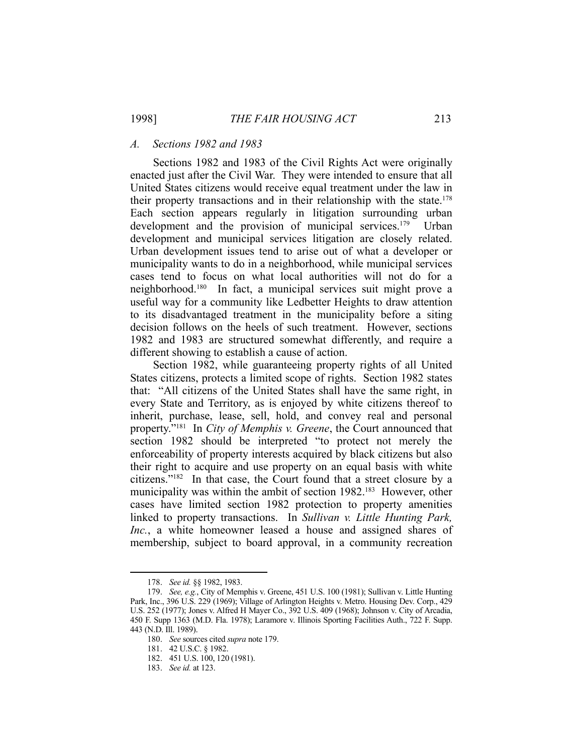### *A. Sections 1982 and 1983*

Sections 1982 and 1983 of the Civil Rights Act were originally enacted just after the Civil War. They were intended to ensure that all United States citizens would receive equal treatment under the law in their property transactions and in their relationship with the state.[178] Each section appears regularly in litigation surrounding urban development and the provision of municipal services.[179] Urban development and municipal services litigation are closely related. Urban development issues tend to arise out of what a developer or municipality wants to do in a neighborhood, while municipal services cases tend to focus on what local authorities will not do for a neighborhood.[180] In fact, a municipal services suit might prove a useful way for a community like Ledbetter Heights to draw attention to its disadvantaged treatment in the municipality before a siting decision follows on the heels of such treatment. However, sections 1982 and 1983 are structured somewhat differently, and require a different showing to establish a cause of action.

Section 1982, while guaranteeing property rights of all United States citizens, protects a limited scope of rights. Section 1982 states that: "All citizens of the United States shall have the same right, in every State and Territory, as is enjoyed by white citizens thereof to inherit, purchase, lease, sell, hold, and convey real and personal property."[181] In *City of Memphis v. Greene*, the Court announced that section 1982 should be interpreted "to protect not merely the enforceability of property interests acquired by black citizens but also their right to acquire and use property on an equal basis with white citizens."[182] In that case, the Court found that a street closure by a municipality was within the ambit of section 1982.[183] However, other cases have limited section 1982 protection to property amenities linked to property transactions. In *Sullivan v. Little Hunting Park, Inc.*, a white homeowner leased a house and assigned shares of membership, subject to board approval, in a community recreation

---

178. *See id.* §§ 1982, 1983.

179. *See, e.g.*, City of Memphis v. Greene, 451 U.S. 100 (1981); Sullivan v. Little Hunting Park, Inc., 396 U.S. 229 (1969); Village of Arlington Heights v. Metro. Housing Dev. Corp., 429 U.S. 252 (1977); Jones v. Alfred H Mayer Co., 392 U.S. 409 (1968); Johnson v. City of Arcadia, 450 F. Supp 1363 (M.D. Fla. 1978); Laramore v. Illinois Sporting Facilities Auth., 722 F. Supp. 443 (N.D. Ill. 1989).

180. *See* sources cited *supra* note 179.

181. 42 U.S.C. § 1982.

182. 451 U.S. 100, 120 (1981).

183. *See id.* at 123.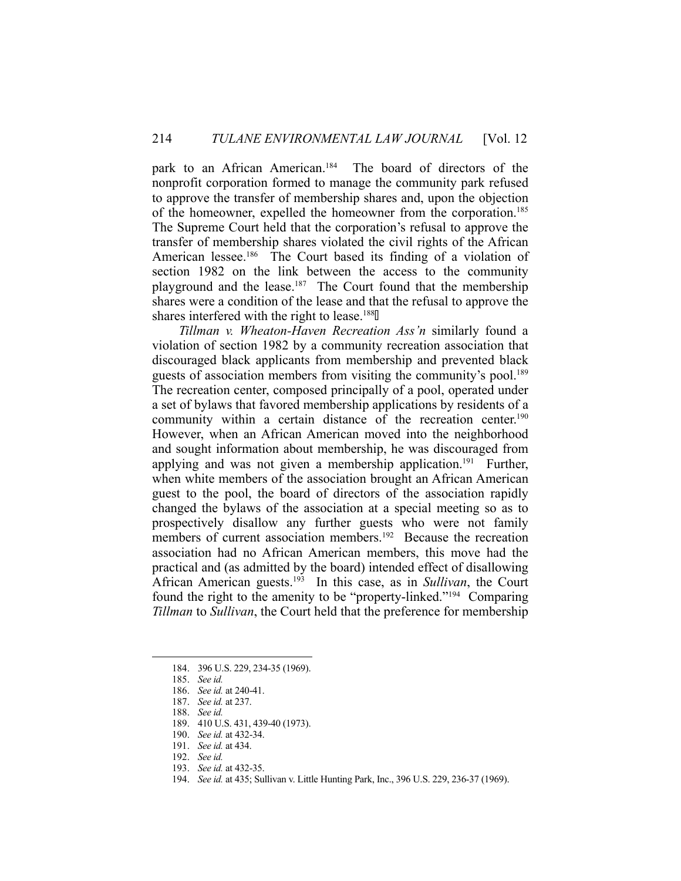park to an African American.[184] The board of directors of the nonprofit corporation formed to manage the community park refused to approve the transfer of membership shares and, upon the objection of the homeowner, expelled the homeowner from the corporation.[185] The Supreme Court held that the corporation's refusal to approve the transfer of membership shares violated the civil rights of the African American lessee.[186] The Court based its finding of a violation of section 1982 on the link between the access to the community playground and the lease.[187] The Court found that the membership shares were a condition of the lease and that the refusal to approve the shares interfered with the right to lease.[188]

*Tillman v. Wheaton-Haven Recreation Ass'n* similarly found a violation of section 1982 by a community recreation association that discouraged black applicants from membership and prevented black guests of association members from visiting the community's pool.[189] The recreation center, composed principally of a pool, operated under a set of bylaws that favored membership applications by residents of a community within a certain distance of the recreation center.[190] However, when an African American moved into the neighborhood and sought information about membership, he was discouraged from applying and was not given a membership application.[191] Further, when white members of the association brought an African American guest to the pool, the board of directors of the association rapidly changed the bylaws of the association at a special meeting so as to prospectively disallow any further guests who were not family members of current association members.[192] Because the recreation association had no African American members, this move had the practical and (as admitted by the board) intended effect of disallowing African American guests.[193] In this case, as in *Sullivan*, the Court found the right to the amenity to be "property-linked."[194] Comparing *Tillman* to *Sullivan*, the Court held that the preference for membership

---

184. 396 U.S. 229, 234-35 (1969).
185. *See id.*
186. *See id.* at 240-41.
187. *See id.* at 237.
188. *See id.*
189. 410 U.S. 431, 439-40 (1973).
190. *See id.* at 432-34.
191. *See id.* at 434.
192. *See id.*
193. *See id.* at 432-35.
194. *See id.* at 435; Sullivan v. Little Hunting Park, Inc., 396 U.S. 229, 236-37 (1969).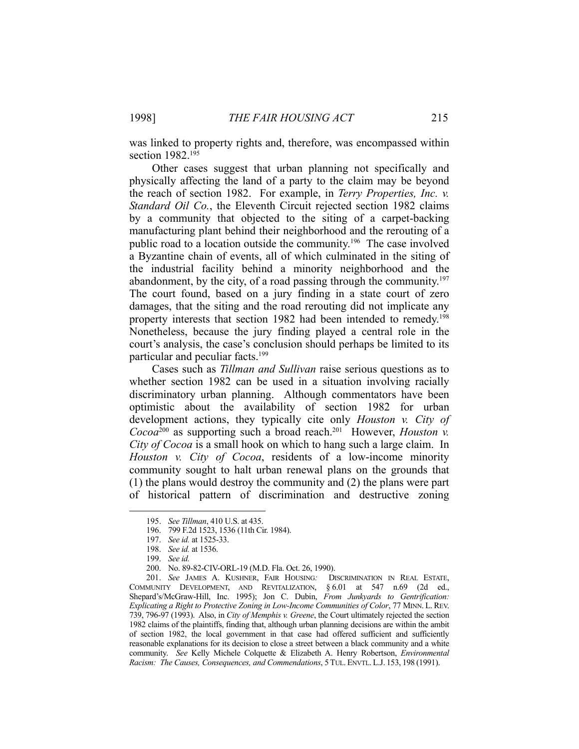was linked to property rights and, therefore, was encompassed within section 1982.[195]

Other cases suggest that urban planning not specifically and physically affecting the land of a party to the claim may be beyond the reach of section 1982. For example, in *Terry Properties, Inc. v. Standard Oil Co.*, the Eleventh Circuit rejected section 1982 claims by a community that objected to the siting of a carpet-backing manufacturing plant behind their neighborhood and the rerouting of a public road to a location outside the community.[196] The case involved a Byzantine chain of events, all of which culminated in the siting of the industrial facility behind a minority neighborhood and the abandonment, by the city, of a road passing through the community.[197] The court found, based on a jury finding in a state court of zero damages, that the siting and the road rerouting did not implicate any property interests that section 1982 had been intended to remedy.[198] Nonetheless, because the jury finding played a central role in the court's analysis, the case's conclusion should perhaps be limited to its particular and peculiar facts.[199]

Cases such as *Tillman and Sullivan* raise serious questions as to whether section 1982 can be used in a situation involving racially discriminatory urban planning. Although commentators have been optimistic about the availability of section 1982 for urban development actions, they typically cite only *Houston v. City of Cocoa*[200] as supporting such a broad reach.[201] However, *Houston v. City of Cocoa* is a small hook on which to hang such a large claim. In *Houston v. City of Cocoa*, residents of a low-income minority community sought to halt urban renewal plans on the grounds that (1) the plans would destroy the community and (2) the plans were part of historical pattern of discrimination and destructive zoning

---

195. *See Tillman*, 410 U.S. at 435.

196. 799 F.2d 1523, 1536 (11th Cir. 1984).

197. *See id.* at 1525-33.

198. *See id.* at 1536.

199. *See id.*

200. No. 89-82-CIV-ORL-19 (M.D. Fla. Oct. 26, 1990).

201. *See* JAMES A. KUSHNER, FAIR HOUSING: DISCRIMINATION IN REAL ESTATE, COMMUNITY DEVELOPMENT, AND REVITALIZATION, § 6.01 at 547 n.69 (2d ed., Shepard's/McGraw-Hill, Inc. 1995); Jon C. Dubin, *From Junkyards to Gentrification: Explicating a Right to Protective Zoning in Low-Income Communities of Color*, 77 MINN. L. REV. 739, 796-97 (1993). Also, in *City of Memphis v. Greene*, the Court ultimately rejected the section 1982 claims of the plaintiffs, finding that, although urban planning decisions are within the ambit of section 1982, the local government in that case had offered sufficient and sufficiently reasonable explanations for its decision to close a street between a black community and a white community. *See* Kelly Michele Colquette & Elizabeth A. Henry Robertson, *Environmental Racism: The Causes, Consequences, and Commendations*, 5 TUL. ENVTL. L.J. 153, 198 (1991).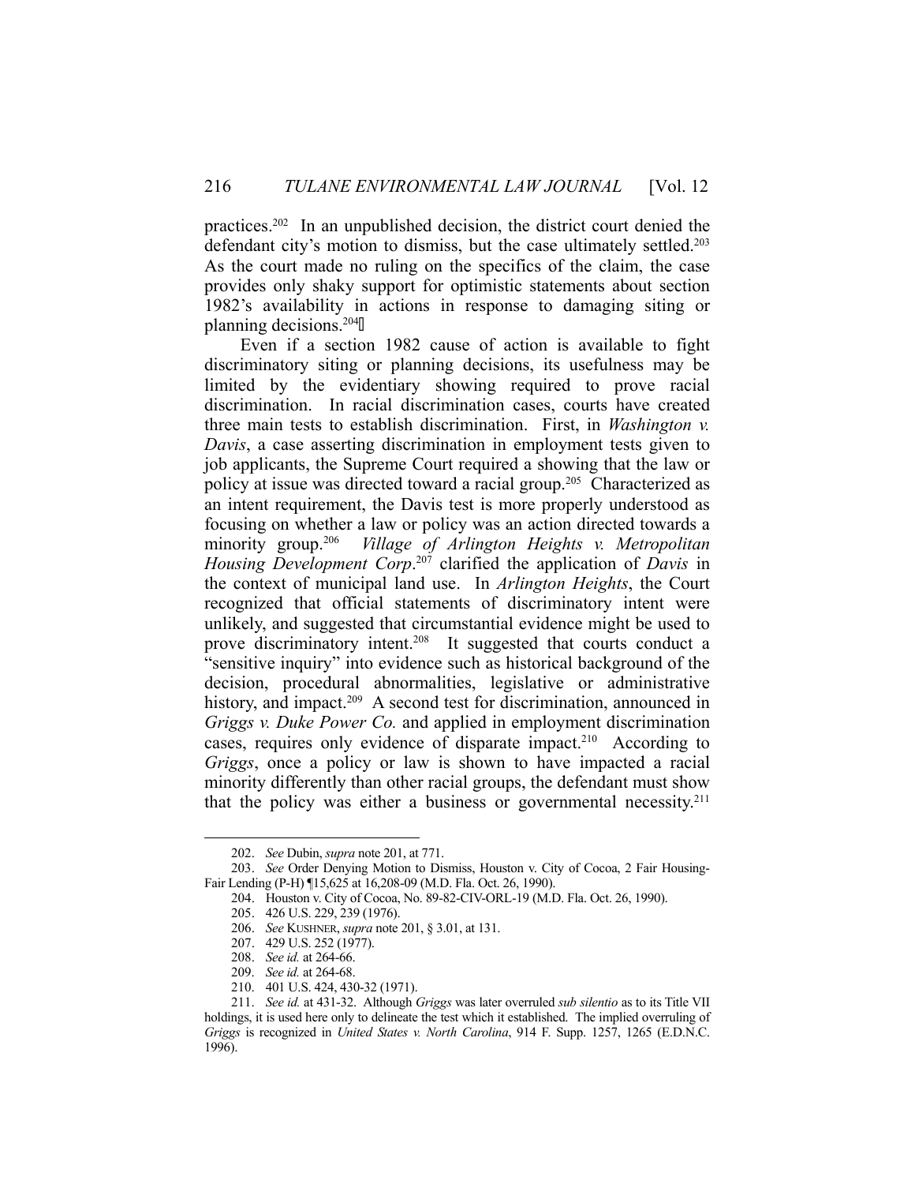practices.[202] In an unpublished decision, the district court denied the defendant city's motion to dismiss, but the case ultimately settled.[203] As the court made no ruling on the specifics of the claim, the case provides only shaky support for optimistic statements about section 1982's availability in actions in response to damaging siting or planning decisions.[204]

Even if a section 1982 cause of action is available to fight discriminatory siting or planning decisions, its usefulness may be limited by the evidentiary showing required to prove racial discrimination. In racial discrimination cases, courts have created three main tests to establish discrimination. First, in *Washington v. Davis*, a case asserting discrimination in employment tests given to job applicants, the Supreme Court required a showing that the law or policy at issue was directed toward a racial group.[205] Characterized as an intent requirement, the Davis test is more properly understood as focusing on whether a law or policy was an action directed towards a minority group.[206] *Village of Arlington Heights v. Metropolitan Housing Development Corp*.[207] clarified the application of *Davis* in the context of municipal land use. In *Arlington Heights*, the Court recognized that official statements of discriminatory intent were unlikely, and suggested that circumstantial evidence might be used to prove discriminatory intent.[208] It suggested that courts conduct a "sensitive inquiry" into evidence such as historical background of the decision, procedural abnormalities, legislative or administrative history, and impact.[209] A second test for discrimination, announced in *Griggs v. Duke Power Co.* and applied in employment discrimination cases, requires only evidence of disparate impact.[210] According to *Griggs*, once a policy or law is shown to have impacted a racial minority differently than other racial groups, the defendant must show that the policy was either a business or governmental necessity.[211]

---

202. *See* Dubin, *supra* note 201, at 771.

203. *See* Order Denying Motion to Dismiss, Houston v. City of Cocoa, 2 Fair Housing-Fair Lending (P-H) ¶15,625 at 16,208-09 (M.D. Fla. Oct. 26, 1990).

204. Houston v. City of Cocoa, No. 89-82-CIV-ORL-19 (M.D. Fla. Oct. 26, 1990).

205. 426 U.S. 229, 239 (1976).

206. *See* KUSHNER, *supra* note 201, § 3.01, at 131.

207. 429 U.S. 252 (1977).

208. *See id.* at 264-66.

209. *See id.* at 264-68.

210. 401 U.S. 424, 430-32 (1971).

211. *See id.* at 431-32. Although *Griggs* was later overruled *sub silentio* as to its Title VII holdings, it is used here only to delineate the test which it established. The implied overruling of *Griggs* is recognized in *United States v. North Carolina*, 914 F. Supp. 1257, 1265 (E.D.N.C. 1996).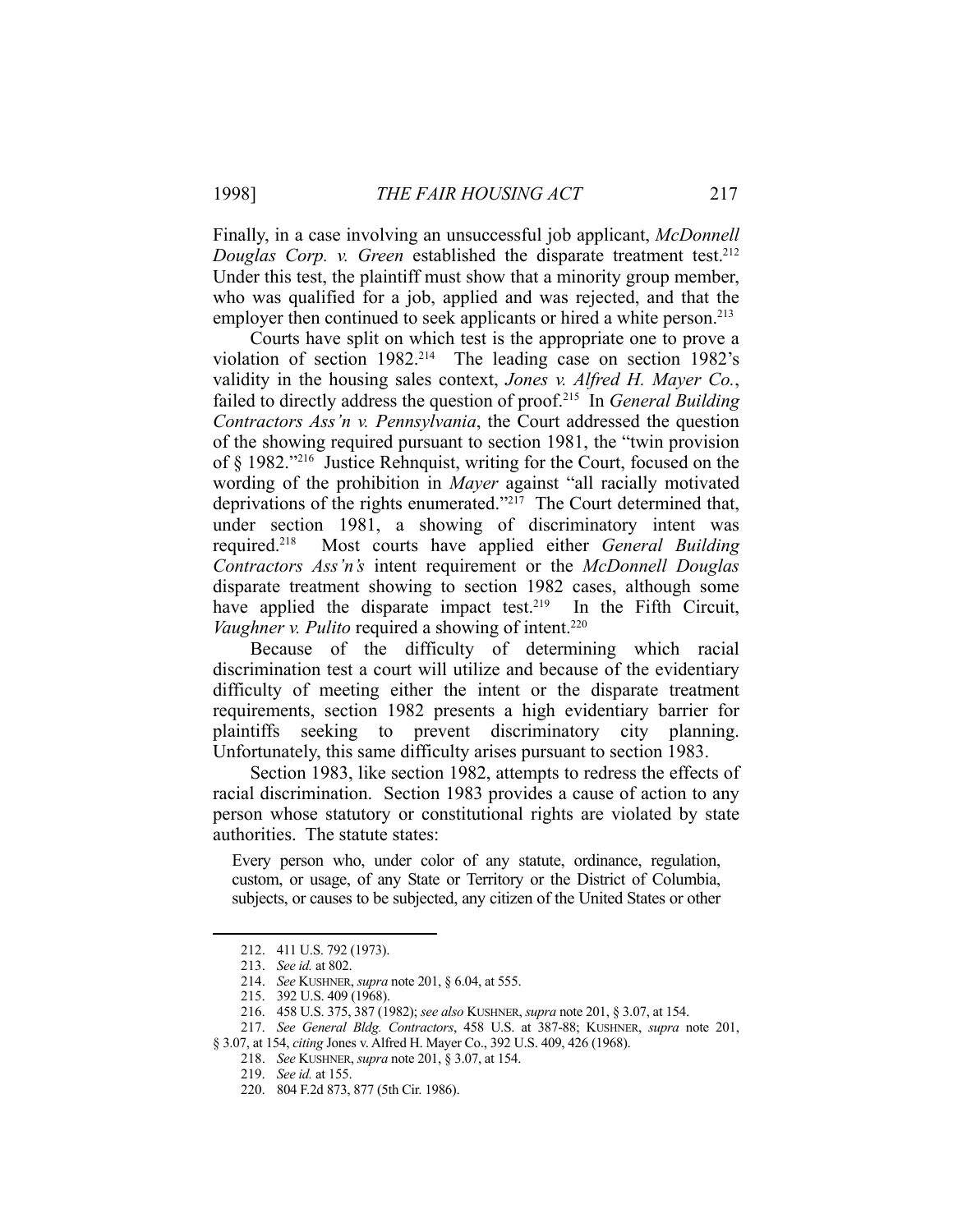Finally, in a case involving an unsuccessful job applicant, *McDonnell Douglas Corp. v. Green* established the disparate treatment test.[212] Under this test, the plaintiff must show that a minority group member, who was qualified for a job, applied and was rejected, and that the employer then continued to seek applicants or hired a white person.[213]

Courts have split on which test is the appropriate one to prove a violation of section 1982.[214] The leading case on section 1982's validity in the housing sales context, *Jones v. Alfred H. Mayer Co.*, failed to directly address the question of proof.[215] In *General Building Contractors Ass'n v. Pennsylvania*, the Court addressed the question of the showing required pursuant to section 1981, the "twin provision of § 1982."[216] Justice Rehnquist, writing for the Court, focused on the wording of the prohibition in *Mayer* against "all racially motivated deprivations of the rights enumerated."[217] The Court determined that, under section 1981, a showing of discriminatory intent was required.[218] Most courts have applied either *General Building Contractors Ass'n's* intent requirement or the *McDonnell Douglas* disparate treatment showing to section 1982 cases, although some have applied the disparate impact test.[219] In the Fifth Circuit, *Vaughner v. Pulito* required a showing of intent.[220]

Because of the difficulty of determining which racial discrimination test a court will utilize and because of the evidentiary difficulty of meeting either the intent or the disparate treatment requirements, section 1982 presents a high evidentiary barrier for plaintiffs seeking to prevent discriminatory city planning. Unfortunately, this same difficulty arises pursuant to section 1983.

Section 1983, like section 1982, attempts to redress the effects of racial discrimination. Section 1983 provides a cause of action to any person whose statutory or constitutional rights are violated by state authorities. The statute states:

> Every person who, under color of any statute, ordinance, regulation, custom, or usage, of any State or Territory or the District of Columbia, subjects, or causes to be subjected, any citizen of the United States or other

---

212. 411 U.S. 792 (1973).

213. *See id.* at 802.

214. *See* KUSHNER, *supra* note 201, § 6.04, at 555.

215. 392 U.S. 409 (1968).

216. 458 U.S. 375, 387 (1982); *see also* KUSHNER, *supra* note 201, § 3.07, at 154.

217. *See General Bldg. Contractors*, 458 U.S. at 387-88; KUSHNER, *supra* note 201, § 3.07, at 154, *citing* Jones v. Alfred H. Mayer Co., 392 U.S. 409, 426 (1968).

218. *See* KUSHNER, *supra* note 201, § 3.07, at 154.

219. *See id.* at 155.

220. 804 F.2d 873, 877 (5th Cir. 1986).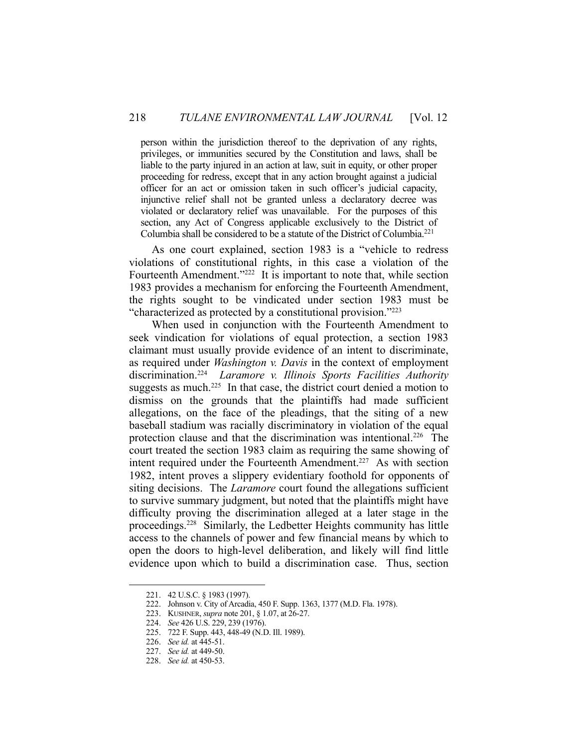> person within the jurisdiction thereof to the deprivation of any rights, privileges, or immunities secured by the Constitution and laws, shall be liable to the party injured in an action at law, suit in equity, or other proper proceeding for redress, except that in any action brought against a judicial officer for an act or omission taken in such officer's judicial capacity, injunctive relief shall not be granted unless a declaratory decree was violated or declaratory relief was unavailable. For the purposes of this section, any Act of Congress applicable exclusively to the District of Columbia shall be considered to be a statute of the District of Columbia.[221]

As one court explained, section 1983 is a "vehicle to redress violations of constitutional rights, in this case a violation of the Fourteenth Amendment."[222] It is important to note that, while section 1983 provides a mechanism for enforcing the Fourteenth Amendment, the rights sought to be vindicated under section 1983 must be "characterized as protected by a constitutional provision."[223]

When used in conjunction with the Fourteenth Amendment to seek vindication for violations of equal protection, a section 1983 claimant must usually provide evidence of an intent to discriminate, as required under *Washington v. Davis* in the context of employment discrimination.[224] *Laramore v. Illinois Sports Facilities Authority* suggests as much.[225] In that case, the district court denied a motion to dismiss on the grounds that the plaintiffs had made sufficient allegations, on the face of the pleadings, that the siting of a new baseball stadium was racially discriminatory in violation of the equal protection clause and that the discrimination was intentional.[226] The court treated the section 1983 claim as requiring the same showing of intent required under the Fourteenth Amendment.[227] As with section 1982, intent proves a slippery evidentiary foothold for opponents of siting decisions. The *Laramore* court found the allegations sufficient to survive summary judgment, but noted that the plaintiffs might have difficulty proving the discrimination alleged at a later stage in the proceedings.[228] Similarly, the Ledbetter Heights community has little access to the channels of power and few financial means by which to open the doors to high-level deliberation, and likely will find little evidence upon which to build a discrimination case. Thus, section

---

221. 42 U.S.C. § 1983 (1997).
222. Johnson v. City of Arcadia, 450 F. Supp. 1363, 1377 (M.D. Fla. 1978).
223. KUSHNER, *supra* note 201, § 1.07, at 26-27.
224. *See* 426 U.S. 229, 239 (1976).
225. 722 F. Supp. 443, 448-49 (N.D. Ill. 1989).
226. *See id.* at 445-51.
227. *See id.* at 449-50.
228. *See id.* at 450-53.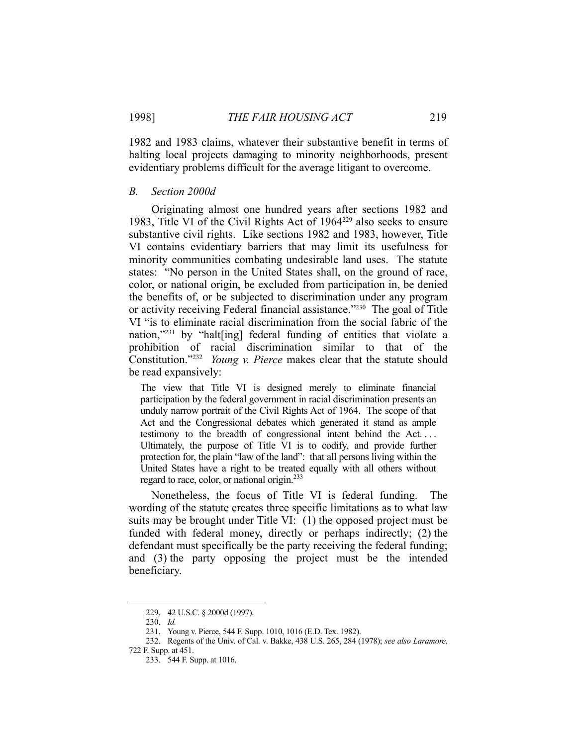1982 and 1983 claims, whatever their substantive benefit in terms of halting local projects damaging to minority neighborhoods, present evidentiary problems difficult for the average litigant to overcome.

### *B. Section 2000d*

Originating almost one hundred years after sections 1982 and 1983, Title VI of the Civil Rights Act of 1964[229] also seeks to ensure substantive civil rights. Like sections 1982 and 1983, however, Title VI contains evidentiary barriers that may limit its usefulness for minority communities combating undesirable land uses. The statute states: "No person in the United States shall, on the ground of race, color, or national origin, be excluded from participation in, be denied the benefits of, or be subjected to discrimination under any program or activity receiving Federal financial assistance."[230] The goal of Title VI "is to eliminate racial discrimination from the social fabric of the nation,"[231] by "halt[ing] federal funding of entities that violate a prohibition of racial discrimination similar to that of the Constitution."[232] *Young v. Pierce* makes clear that the statute should be read expansively:

> The view that Title VI is designed merely to eliminate financial participation by the federal government in racial discrimination presents an unduly narrow portrait of the Civil Rights Act of 1964. The scope of that Act and the Congressional debates which generated it stand as ample testimony to the breadth of congressional intent behind the Act. . . . Ultimately, the purpose of Title VI is to codify, and provide further protection for, the plain "law of the land": that all persons living within the United States have a right to be treated equally with all others without regard to race, color, or national origin.[233]

Nonetheless, the focus of Title VI is federal funding. The wording of the statute creates three specific limitations as to what law suits may be brought under Title VI: (1) the opposed project must be funded with federal money, directly or perhaps indirectly; (2) the defendant must specifically be the party receiving the federal funding; and (3) the party opposing the project must be the intended beneficiary.

---

229. 42 U.S.C. § 2000d (1997).

230. *Id.*

231. Young v. Pierce, 544 F. Supp. 1010, 1016 (E.D. Tex. 1982).

232. Regents of the Univ. of Cal. v. Bakke, 438 U.S. 265, 284 (1978); *see also Laramore*, 722 F. Supp. at 451.

233. 544 F. Supp. at 1016.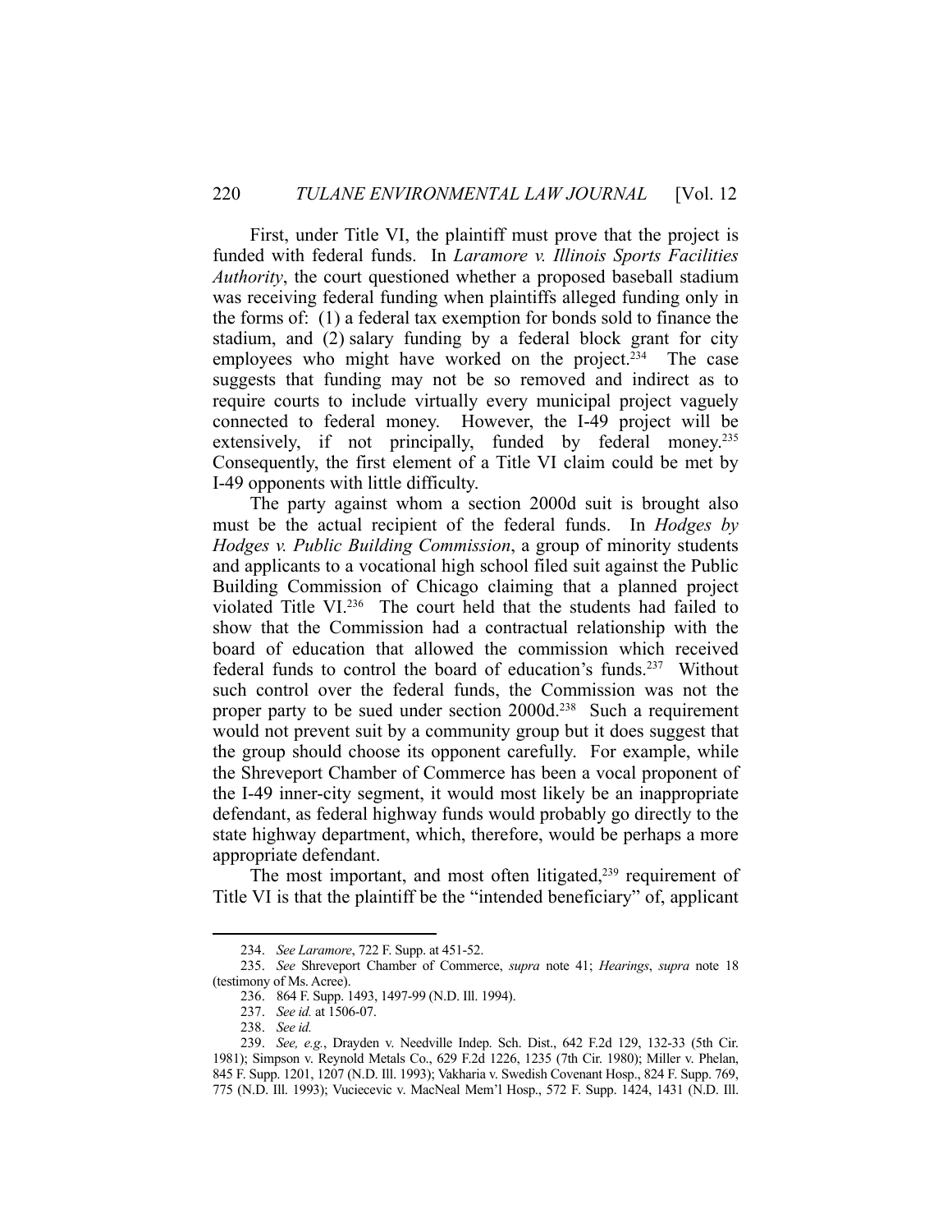First, under Title VI, the plaintiff must prove that the project is funded with federal funds. In *Laramore v. Illinois Sports Facilities Authority*, the court questioned whether a proposed baseball stadium was receiving federal funding when plaintiffs alleged funding only in the forms of: (1) a federal tax exemption for bonds sold to finance the stadium, and (2) salary funding by a federal block grant for city employees who might have worked on the project.[234] The case suggests that funding may not be so removed and indirect as to require courts to include virtually every municipal project vaguely connected to federal money. However, the I-49 project will be extensively, if not principally, funded by federal money.[235] Consequently, the first element of a Title VI claim could be met by I-49 opponents with little difficulty.

The party against whom a section 2000d suit is brought also must be the actual recipient of the federal funds. In *Hodges by Hodges v. Public Building Commission*, a group of minority students and applicants to a vocational high school filed suit against the Public Building Commission of Chicago claiming that a planned project violated Title VI.[236] The court held that the students had failed to show that the Commission had a contractual relationship with the board of education that allowed the commission which received federal funds to control the board of education's funds.[237] Without such control over the federal funds, the Commission was not the proper party to be sued under section 2000d.[238] Such a requirement would not prevent suit by a community group but it does suggest that the group should choose its opponent carefully. For example, while the Shreveport Chamber of Commerce has been a vocal proponent of the I-49 inner-city segment, it would most likely be an inappropriate defendant, as federal highway funds would probably go directly to the state highway department, which, therefore, would be perhaps a more appropriate defendant.

The most important, and most often litigated,[239] requirement of Title VI is that the plaintiff be the "intended beneficiary" of, applicant

---

234. *See Laramore*, 722 F. Supp. at 451-52.

235. *See* Shreveport Chamber of Commerce, *supra* note 41; *Hearings*, *supra* note 18 (testimony of Ms. Acree).

236. 864 F. Supp. 1493, 1497-99 (N.D. Ill. 1994).

237. *See id.* at 1506-07.

238. *See id.*

239. *See, e.g.*, Drayden v. Needville Indep. Sch. Dist., 642 F.2d 129, 132-33 (5th Cir. 1981); Simpson v. Reynold Metals Co., 629 F.2d 1226, 1235 (7th Cir. 1980); Miller v. Phelan, 845 F. Supp. 1201, 1207 (N.D. Ill. 1993); Vakharia v. Swedish Covenant Hosp., 824 F. Supp. 769, 775 (N.D. Ill. 1993); Vuciecevic v. MacNeal Mem'l Hosp., 572 F. Supp. 1424, 1431 (N.D. Ill.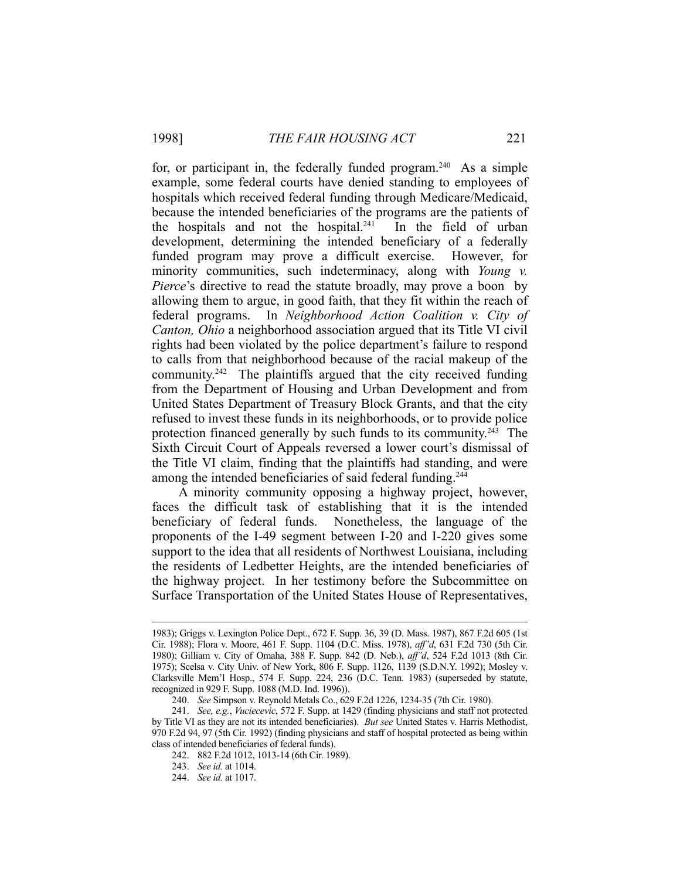for, or participant in, the federally funded program.[240] As a simple example, some federal courts have denied standing to employees of hospitals which received federal funding through Medicare/Medicaid, because the intended beneficiaries of the programs are the patients of the hospitals and not the hospital.[241] In the field of urban development, determining the intended beneficiary of a federally funded program may prove a difficult exercise. However, for minority communities, such indeterminacy, along with *Young v. Pierce*'s directive to read the statute broadly, may prove a boon by allowing them to argue, in good faith, that they fit within the reach of federal programs. In *Neighborhood Action Coalition v. City of Canton, Ohio* a neighborhood association argued that its Title VI civil rights had been violated by the police department's failure to respond to calls from that neighborhood because of the racial makeup of the community.[242] The plaintiffs argued that the city received funding from the Department of Housing and Urban Development and from United States Department of Treasury Block Grants, and that the city refused to invest these funds in its neighborhoods, or to provide police protection financed generally by such funds to its community.[243] The Sixth Circuit Court of Appeals reversed a lower court's dismissal of the Title VI claim, finding that the plaintiffs had standing, and were among the intended beneficiaries of said federal funding.[244]

A minority community opposing a highway project, however, faces the difficult task of establishing that it is the intended beneficiary of federal funds. Nonetheless, the language of the proponents of the I-49 segment between I-20 and I-220 gives some support to the idea that all residents of Northwest Louisiana, including the residents of Ledbetter Heights, are the intended beneficiaries of the highway project. In her testimony before the Subcommittee on Surface Transportation of the United States House of Representatives,

---

1983); Griggs v. Lexington Police Dept., 672 F. Supp. 36, 39 (D. Mass. 1987), 867 F.2d 605 (1st Cir. 1988); Flora v. Moore, 461 F. Supp. 1104 (D.C. Miss. 1978), *aff'd*, 631 F.2d 730 (5th Cir. 1980); Gilliam v. City of Omaha, 388 F. Supp. 842 (D. Neb.), *aff'd*, 524 F.2d 1013 (8th Cir. 1975); Scelsa v. City Univ. of New York, 806 F. Supp. 1126, 1139 (S.D.N.Y. 1992); Mosley v. Clarksville Mem'l Hosp., 574 F. Supp. 224, 236 (D.C. Tenn. 1983) (superseded by statute, recognized in 929 F. Supp. 1088 (M.D. Ind. 1996)).

240. *See* Simpson v. Reynold Metals Co., 629 F.2d 1226, 1234-35 (7th Cir. 1980).

241. *See, e.g.*, *Vuciecevic*, 572 F. Supp. at 1429 (finding physicians and staff not protected by Title VI as they are not its intended beneficiaries). *But see* United States v. Harris Methodist, 970 F.2d 94, 97 (5th Cir. 1992) (finding physicians and staff of hospital protected as being within class of intended beneficiaries of federal funds).

242. 882 F.2d 1012, 1013-14 (6th Cir. 1989).

243. *See id.* at 1014.

244. *See id.* at 1017.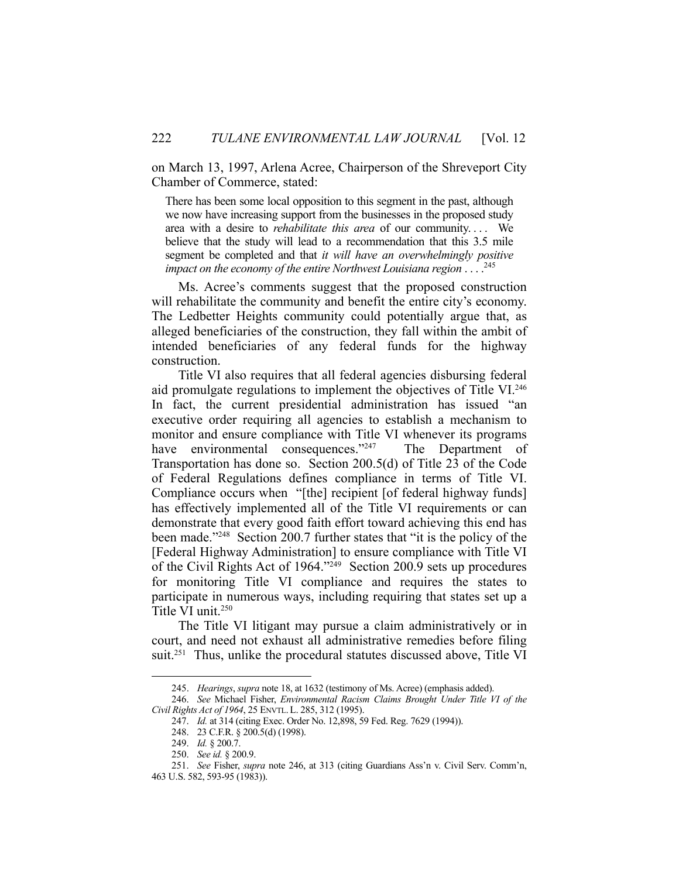on March 13, 1997, Arlena Acree, Chairperson of the Shreveport City Chamber of Commerce, stated:

> There has been some local opposition to this segment in the past, although we now have increasing support from the businesses in the proposed study area with a desire to *rehabilitate this area* of our community. . . . We believe that the study will lead to a recommendation that this 3.5 mile segment be completed and that *it will have an overwhelmingly positive impact on the economy of the entire Northwest Louisiana region* . . . .[245]

Ms. Acree's comments suggest that the proposed construction will rehabilitate the community and benefit the entire city's economy. The Ledbetter Heights community could potentially argue that, as alleged beneficiaries of the construction, they fall within the ambit of intended beneficiaries of any federal funds for the highway construction.

Title VI also requires that all federal agencies disbursing federal aid promulgate regulations to implement the objectives of Title VI.[246] In fact, the current presidential administration has issued "an executive order requiring all agencies to establish a mechanism to monitor and ensure compliance with Title VI whenever its programs have environmental consequences."[247] The Department of Transportation has done so. Section 200.5(d) of Title 23 of the Code of Federal Regulations defines compliance in terms of Title VI. Compliance occurs when "[the] recipient [of federal highway funds] has effectively implemented all of the Title VI requirements or can demonstrate that every good faith effort toward achieving this end has been made."[248] Section 200.7 further states that "it is the policy of the [Federal Highway Administration] to ensure compliance with Title VI of the Civil Rights Act of 1964."[249] Section 200.9 sets up procedures for monitoring Title VI compliance and requires the states to participate in numerous ways, including requiring that states set up a Title VI unit.[250]

The Title VI litigant may pursue a claim administratively or in court, and need not exhaust all administrative remedies before filing suit.[251] Thus, unlike the procedural statutes discussed above, Title VI

---

245. *Hearings*, *supra* note 18, at 1632 (testimony of Ms. Acree) (emphasis added).

246. *See* Michael Fisher, *Environmental Racism Claims Brought Under Title VI of the Civil Rights Act of 1964*, 25 ENVTL. L. 285, 312 (1995).

247. *Id.* at 314 (citing Exec. Order No. 12,898, 59 Fed. Reg. 7629 (1994)).

248. 23 C.F.R. § 200.5(d) (1998).

249. *Id.* § 200.7.

250. *See id.* § 200.9.

251. *See* Fisher, *supra* note 246, at 313 (citing Guardians Ass'n v. Civil Serv. Comm'n, 463 U.S. 582, 593-95 (1983)).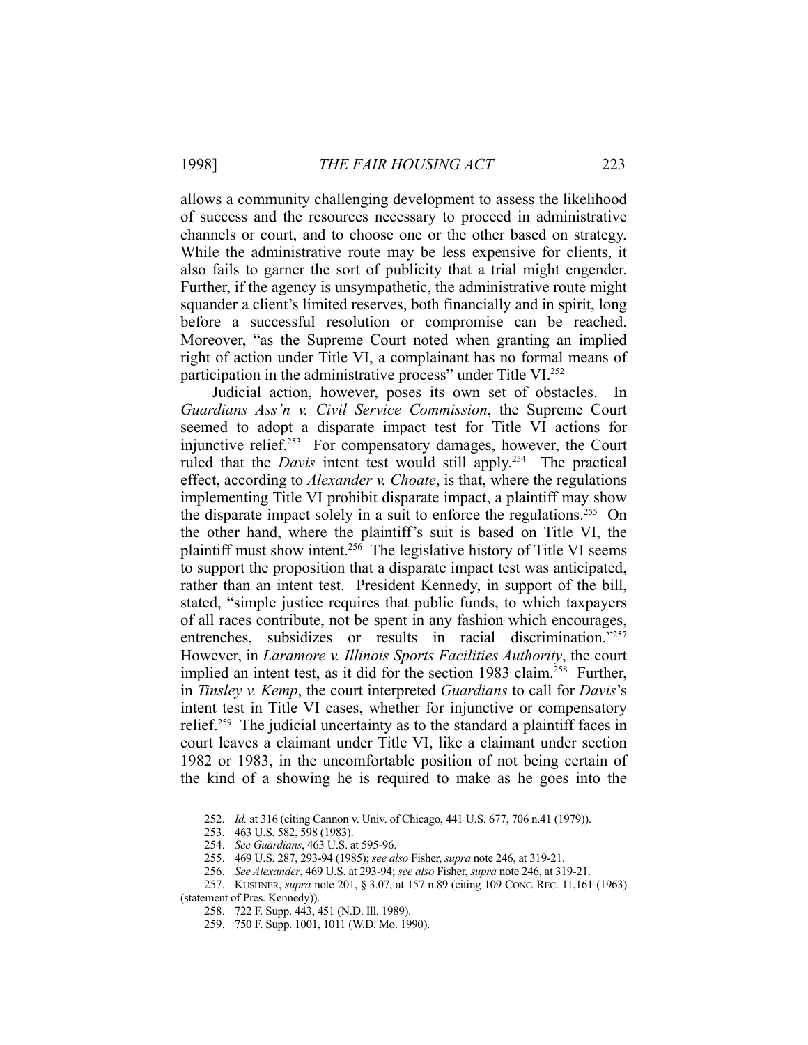allows a community challenging development to assess the likelihood of success and the resources necessary to proceed in administrative channels or court, and to choose one or the other based on strategy. While the administrative route may be less expensive for clients, it also fails to garner the sort of publicity that a trial might engender. Further, if the agency is unsympathetic, the administrative route might squander a client's limited reserves, both financially and in spirit, long before a successful resolution or compromise can be reached. Moreover, "as the Supreme Court noted when granting an implied right of action under Title VI, a complainant has no formal means of participation in the administrative process" under Title VI.[252]

Judicial action, however, poses its own set of obstacles. In *Guardians Ass'n v. Civil Service Commission*, the Supreme Court seemed to adopt a disparate impact test for Title VI actions for injunctive relief.[253] For compensatory damages, however, the Court ruled that the *Davis* intent test would still apply.[254] The practical effect, according to *Alexander v. Choate*, is that, where the regulations implementing Title VI prohibit disparate impact, a plaintiff may show the disparate impact solely in a suit to enforce the regulations.[255] On the other hand, where the plaintiff's suit is based on Title VI, the plaintiff must show intent.[256] The legislative history of Title VI seems to support the proposition that a disparate impact test was anticipated, rather than an intent test. President Kennedy, in support of the bill, stated, "simple justice requires that public funds, to which taxpayers of all races contribute, not be spent in any fashion which encourages, entrenches, subsidizes or results in racial discrimination."[257] However, in *Laramore v. Illinois Sports Facilities Authority*, the court implied an intent test, as it did for the section 1983 claim.[258] Further, in *Tinsley v. Kemp*, the court interpreted *Guardians* to call for *Davis*'s intent test in Title VI cases, whether for injunctive or compensatory relief.[259] The judicial uncertainty as to the standard a plaintiff faces in court leaves a claimant under Title VI, like a claimant under section 1982 or 1983, in the uncomfortable position of not being certain of the kind of a showing he is required to make as he goes into the

---

252. *Id.* at 316 (citing Cannon v. Univ. of Chicago, 441 U.S. 677, 706 n.41 (1979)).

253. 463 U.S. 582, 598 (1983).

254. *See Guardians*, 463 U.S. at 595-96.

255. 469 U.S. 287, 293-94 (1985); *see also* Fisher, *supra* note 246, at 319-21.

256. *See Alexander*, 469 U.S. at 293-94; *see also* Fisher, *supra* note 246, at 319-21.

257. KUSHNER, *supra* note 201, § 3.07, at 157 n.89 (citing 109 CONG. REC. 11,161 (1963) (statement of Pres. Kennedy)).

258. 722 F. Supp. 443, 451 (N.D. Ill. 1989).

259. 750 F. Supp. 1001, 1011 (W.D. Mo. 1990).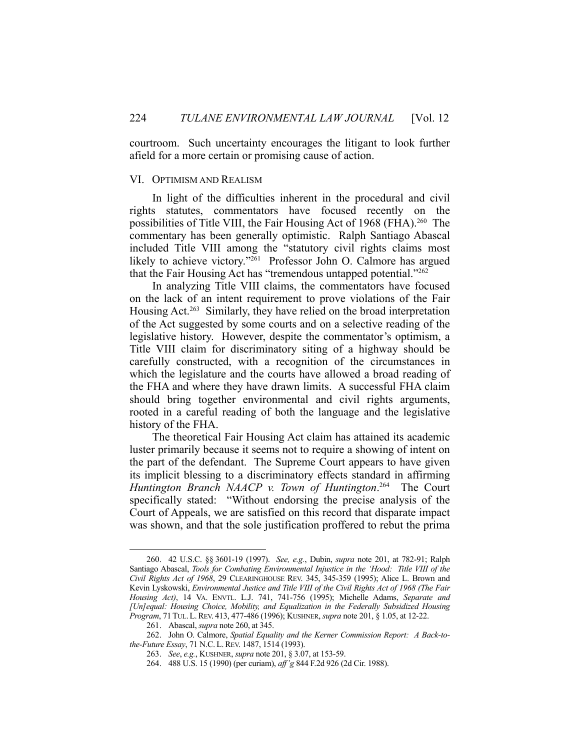courtroom. Such uncertainty encourages the litigant to look further afield for a more certain or promising cause of action.

## VI. OPTIMISM AND REALISM

In light of the difficulties inherent in the procedural and civil rights statutes, commentators have focused recently on the possibilities of Title VIII, the Fair Housing Act of 1968 (FHA).[260] The commentary has been generally optimistic. Ralph Santiago Abascal included Title VIII among the "statutory civil rights claims most likely to achieve victory."[261] Professor John O. Calmore has argued that the Fair Housing Act has "tremendous untapped potential."[262]

In analyzing Title VIII claims, the commentators have focused on the lack of an intent requirement to prove violations of the Fair Housing Act.[263] Similarly, they have relied on the broad interpretation of the Act suggested by some courts and on a selective reading of the legislative history. However, despite the commentator's optimism, a Title VIII claim for discriminatory siting of a highway should be carefully constructed, with a recognition of the circumstances in which the legislature and the courts have allowed a broad reading of the FHA and where they have drawn limits. A successful FHA claim should bring together environmental and civil rights arguments, rooted in a careful reading of both the language and the legislative history of the FHA.

The theoretical Fair Housing Act claim has attained its academic luster primarily because it seems not to require a showing of intent on the part of the defendant. The Supreme Court appears to have given its implicit blessing to a discriminatory effects standard in affirming *Huntington Branch NAACP v. Town of Huntington*.[264] The Court specifically stated: "Without endorsing the precise analysis of the Court of Appeals, we are satisfied on this record that disparate impact was shown, and that the sole justification proffered to rebut the prima

---

260. 42 U.S.C. §§ 3601-19 (1997). *See, e.g.*, Dubin, *supra* note 201, at 782-91; Ralph Santiago Abascal, *Tools for Combating Environmental Injustice in the 'Hood: Title VIII of the Civil Rights Act of 1968*, 29 CLEARINGHOUSE REV. 345, 345-359 (1995); Alice L. Brown and Kevin Lyskowski, *Environmental Justice and Title VIII of the Civil Rights Act of 1968 (The Fair Housing Act)*, 14 VA. ENVTL. L.J. 741, 741-756 (1995); Michelle Adams, *Separate and [Un]equal: Housing Choice, Mobility, and Equalization in the Federally Subsidized Housing Program*, 71 TUL. L. REV. 413, 477-486 (1996); KUSHNER, *supra* note 201, § 1.05, at 12-22.

261. Abascal, *supra* note 260, at 345.

262. John O. Calmore, *Spatial Equality and the Kerner Commission Report: A Back-to-the-Future Essay*, 71 N.C. L. REV. 1487, 1514 (1993).

263. *See*, *e.g.*, KUSHNER, *supra* note 201, § 3.07, at 153-59.

264. 488 U.S. 15 (1990) (per curiam), *aff'g* 844 F.2d 926 (2d Cir. 1988).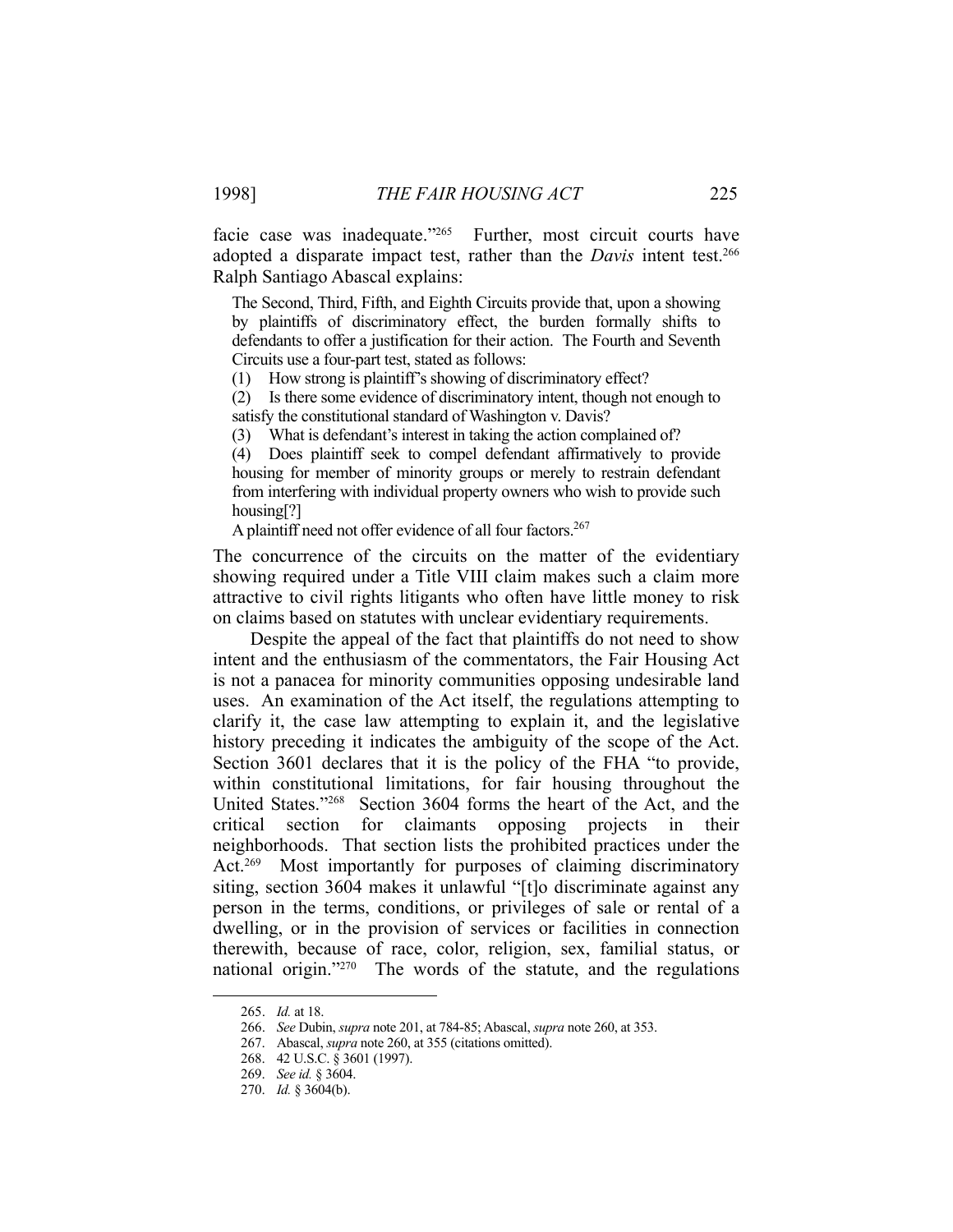facie case was inadequate."[265] Further, most circuit courts have adopted a disparate impact test, rather than the *Davis* intent test.[266] Ralph Santiago Abascal explains:

> The Second, Third, Fifth, and Eighth Circuits provide that, upon a showing by plaintiffs of discriminatory effect, the burden formally shifts to defendants to offer a justification for their action. The Fourth and Seventh Circuits use a four-part test, stated as follows:
>
> (1) How strong is plaintiff's showing of discriminatory effect?
>
> (2) Is there some evidence of discriminatory intent, though not enough to satisfy the constitutional standard of Washington v. Davis?
>
> (3) What is defendant's interest in taking the action complained of?
>
> (4) Does plaintiff seek to compel defendant affirmatively to provide housing for member of minority groups or merely to restrain defendant from interfering with individual property owners who wish to provide such housing[?]
>
> A plaintiff need not offer evidence of all four factors.[267]

The concurrence of the circuits on the matter of the evidentiary showing required under a Title VIII claim makes such a claim more attractive to civil rights litigants who often have little money to risk on claims based on statutes with unclear evidentiary requirements.

Despite the appeal of the fact that plaintiffs do not need to show intent and the enthusiasm of the commentators, the Fair Housing Act is not a panacea for minority communities opposing undesirable land uses. An examination of the Act itself, the regulations attempting to clarify it, the case law attempting to explain it, and the legislative history preceding it indicates the ambiguity of the scope of the Act. Section 3601 declares that it is the policy of the FHA "to provide, within constitutional limitations, for fair housing throughout the United States."[268] Section 3604 forms the heart of the Act, and the critical section for claimants opposing projects in their neighborhoods. That section lists the prohibited practices under the Act.[269] Most importantly for purposes of claiming discriminatory siting, section 3604 makes it unlawful "[t]o discriminate against any person in the terms, conditions, or privileges of sale or rental of a dwelling, or in the provision of services or facilities in connection therewith, because of race, color, religion, sex, familial status, or national origin."[270] The words of the statute, and the regulations

---

265. *Id.* at 18.

266. *See* Dubin, *supra* note 201, at 784-85; Abascal, *supra* note 260, at 353.

267. Abascal, *supra* note 260, at 355 (citations omitted).

268. 42 U.S.C. § 3601 (1997).

269. *See id.* § 3604.

270. *Id.* § 3604(b).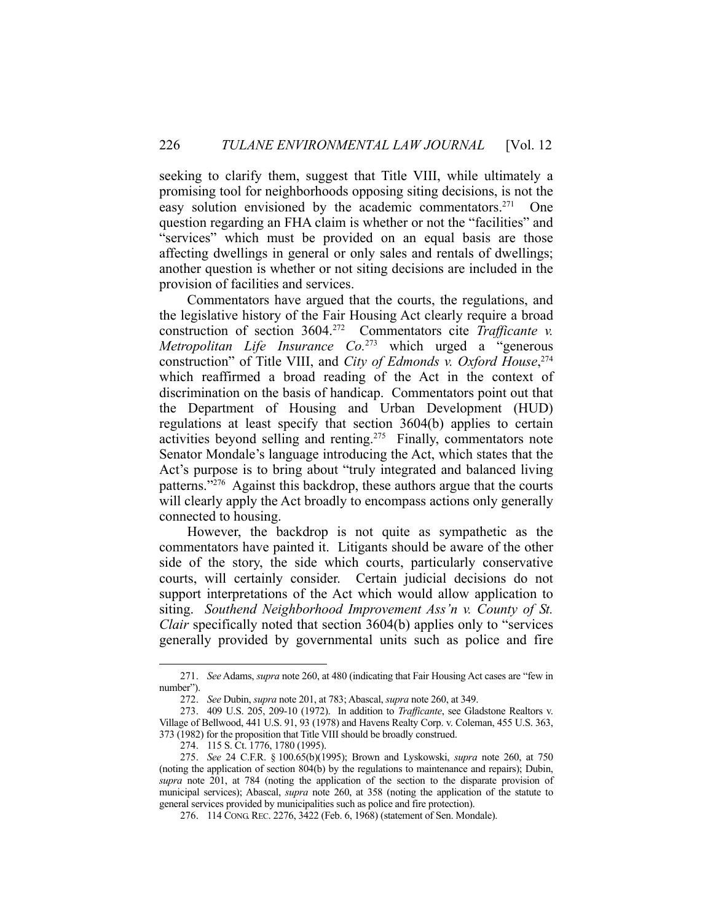seeking to clarify them, suggest that Title VIII, while ultimately a promising tool for neighborhoods opposing siting decisions, is not the easy solution envisioned by the academic commentators.[271] One question regarding an FHA claim is whether or not the "facilities" and "services" which must be provided on an equal basis are those affecting dwellings in general or only sales and rentals of dwellings; another question is whether or not siting decisions are included in the provision of facilities and services.

Commentators have argued that the courts, the regulations, and the legislative history of the Fair Housing Act clearly require a broad construction of section 3604.[272] Commentators cite *Trafficante v. Metropolitan Life Insurance Co.*[273] which urged a "generous construction" of Title VIII, and *City of Edmonds v. Oxford House*,[274] which reaffirmed a broad reading of the Act in the context of discrimination on the basis of handicap. Commentators point out that the Department of Housing and Urban Development (HUD) regulations at least specify that section 3604(b) applies to certain activities beyond selling and renting.[275] Finally, commentators note Senator Mondale's language introducing the Act, which states that the Act's purpose is to bring about "truly integrated and balanced living patterns."[276] Against this backdrop, these authors argue that the courts will clearly apply the Act broadly to encompass actions only generally connected to housing.

However, the backdrop is not quite as sympathetic as the commentators have painted it. Litigants should be aware of the other side of the story, the side which courts, particularly conservative courts, will certainly consider. Certain judicial decisions do not support interpretations of the Act which would allow application to siting. *Southend Neighborhood Improvement Ass'n v. County of St. Clair* specifically noted that section 3604(b) applies only to "services generally provided by governmental units such as police and fire

---

271. *See* Adams, *supra* note 260, at 480 (indicating that Fair Housing Act cases are "few in number").

272. *See* Dubin, *supra* note 201, at 783; Abascal, *supra* note 260, at 349.

273. 409 U.S. 205, 209-10 (1972). In addition to *Trafficante*, see Gladstone Realtors v. Village of Bellwood, 441 U.S. 91, 93 (1978) and Havens Realty Corp. v. Coleman, 455 U.S. 363, 373 (1982) for the proposition that Title VIII should be broadly construed.

274. 115 S. Ct. 1776, 1780 (1995).

275. *See* 24 C.F.R. § 100.65(b)(1995); Brown and Lyskowski, *supra* note 260, at 750 (noting the application of section 804(b) by the regulations to maintenance and repairs); Dubin, *supra* note 201, at 784 (noting the application of the section to the disparate provision of municipal services); Abascal, *supra* note 260, at 358 (noting the application of the statute to general services provided by municipalities such as police and fire protection).

276. 114 CONG. REC. 2276, 3422 (Feb. 6, 1968) (statement of Sen. Mondale).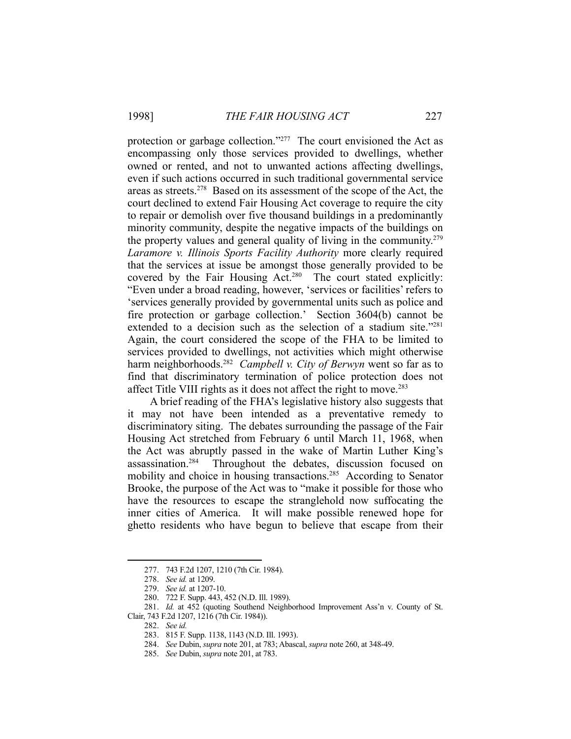protection or garbage collection."[277] The court envisioned the Act as encompassing only those services provided to dwellings, whether owned or rented, and not to unwanted actions affecting dwellings, even if such actions occurred in such traditional governmental service areas as streets.[278] Based on its assessment of the scope of the Act, the court declined to extend Fair Housing Act coverage to require the city to repair or demolish over five thousand buildings in a predominantly minority community, despite the negative impacts of the buildings on the property values and general quality of living in the community.[279] *Laramore v. Illinois Sports Facility Authority* more clearly required that the services at issue be amongst those generally provided to be covered by the Fair Housing Act.[280] The court stated explicitly: "Even under a broad reading, however, 'services or facilities' refers to 'services generally provided by governmental units such as police and fire protection or garbage collection.' Section 3604(b) cannot be extended to a decision such as the selection of a stadium site."[281] Again, the court considered the scope of the FHA to be limited to services provided to dwellings, not activities which might otherwise harm neighborhoods.[282] *Campbell v. City of Berwyn* went so far as to find that discriminatory termination of police protection does not affect Title VIII rights as it does not affect the right to move.[283]

A brief reading of the FHA's legislative history also suggests that it may not have been intended as a preventative remedy to discriminatory siting. The debates surrounding the passage of the Fair Housing Act stretched from February 6 until March 11, 1968, when the Act was abruptly passed in the wake of Martin Luther King's assassination.[284] Throughout the debates, discussion focused on mobility and choice in housing transactions.[285] According to Senator Brooke, the purpose of the Act was to "make it possible for those who have the resources to escape the stranglehold now suffocating the inner cities of America. It will make possible renewed hope for ghetto residents who have begun to believe that escape from their

---

277. 743 F.2d 1207, 1210 (7th Cir. 1984).

278. *See id.* at 1209.

279. *See id.* at 1207-10.

280. 722 F. Supp. 443, 452 (N.D. Ill. 1989).

281. *Id.* at 452 (quoting Southend Neighborhood Improvement Ass'n v. County of St. Clair, 743 F.2d 1207, 1216 (7th Cir. 1984)).

282. *See id.*

283. 815 F. Supp. 1138, 1143 (N.D. Ill. 1993).

284. *See* Dubin, *supra* note 201, at 783; Abascal, *supra* note 260, at 348-49.

285. *See* Dubin, *supra* note 201, at 783.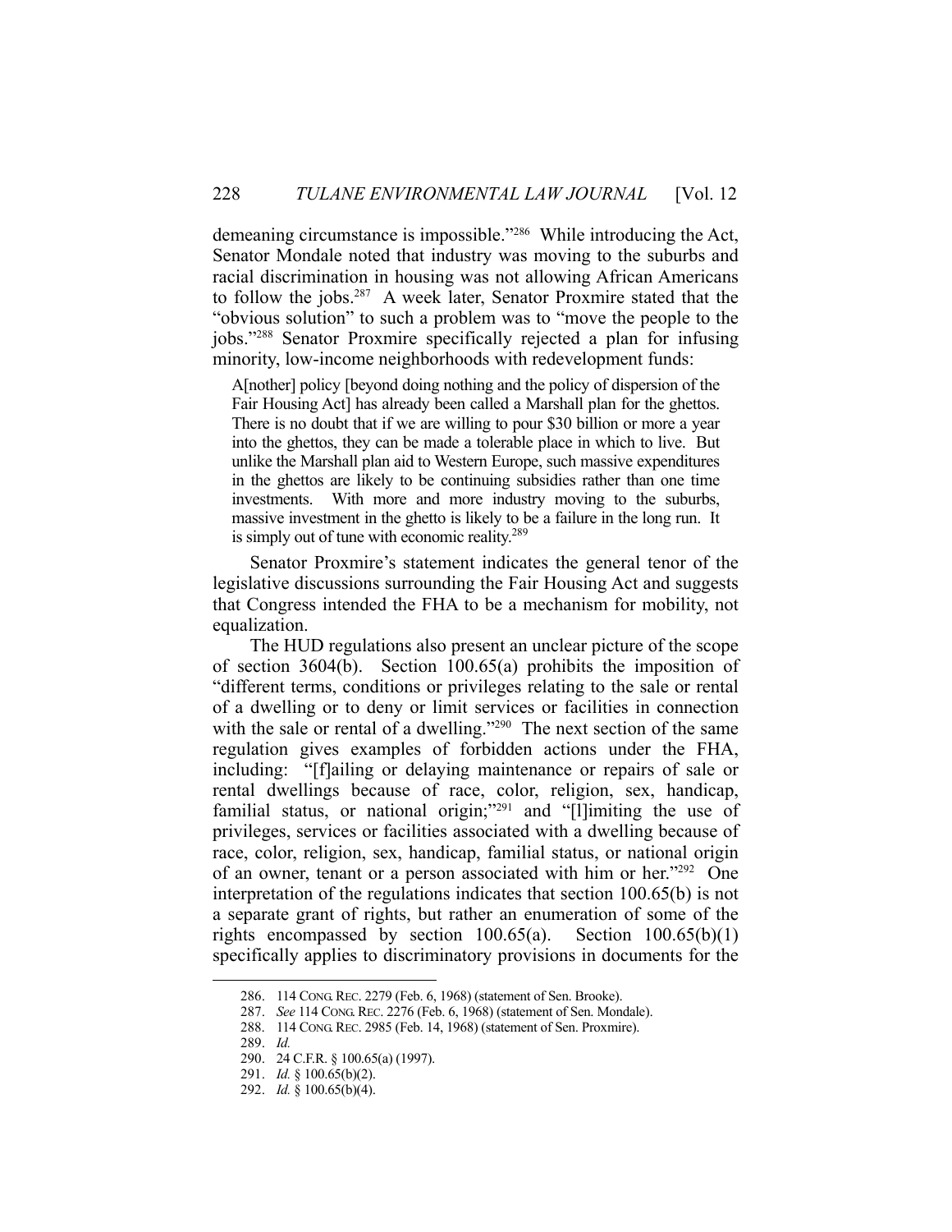demeaning circumstance is impossible."[286] While introducing the Act, Senator Mondale noted that industry was moving to the suburbs and racial discrimination in housing was not allowing African Americans to follow the jobs.[287] A week later, Senator Proxmire stated that the "obvious solution" to such a problem was to "move the people to the jobs."[288] Senator Proxmire specifically rejected a plan for infusing minority, low-income neighborhoods with redevelopment funds:

> A[nother] policy [beyond doing nothing and the policy of dispersion of the Fair Housing Act] has already been called a Marshall plan for the ghettos. There is no doubt that if we are willing to pour $30 billion or more a year into the ghettos, they can be made a tolerable place in which to live. But unlike the Marshall plan aid to Western Europe, such massive expenditures in the ghettos are likely to be continuing subsidies rather than one time investments. With more and more industry moving to the suburbs, massive investment in the ghetto is likely to be a failure in the long run. It is simply out of tune with economic reality.[289]

Senator Proxmire's statement indicates the general tenor of the legislative discussions surrounding the Fair Housing Act and suggests that Congress intended the FHA to be a mechanism for mobility, not equalization.

The HUD regulations also present an unclear picture of the scope of section 3604(b). Section 100.65(a) prohibits the imposition of "different terms, conditions or privileges relating to the sale or rental of a dwelling or to deny or limit services or facilities in connection with the sale or rental of a dwelling."[290] The next section of the same regulation gives examples of forbidden actions under the FHA, including: "[f]ailing or delaying maintenance or repairs of sale or rental dwellings because of race, color, religion, sex, handicap, familial status, or national origin;"[291] and "[l]imiting the use of privileges, services or facilities associated with a dwelling because of race, color, religion, sex, handicap, familial status, or national origin of an owner, tenant or a person associated with him or her."[292] One interpretation of the regulations indicates that section 100.65(b) is not a separate grant of rights, but rather an enumeration of some of the rights encompassed by section 100.65(a). Section 100.65(b)(1) specifically applies to discriminatory provisions in documents for the

---

286. 114 CONG. REC. 2279 (Feb. 6, 1968) (statement of Sen. Brooke).

287. *See* 114 CONG. REC. 2276 (Feb. 6, 1968) (statement of Sen. Mondale).

288. 114 CONG. REC. 2985 (Feb. 14, 1968) (statement of Sen. Proxmire).

289. *Id.*

290. 24 C.F.R. § 100.65(a) (1997).

291. *Id.* § 100.65(b)(2).

292. *Id.* § 100.65(b)(4).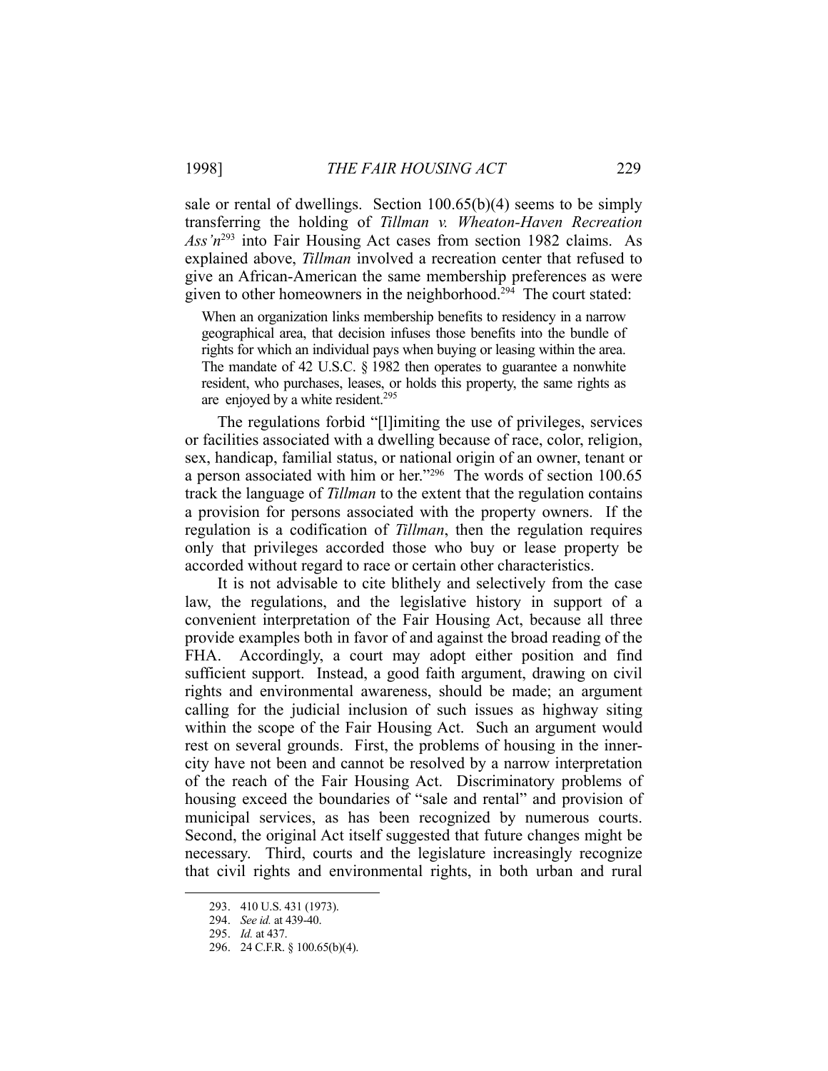sale or rental of dwellings. Section 100.65(b)(4) seems to be simply transferring the holding of *Tillman v. Wheaton-Haven Recreation Ass'n*[293] into Fair Housing Act cases from section 1982 claims. As explained above, *Tillman* involved a recreation center that refused to give an African-American the same membership preferences as were given to other homeowners in the neighborhood.[294] The court stated:

> When an organization links membership benefits to residency in a narrow geographical area, that decision infuses those benefits into the bundle of rights for which an individual pays when buying or leasing within the area. The mandate of 42 U.S.C. § 1982 then operates to guarantee a nonwhite resident, who purchases, leases, or holds this property, the same rights as are enjoyed by a white resident.[295]

The regulations forbid "[l]imiting the use of privileges, services or facilities associated with a dwelling because of race, color, religion, sex, handicap, familial status, or national origin of an owner, tenant or a person associated with him or her."[296] The words of section 100.65 track the language of *Tillman* to the extent that the regulation contains a provision for persons associated with the property owners. If the regulation is a codification of *Tillman*, then the regulation requires only that privileges accorded those who buy or lease property be accorded without regard to race or certain other characteristics.

It is not advisable to cite blithely and selectively from the case law, the regulations, and the legislative history in support of a convenient interpretation of the Fair Housing Act, because all three provide examples both in favor of and against the broad reading of the FHA. Accordingly, a court may adopt either position and find sufficient support. Instead, a good faith argument, drawing on civil rights and environmental awareness, should be made; an argument calling for the judicial inclusion of such issues as highway siting within the scope of the Fair Housing Act. Such an argument would rest on several grounds. First, the problems of housing in the inner-city have not been and cannot be resolved by a narrow interpretation of the reach of the Fair Housing Act. Discriminatory problems of housing exceed the boundaries of "sale and rental" and provision of municipal services, as has been recognized by numerous courts. Second, the original Act itself suggested that future changes might be necessary. Third, courts and the legislature increasingly recognize that civil rights and environmental rights, in both urban and rural

---

293. 410 U.S. 431 (1973).

294. *See id.* at 439-40.

295. *Id.* at 437.

296. 24 C.F.R. § 100.65(b)(4).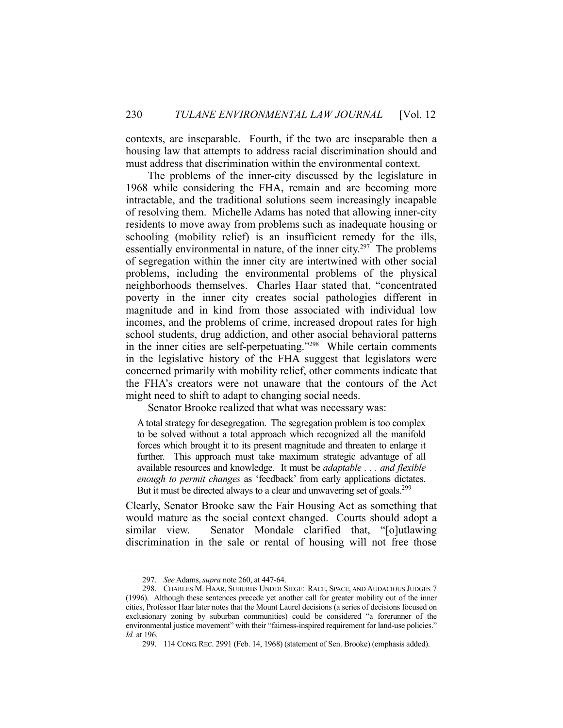contexts, are inseparable. Fourth, if the two are inseparable then a housing law that attempts to address racial discrimination should and must address that discrimination within the environmental context.

The problems of the inner-city discussed by the legislature in 1968 while considering the FHA, remain and are becoming more intractable, and the traditional solutions seem increasingly incapable of resolving them. Michelle Adams has noted that allowing inner-city residents to move away from problems such as inadequate housing or schooling (mobility relief) is an insufficient remedy for the ills, essentially environmental in nature, of the inner city.[297] The problems of segregation within the inner city are intertwined with other social problems, including the environmental problems of the physical neighborhoods themselves. Charles Haar stated that, "concentrated poverty in the inner city creates social pathologies different in magnitude and in kind from those associated with individual low incomes, and the problems of crime, increased dropout rates for high school students, drug addiction, and other asocial behavioral patterns in the inner cities are self-perpetuating."[298] While certain comments in the legislative history of the FHA suggest that legislators were concerned primarily with mobility relief, other comments indicate that the FHA's creators were not unaware that the contours of the Act might need to shift to adapt to changing social needs.

Senator Brooke realized that what was necessary was:

> A total strategy for desegregation. The segregation problem is too complex to be solved without a total approach which recognized all the manifold forces which brought it to its present magnitude and threaten to enlarge it further. This approach must take maximum strategic advantage of all available resources and knowledge. It must be *adaptable . . . and flexible enough to permit changes* as 'feedback' from early applications dictates. But it must be directed always to a clear and unwavering set of goals.[299]

Clearly, Senator Brooke saw the Fair Housing Act as something that would mature as the social context changed. Courts should adopt a similar view. Senator Mondale clarified that, "[o]utlawing discrimination in the sale or rental of housing will not free those

---

297. *See* Adams, *supra* note 260, at 447-64.

298. CHARLES M. HAAR, SUBURBS UNDER SIEGE: RACE, SPACE, AND AUDACIOUS JUDGES 7 (1996). Although these sentences precede yet another call for greater mobility out of the inner cities, Professor Haar later notes that the Mount Laurel decisions (a series of decisions focused on exclusionary zoning by suburban communities) could be considered "a forerunner of the environmental justice movement" with their "fairness-inspired requirement for land-use policies." *Id.* at 196.

299. 114 CONG. REC. 2991 (Feb. 14, 1968) (statement of Sen. Brooke) (emphasis added).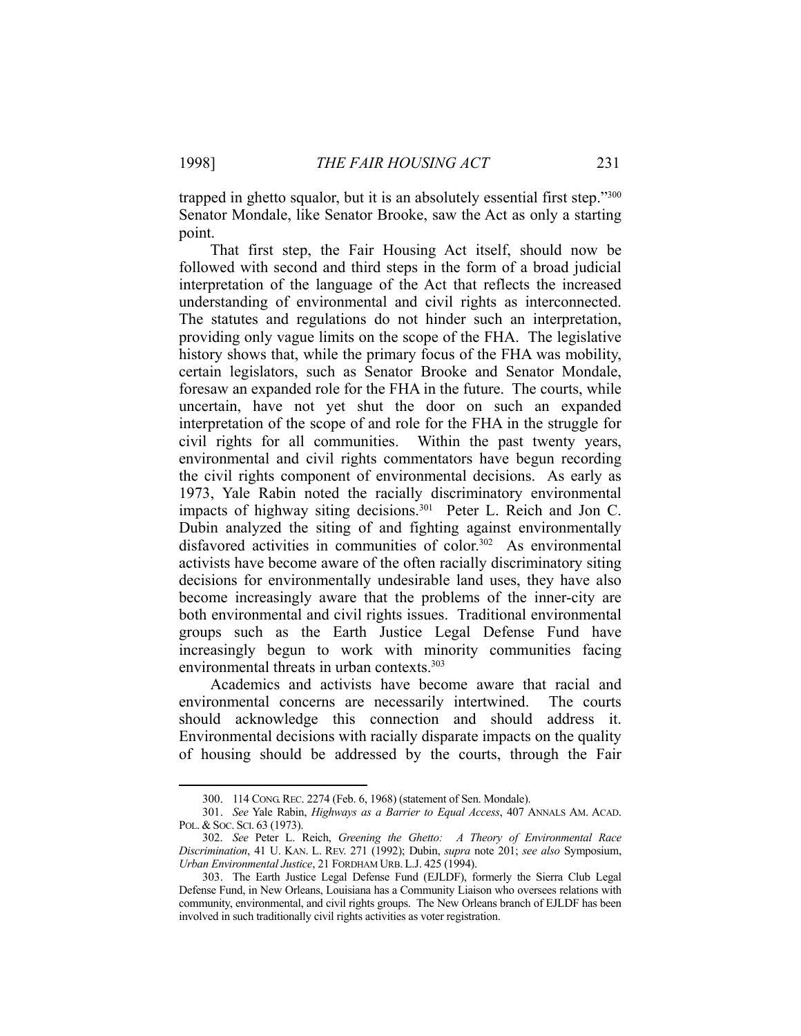trapped in ghetto squalor, but it is an absolutely essential first step."[300] Senator Mondale, like Senator Brooke, saw the Act as only a starting point.

That first step, the Fair Housing Act itself, should now be followed with second and third steps in the form of a broad judicial interpretation of the language of the Act that reflects the increased understanding of environmental and civil rights as interconnected. The statutes and regulations do not hinder such an interpretation, providing only vague limits on the scope of the FHA. The legislative history shows that, while the primary focus of the FHA was mobility, certain legislators, such as Senator Brooke and Senator Mondale, foresaw an expanded role for the FHA in the future. The courts, while uncertain, have not yet shut the door on such an expanded interpretation of the scope of and role for the FHA in the struggle for civil rights for all communities. Within the past twenty years, environmental and civil rights commentators have begun recording the civil rights component of environmental decisions. As early as 1973, Yale Rabin noted the racially discriminatory environmental impacts of highway siting decisions.[301] Peter L. Reich and Jon C. Dubin analyzed the siting of and fighting against environmentally disfavored activities in communities of color.[302] As environmental activists have become aware of the often racially discriminatory siting decisions for environmentally undesirable land uses, they have also become increasingly aware that the problems of the inner-city are both environmental and civil rights issues. Traditional environmental groups such as the Earth Justice Legal Defense Fund have increasingly begun to work with minority communities facing environmental threats in urban contexts.[303]

Academics and activists have become aware that racial and environmental concerns are necessarily intertwined. The courts should acknowledge this connection and should address it. Environmental decisions with racially disparate impacts on the quality of housing should be addressed by the courts, through the Fair

---

300. 114 CONG. REC. 2274 (Feb. 6, 1968) (statement of Sen. Mondale).

301. *See* Yale Rabin, *Highways as a Barrier to Equal Access*, 407 ANNALS AM. ACAD. POL. & SOC. SCI. 63 (1973).

302. *See* Peter L. Reich, *Greening the Ghetto: A Theory of Environmental Race Discrimination*, 41 U. KAN. L. REV. 271 (1992); Dubin, *supra* note 201; *see also* Symposium, *Urban Environmental Justice*, 21 FORDHAM URB. L.J. 425 (1994).

303. The Earth Justice Legal Defense Fund (EJLDF), formerly the Sierra Club Legal Defense Fund, in New Orleans, Louisiana has a Community Liaison who oversees relations with community, environmental, and civil rights groups. The New Orleans branch of EJLDF has been involved in such traditionally civil rights activities as voter registration.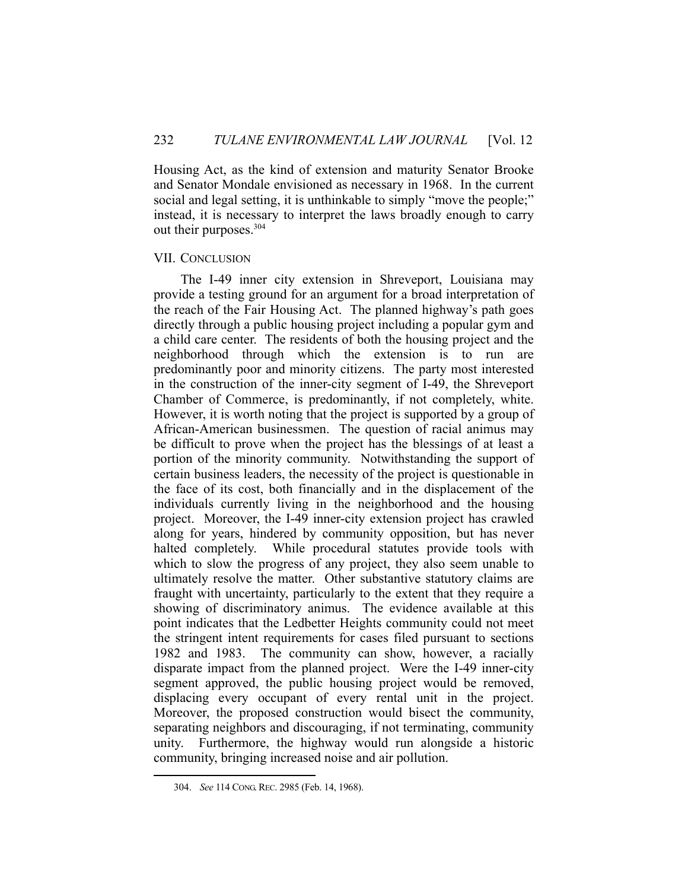Housing Act, as the kind of extension and maturity Senator Brooke and Senator Mondale envisioned as necessary in 1968. In the current social and legal setting, it is unthinkable to simply "move the people;" instead, it is necessary to interpret the laws broadly enough to carry out their purposes.[304]

## VII. CONCLUSION

The I-49 inner city extension in Shreveport, Louisiana may provide a testing ground for an argument for a broad interpretation of the reach of the Fair Housing Act. The planned highway's path goes directly through a public housing project including a popular gym and a child care center. The residents of both the housing project and the neighborhood through which the extension is to run are predominantly poor and minority citizens. The party most interested in the construction of the inner-city segment of I-49, the Shreveport Chamber of Commerce, is predominantly, if not completely, white. However, it is worth noting that the project is supported by a group of African-American businessmen. The question of racial animus may be difficult to prove when the project has the blessings of at least a portion of the minority community. Notwithstanding the support of certain business leaders, the necessity of the project is questionable in the face of its cost, both financially and in the displacement of the individuals currently living in the neighborhood and the housing project. Moreover, the I-49 inner-city extension project has crawled along for years, hindered by community opposition, but has never halted completely. While procedural statutes provide tools with which to slow the progress of any project, they also seem unable to ultimately resolve the matter. Other substantive statutory claims are fraught with uncertainty, particularly to the extent that they require a showing of discriminatory animus. The evidence available at this point indicates that the Ledbetter Heights community could not meet the stringent intent requirements for cases filed pursuant to sections 1982 and 1983. The community can show, however, a racially disparate impact from the planned project. Were the I-49 inner-city segment approved, the public housing project would be removed, displacing every occupant of every rental unit in the project. Moreover, the proposed construction would bisect the community, separating neighbors and discouraging, if not terminating, community unity. Furthermore, the highway would run alongside a historic community, bringing increased noise and air pollution.

---

304. *See* 114 CONG. REC. 2985 (Feb. 14, 1968).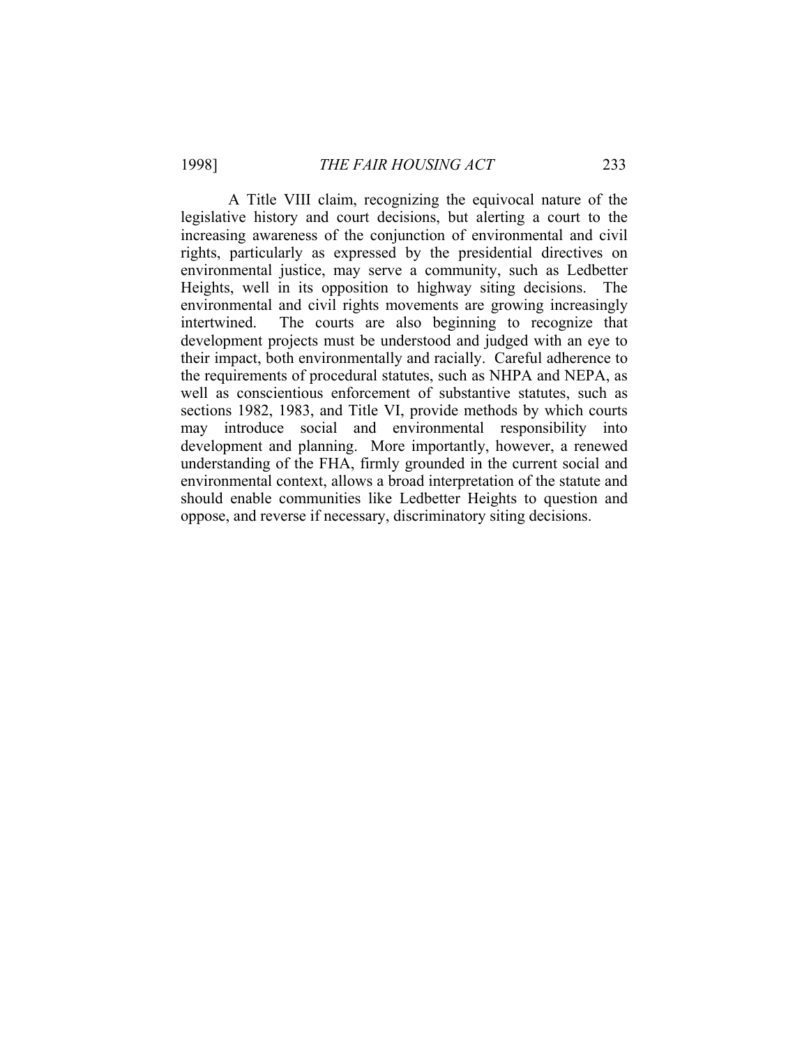A Title VIII claim, recognizing the equivocal nature of the legislative history and court decisions, but alerting a court to the increasing awareness of the conjunction of environmental and civil rights, particularly as expressed by the presidential directives on environmental justice, may serve a community, such as Ledbetter Heights, well in its opposition to highway siting decisions. The environmental and civil rights movements are growing increasingly intertwined. The courts are also beginning to recognize that development projects must be understood and judged with an eye to their impact, both environmentally and racially. Careful adherence to the requirements of procedural statutes, such as NHPA and NEPA, as well as conscientious enforcement of substantive statutes, such as sections 1982, 1983, and Title VI, provide methods by which courts may introduce social and environmental responsibility into development and planning. More importantly, however, a renewed understanding of the FHA, firmly grounded in the current social and environmental context, allows a broad interpretation of the statute and should enable communities like Ledbetter Heights to question and oppose, and reverse if necessary, discriminatory siting decisions.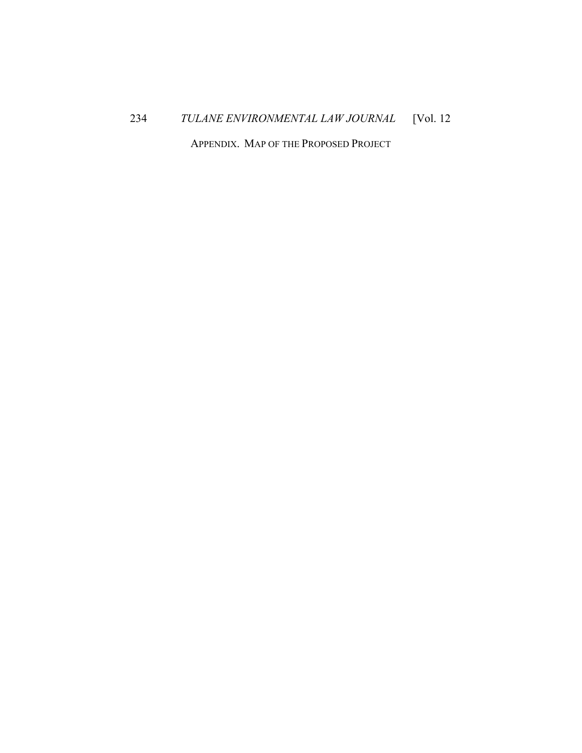## Appendix. Map of the Proposed Project